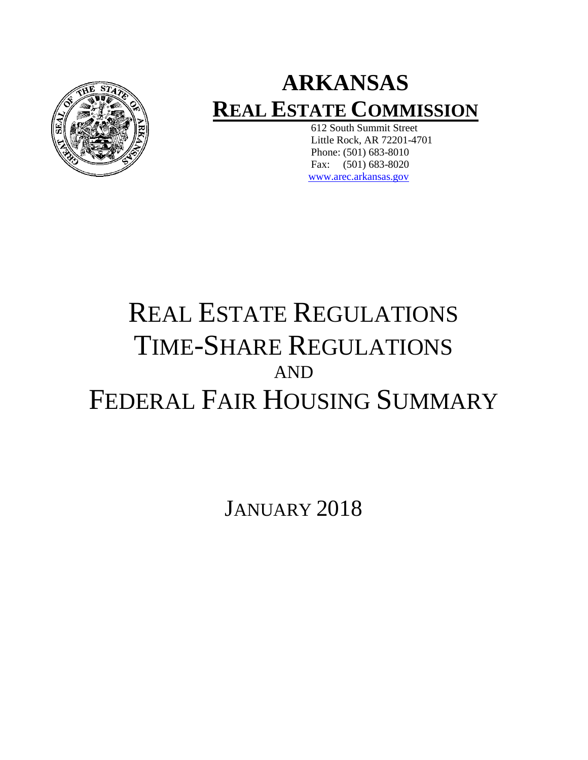# ARKANSAS

## REAL ESTATE COMMISSION

612 South Summit Street
Little Rock, AR 72201-4701
Phone: (501) 683-8010
Fax: (501) 683-8020
www.arec.arkansas.gov

# REAL ESTATE REGULATIONS
# TIME-SHARE REGULATIONS
AND
# FEDERAL FAIR HOUSING SUMMARY

JANUARY 2018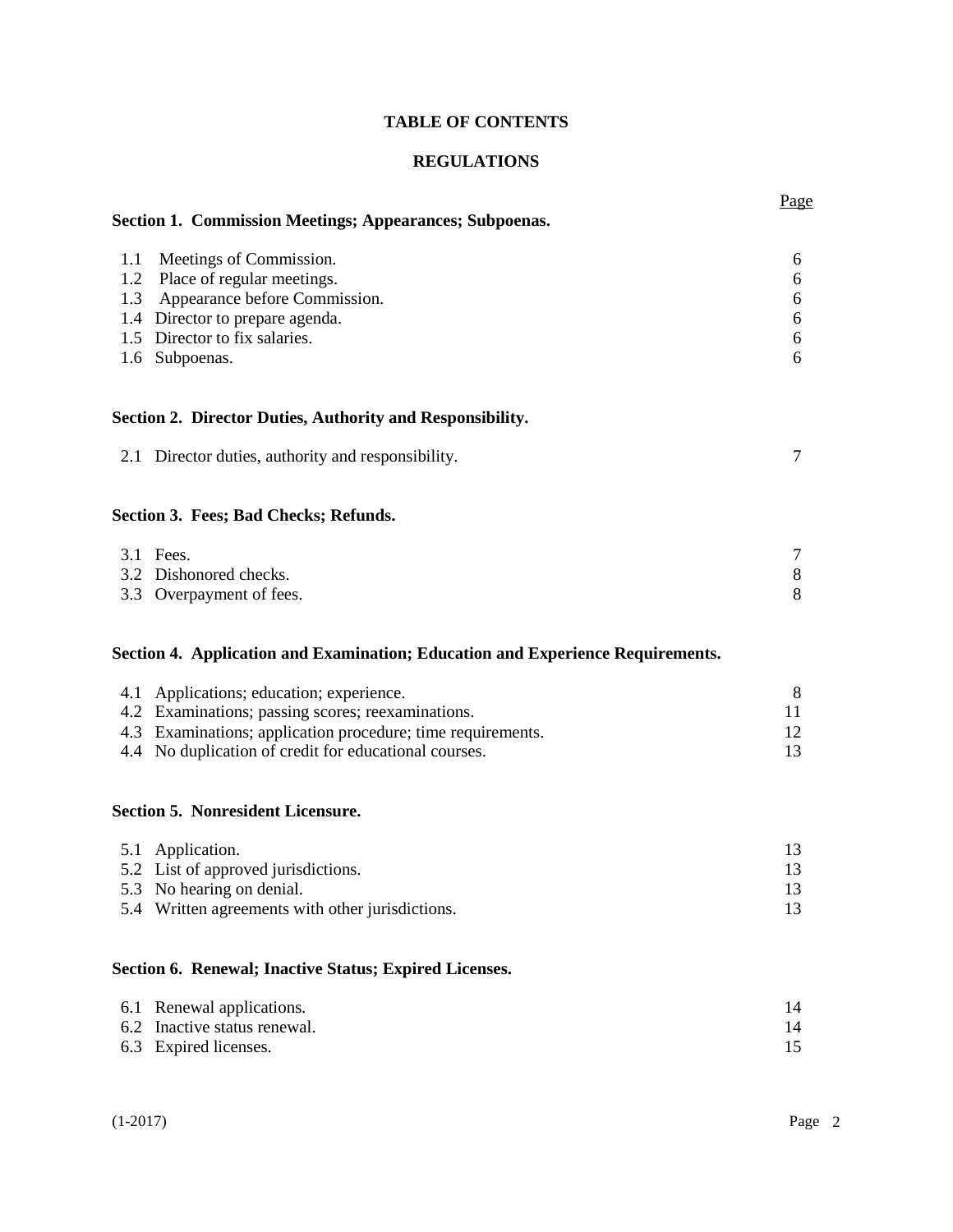# TABLE OF CONTENTS

## REGULATIONS

| | Page |
|---|---|
| **Section 1. Commission Meetings; Appearances; Subpoenas.** | |
| 1.1 Meetings of Commission. | 6 |
| 1.2 Place of regular meetings. | 6 |
| 1.3 Appearance before Commission. | 6 |
| 1.4 Director to prepare agenda. | 6 |
| 1.5 Director to fix salaries. | 6 |
| 1.6 Subpoenas. | 6 |
| **Section 2. Director Duties, Authority and Responsibility.** | |
| 2.1 Director duties, authority and responsibility. | 7 |
| **Section 3. Fees; Bad Checks; Refunds.** | |
| 3.1 Fees. | 7 |
| 3.2 Dishonored checks. | 8 |
| 3.3 Overpayment of fees. | 8 |
| **Section 4. Application and Examination; Education and Experience Requirements.** | |
| 4.1 Applications; education; experience. | 8 |
| 4.2 Examinations; passing scores; reexaminations. | 11 |
| 4.3 Examinations; application procedure; time requirements. | 12 |
| 4.4 No duplication of credit for educational courses. | 13 |
| **Section 5. Nonresident Licensure.** | |
| 5.1 Application. | 13 |
| 5.2 List of approved jurisdictions. | 13 |
| 5.3 No hearing on denial. | 13 |
| 5.4 Written agreements with other jurisdictions. | 13 |
| **Section 6. Renewal; Inactive Status; Expired Licenses.** | |
| 6.1 Renewal applications. | 14 |
| 6.2 Inactive status renewal. | 14 |
| 6.3 Expired licenses. | 15 |

(1-2017)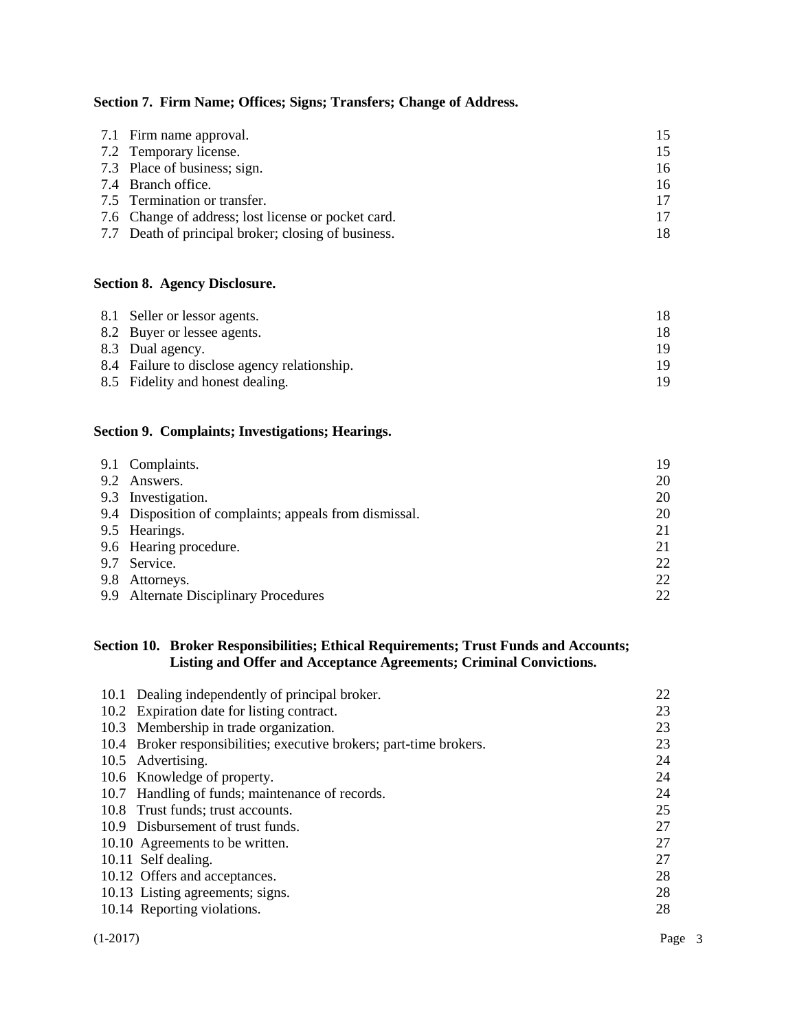### Section 7. Firm Name; Offices; Signs; Transfers; Change of Address.

| | |
|---|---|
| 7.1 Firm name approval. | 15 |
| 7.2 Temporary license. | 15 |
| 7.3 Place of business; sign. | 16 |
| 7.4 Branch office. | 16 |
| 7.5 Termination or transfer. | 17 |
| 7.6 Change of address; lost license or pocket card. | 17 |
| 7.7 Death of principal broker; closing of business. | 18 |

### Section 8. Agency Disclosure.

| | |
|---|---|
| 8.1 Seller or lessor agents. | 18 |
| 8.2 Buyer or lessee agents. | 18 |
| 8.3 Dual agency. | 19 |
| 8.4 Failure to disclose agency relationship. | 19 |
| 8.5 Fidelity and honest dealing. | 19 |

### Section 9. Complaints; Investigations; Hearings.

| | |
|---|---|
| 9.1 Complaints. | 19 |
| 9.2 Answers. | 20 |
| 9.3 Investigation. | 20 |
| 9.4 Disposition of complaints; appeals from dismissal. | 20 |
| 9.5 Hearings. | 21 |
| 9.6 Hearing procedure. | 21 |
| 9.7 Service. | 22 |
| 9.8 Attorneys. | 22 |
| 9.9 Alternate Disciplinary Procedures | 22 |

### Section 10. Broker Responsibilities; Ethical Requirements; Trust Funds and Accounts; Listing and Offer and Acceptance Agreements; Criminal Convictions.

| | |
|---|---|
| 10.1 Dealing independently of principal broker. | 22 |
| 10.2 Expiration date for listing contract. | 23 |
| 10.3 Membership in trade organization. | 23 |
| 10.4 Broker responsibilities; executive brokers; part-time brokers. | 23 |
| 10.5 Advertising. | 24 |
| 10.6 Knowledge of property. | 24 |
| 10.7 Handling of funds; maintenance of records. | 24 |
| 10.8 Trust funds; trust accounts. | 25 |
| 10.9 Disbursement of trust funds. | 27 |
| 10.10 Agreements to be written. | 27 |
| 10.11 Self dealing. | 27 |
| 10.12 Offers and acceptances. | 28 |
| 10.13 Listing agreements; signs. | 28 |
| 10.14 Reporting violations. | 28 |

(1-2017)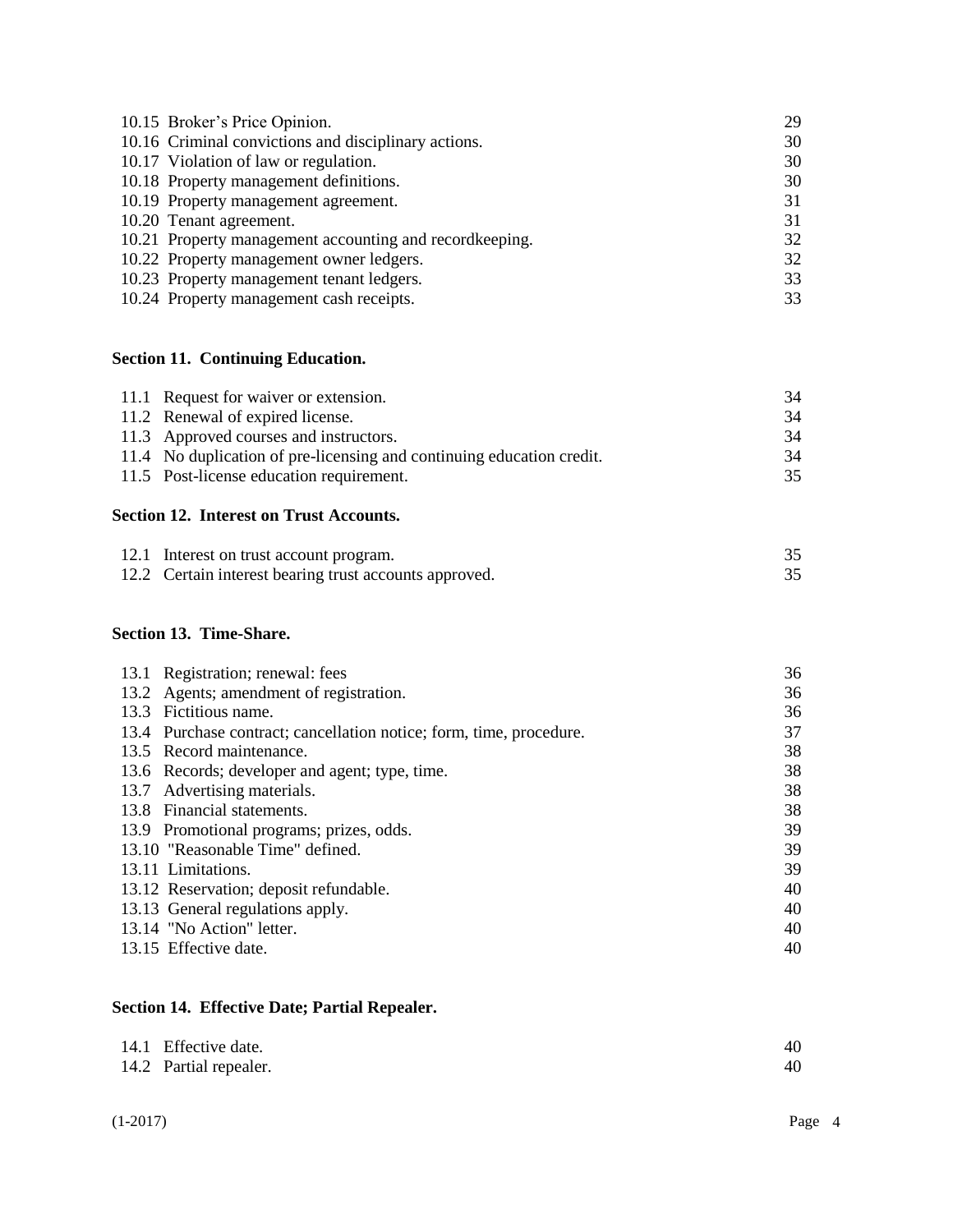| | |
|---|---|
| 10.15 Broker's Price Opinion. | 29 |
| 10.16 Criminal convictions and disciplinary actions. | 30 |
| 10.17 Violation of law or regulation. | 30 |
| 10.18 Property management definitions. | 30 |
| 10.19 Property management agreement. | 31 |
| 10.20 Tenant agreement. | 31 |
| 10.21 Property management accounting and recordkeeping. | 32 |
| 10.22 Property management owner ledgers. | 32 |
| 10.23 Property management tenant ledgers. | 33 |
| 10.24 Property management cash receipts. | 33 |

**Section 11. Continuing Education.**

| | |
|---|---|
| 11.1 Request for waiver or extension. | 34 |
| 11.2 Renewal of expired license. | 34 |
| 11.3 Approved courses and instructors. | 34 |
| 11.4 No duplication of pre-licensing and continuing education credit. | 34 |
| 11.5 Post-license education requirement. | 35 |

**Section 12. Interest on Trust Accounts.**

| | |
|---|---|
| 12.1 Interest on trust account program. | 35 |
| 12.2 Certain interest bearing trust accounts approved. | 35 |

**Section 13. Time-Share.**

| | |
|---|---|
| 13.1 Registration; renewal: fees | 36 |
| 13.2 Agents; amendment of registration. | 36 |
| 13.3 Fictitious name. | 36 |
| 13.4 Purchase contract; cancellation notice; form, time, procedure. | 37 |
| 13.5 Record maintenance. | 38 |
| 13.6 Records; developer and agent; type, time. | 38 |
| 13.7 Advertising materials. | 38 |
| 13.8 Financial statements. | 38 |
| 13.9 Promotional programs; prizes, odds. | 39 |
| 13.10 "Reasonable Time" defined. | 39 |
| 13.11 Limitations. | 39 |
| 13.12 Reservation; deposit refundable. | 40 |
| 13.13 General regulations apply. | 40 |
| 13.14 "No Action" letter. | 40 |
| 13.15 Effective date. | 40 |

**Section 14. Effective Date; Partial Repealer.**

| | |
|---|---|
| 14.1 Effective date. | 40 |
| 14.2 Partial repealer. | 40 |

(1-2017)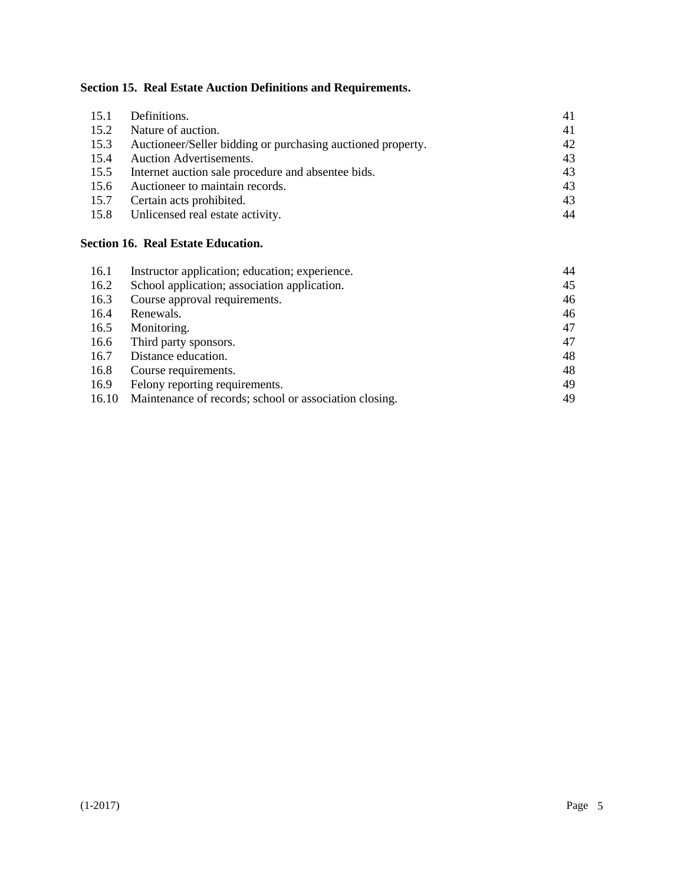**Section 15. Real Estate Auction Definitions and Requirements.**

| | | |
|---|---|---|
| 15.1 | Definitions. | 41 |
| 15.2 | Nature of auction. | 41 |
| 15.3 | Auctioneer/Seller bidding or purchasing auctioned property. | 42 |
| 15.4 | Auction Advertisements. | 43 |
| 15.5 | Internet auction sale procedure and absentee bids. | 43 |
| 15.6 | Auctioneer to maintain records. | 43 |
| 15.7 | Certain acts prohibited. | 43 |
| 15.8 | Unlicensed real estate activity. | 44 |

**Section 16. Real Estate Education.**

| | | |
|---|---|---|
| 16.1 | Instructor application; education; experience. | 44 |
| 16.2 | School application; association application. | 45 |
| 16.3 | Course approval requirements. | 46 |
| 16.4 | Renewals. | 46 |
| 16.5 | Monitoring. | 47 |
| 16.6 | Third party sponsors. | 47 |
| 16.7 | Distance education. | 48 |
| 16.8 | Course requirements. | 48 |
| 16.9 | Felony reporting requirements. | 49 |
| 16.10 | Maintenance of records; school or association closing. | 49 |

(1-2017)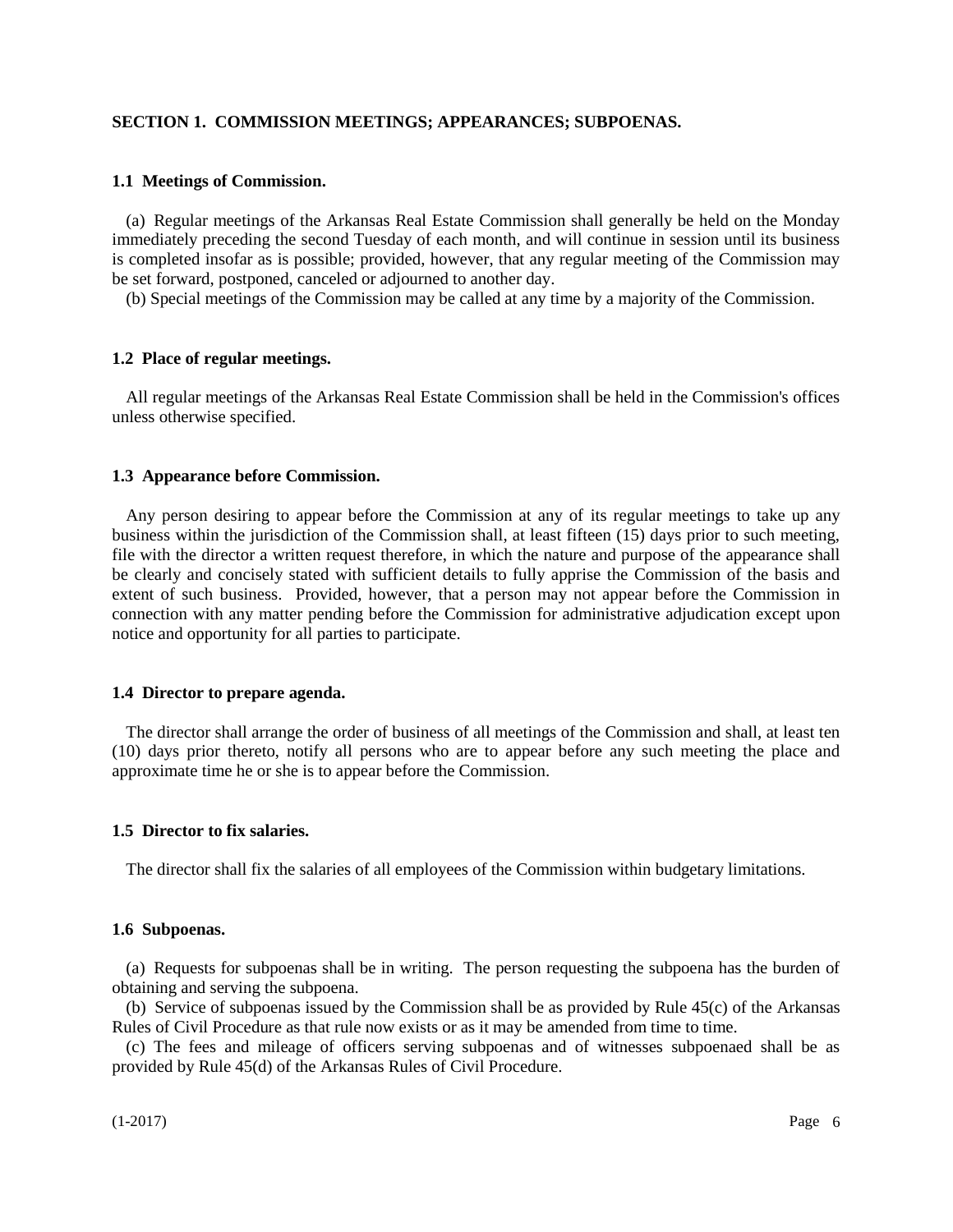## SECTION 1. COMMISSION MEETINGS; APPEARANCES; SUBPOENAS.

### 1.1 Meetings of Commission.

(a) Regular meetings of the Arkansas Real Estate Commission shall generally be held on the Monday immediately preceding the second Tuesday of each month, and will continue in session until its business is completed insofar as is possible; provided, however, that any regular meeting of the Commission may be set forward, postponed, canceled or adjourned to another day.

(b) Special meetings of the Commission may be called at any time by a majority of the Commission.

### 1.2 Place of regular meetings.

All regular meetings of the Arkansas Real Estate Commission shall be held in the Commission's offices unless otherwise specified.

### 1.3 Appearance before Commission.

Any person desiring to appear before the Commission at any of its regular meetings to take up any business within the jurisdiction of the Commission shall, at least fifteen (15) days prior to such meeting, file with the director a written request therefore, in which the nature and purpose of the appearance shall be clearly and concisely stated with sufficient details to fully apprise the Commission of the basis and extent of such business. Provided, however, that a person may not appear before the Commission in connection with any matter pending before the Commission for administrative adjudication except upon notice and opportunity for all parties to participate.

### 1.4 Director to prepare agenda.

The director shall arrange the order of business of all meetings of the Commission and shall, at least ten (10) days prior thereto, notify all persons who are to appear before any such meeting the place and approximate time he or she is to appear before the Commission.

### 1.5 Director to fix salaries.

The director shall fix the salaries of all employees of the Commission within budgetary limitations.

### 1.6 Subpoenas.

(a) Requests for subpoenas shall be in writing. The person requesting the subpoena has the burden of obtaining and serving the subpoena.

(b) Service of subpoenas issued by the Commission shall be as provided by Rule 45(c) of the Arkansas Rules of Civil Procedure as that rule now exists or as it may be amended from time to time.

(c) The fees and mileage of officers serving subpoenas and of witnesses subpoenaed shall be as provided by Rule 45(d) of the Arkansas Rules of Civil Procedure.

(1-2017)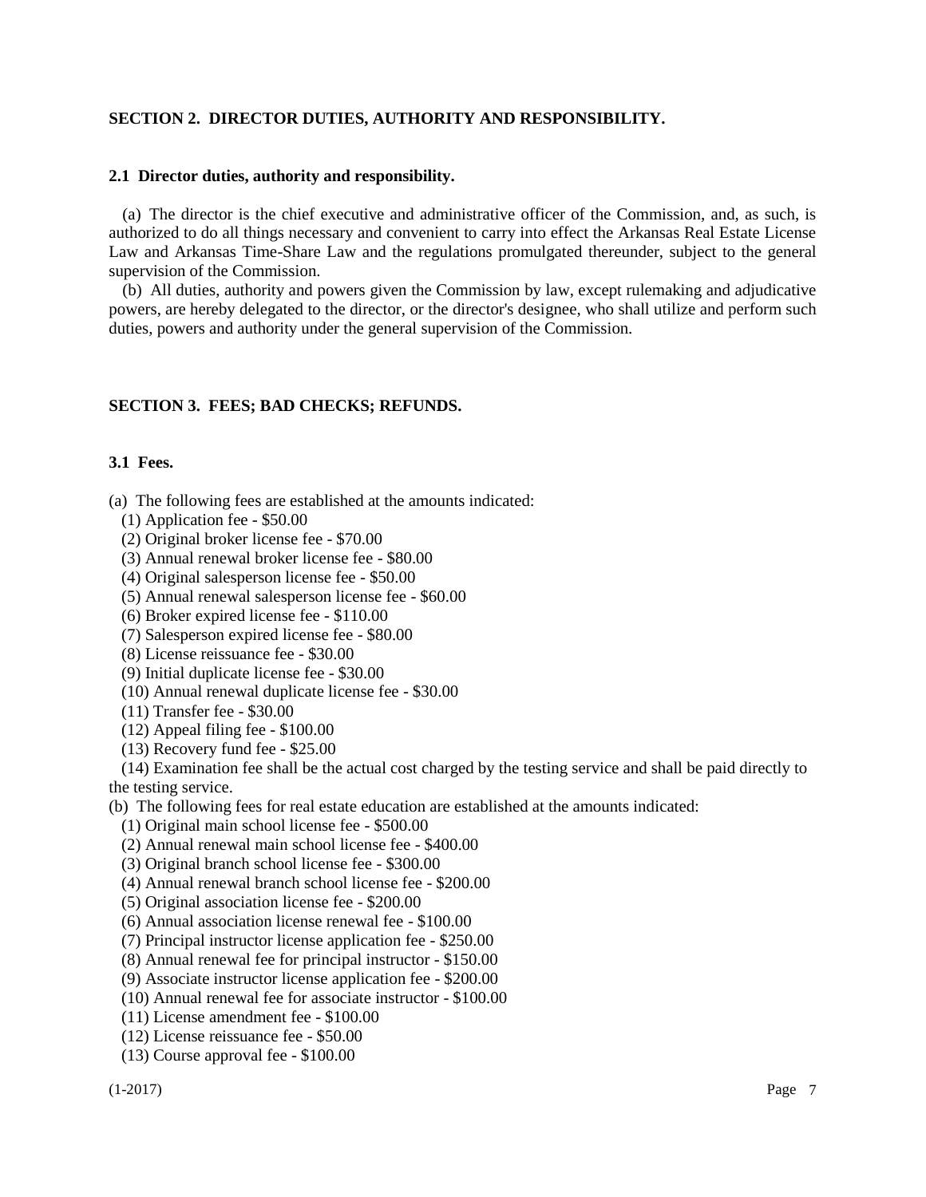## SECTION 2. DIRECTOR DUTIES, AUTHORITY AND RESPONSIBILITY.

### 2.1 Director duties, authority and responsibility.

(a) The director is the chief executive and administrative officer of the Commission, and, as such, is authorized to do all things necessary and convenient to carry into effect the Arkansas Real Estate License Law and Arkansas Time-Share Law and the regulations promulgated thereunder, subject to the general supervision of the Commission.

(b) All duties, authority and powers given the Commission by law, except rulemaking and adjudicative powers, are hereby delegated to the director, or the director's designee, who shall utilize and perform such duties, powers and authority under the general supervision of the Commission.

## SECTION 3. FEES; BAD CHECKS; REFUNDS.

### 3.1 Fees.

(a) The following fees are established at the amounts indicated:

(1) Application fee - $50.00
(2) Original broker license fee - $70.00
(3) Annual renewal broker license fee - $80.00
(4) Original salesperson license fee - $50.00
(5) Annual renewal salesperson license fee - $60.00
(6) Broker expired license fee - $110.00
(7) Salesperson expired license fee - $80.00
(8) License reissuance fee - $30.00
(9) Initial duplicate license fee - $30.00
(10) Annual renewal duplicate license fee - $30.00
(11) Transfer fee - $30.00
(12) Appeal filing fee - $100.00
(13) Recovery fund fee - $25.00
(14) Examination fee shall be the actual cost charged by the testing service and shall be paid directly to the testing service.

(b) The following fees for real estate education are established at the amounts indicated:

(1) Original main school license fee - $500.00
(2) Annual renewal main school license fee - $400.00
(3) Original branch school license fee - $300.00
(4) Annual renewal branch school license fee - $200.00
(5) Original association license fee - $200.00
(6) Annual association license renewal fee - $100.00
(7) Principal instructor license application fee - $250.00
(8) Annual renewal fee for principal instructor - $150.00
(9) Associate instructor license application fee - $200.00
(10) Annual renewal fee for associate instructor - $100.00
(11) License amendment fee - $100.00
(12) License reissuance fee - $50.00
(13) Course approval fee - $100.00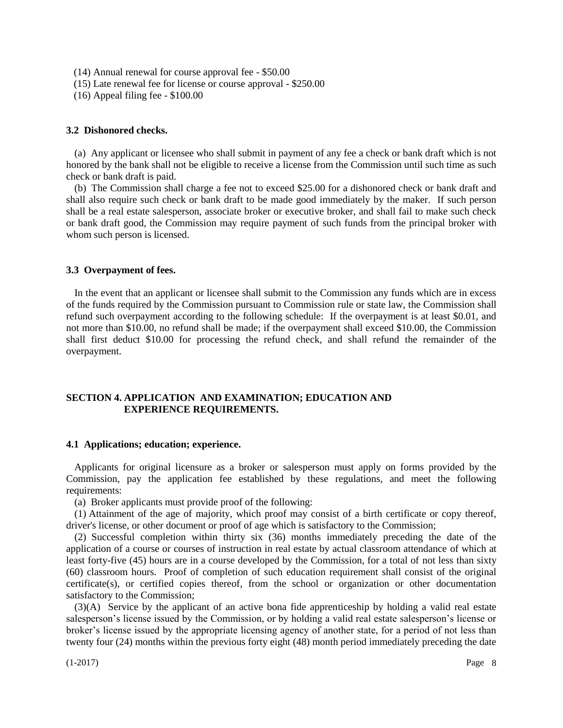(14) Annual renewal for course approval fee - $50.00

(15) Late renewal fee for license or course approval - $250.00

(16) Appeal filing fee - $100.00

**3.2 Dishonored checks.**

(a) Any applicant or licensee who shall submit in payment of any fee a check or bank draft which is not honored by the bank shall not be eligible to receive a license from the Commission until such time as such check or bank draft is paid.

(b) The Commission shall charge a fee not to exceed $25.00 for a dishonored check or bank draft and shall also require such check or bank draft to be made good immediately by the maker. If such person shall be a real estate salesperson, associate broker or executive broker, and shall fail to make such check or bank draft good, the Commission may require payment of such funds from the principal broker with whom such person is licensed.

**3.3 Overpayment of fees.**

In the event that an applicant or licensee shall submit to the Commission any funds which are in excess of the funds required by the Commission pursuant to Commission rule or state law, the Commission shall refund such overpayment according to the following schedule: If the overpayment is at least $0.01, and not more than $10.00, no refund shall be made; if the overpayment shall exceed $10.00, the Commission shall first deduct $10.00 for processing the refund check, and shall refund the remainder of the overpayment.

## SECTION 4. APPLICATION AND EXAMINATION; EDUCATION AND EXPERIENCE REQUIREMENTS.

**4.1 Applications; education; experience.**

Applicants for original licensure as a broker or salesperson must apply on forms provided by the Commission, pay the application fee established by these regulations, and meet the following requirements:

(a) Broker applicants must provide proof of the following:

(1) Attainment of the age of majority, which proof may consist of a birth certificate or copy thereof, driver's license, or other document or proof of age which is satisfactory to the Commission;

(2) Successful completion within thirty six (36) months immediately preceding the date of the application of a course or courses of instruction in real estate by actual classroom attendance of which at least forty-five (45) hours are in a course developed by the Commission, for a total of not less than sixty (60) classroom hours. Proof of completion of such education requirement shall consist of the original certificate(s), or certified copies thereof, from the school or organization or other documentation satisfactory to the Commission;

(3)(A) Service by the applicant of an active bona fide apprenticeship by holding a valid real estate salesperson's license issued by the Commission, or by holding a valid real estate salesperson's license or broker's license issued by the appropriate licensing agency of another state, for a period of not less than twenty four (24) months within the previous forty eight (48) month period immediately preceding the date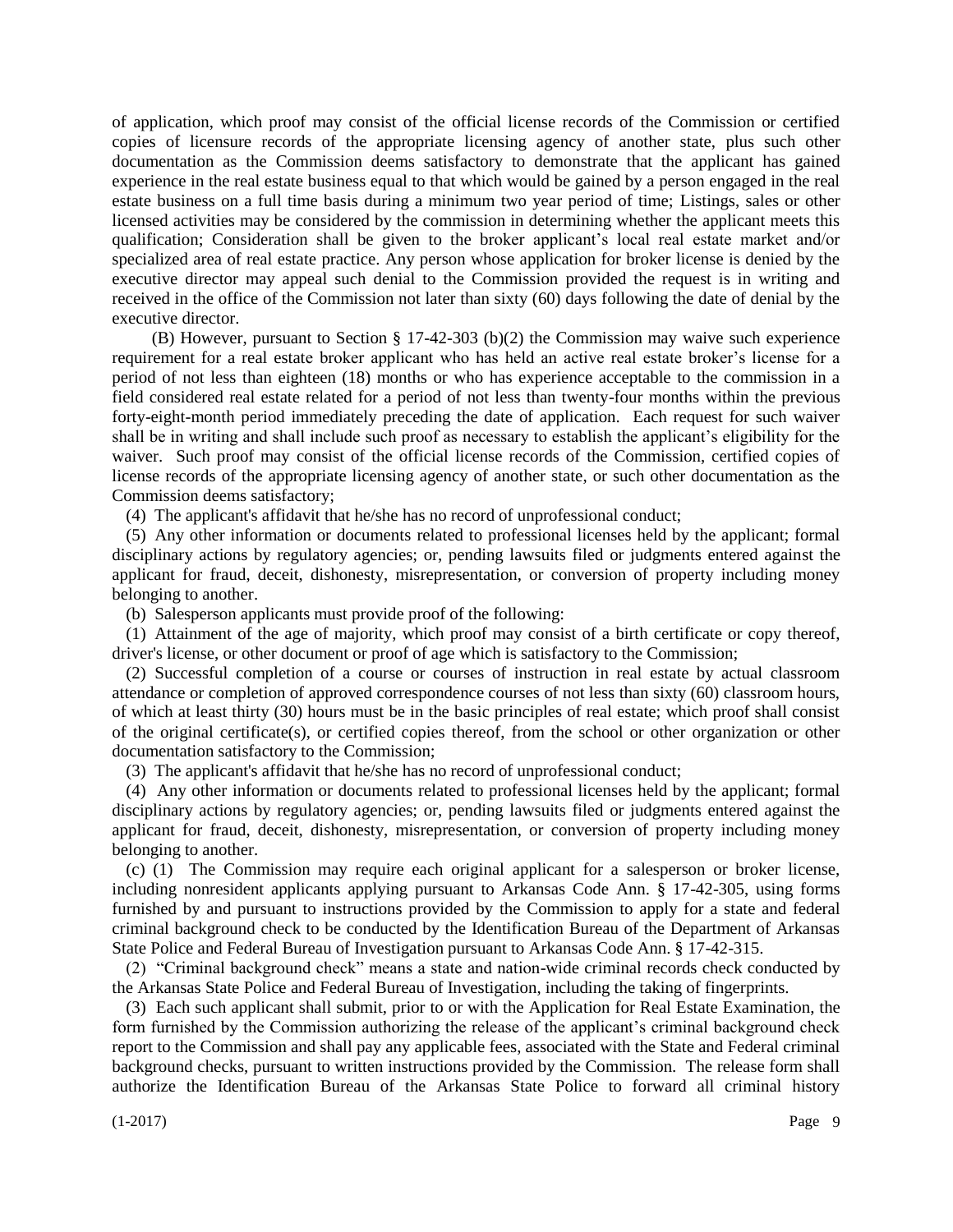of application, which proof may consist of the official license records of the Commission or certified copies of licensure records of the appropriate licensing agency of another state, plus such other documentation as the Commission deems satisfactory to demonstrate that the applicant has gained experience in the real estate business equal to that which would be gained by a person engaged in the real estate business on a full time basis during a minimum two year period of time; Listings, sales or other licensed activities may be considered by the commission in determining whether the applicant meets this qualification; Consideration shall be given to the broker applicant's local real estate market and/or specialized area of real estate practice. Any person whose application for broker license is denied by the executive director may appeal such denial to the Commission provided the request is in writing and received in the office of the Commission not later than sixty (60) days following the date of denial by the executive director.

(B) However, pursuant to Section § 17-42-303 (b)(2) the Commission may waive such experience requirement for a real estate broker applicant who has held an active real estate broker's license for a period of not less than eighteen (18) months or who has experience acceptable to the commission in a field considered real estate related for a period of not less than twenty-four months within the previous forty-eight-month period immediately preceding the date of application. Each request for such waiver shall be in writing and shall include such proof as necessary to establish the applicant's eligibility for the waiver. Such proof may consist of the official license records of the Commission, certified copies of license records of the appropriate licensing agency of another state, or such other documentation as the Commission deems satisfactory;

(4) The applicant's affidavit that he/she has no record of unprofessional conduct;

(5) Any other information or documents related to professional licenses held by the applicant; formal disciplinary actions by regulatory agencies; or, pending lawsuits filed or judgments entered against the applicant for fraud, deceit, dishonesty, misrepresentation, or conversion of property including money belonging to another.

(b) Salesperson applicants must provide proof of the following:

(1) Attainment of the age of majority, which proof may consist of a birth certificate or copy thereof, driver's license, or other document or proof of age which is satisfactory to the Commission;

(2) Successful completion of a course or courses of instruction in real estate by actual classroom attendance or completion of approved correspondence courses of not less than sixty (60) classroom hours, of which at least thirty (30) hours must be in the basic principles of real estate; which proof shall consist of the original certificate(s), or certified copies thereof, from the school or other organization or other documentation satisfactory to the Commission;

(3) The applicant's affidavit that he/she has no record of unprofessional conduct;

(4) Any other information or documents related to professional licenses held by the applicant; formal disciplinary actions by regulatory agencies; or, pending lawsuits filed or judgments entered against the applicant for fraud, deceit, dishonesty, misrepresentation, or conversion of property including money belonging to another.

(c) (1) The Commission may require each original applicant for a salesperson or broker license, including nonresident applicants applying pursuant to Arkansas Code Ann. § 17-42-305, using forms furnished by and pursuant to instructions provided by the Commission to apply for a state and federal criminal background check to be conducted by the Identification Bureau of the Department of Arkansas State Police and Federal Bureau of Investigation pursuant to Arkansas Code Ann. § 17-42-315.

(2) "Criminal background check" means a state and nation-wide criminal records check conducted by the Arkansas State Police and Federal Bureau of Investigation, including the taking of fingerprints.

(3) Each such applicant shall submit, prior to or with the Application for Real Estate Examination, the form furnished by the Commission authorizing the release of the applicant's criminal background check report to the Commission and shall pay any applicable fees, associated with the State and Federal criminal background checks, pursuant to written instructions provided by the Commission. The release form shall authorize the Identification Bureau of the Arkansas State Police to forward all criminal history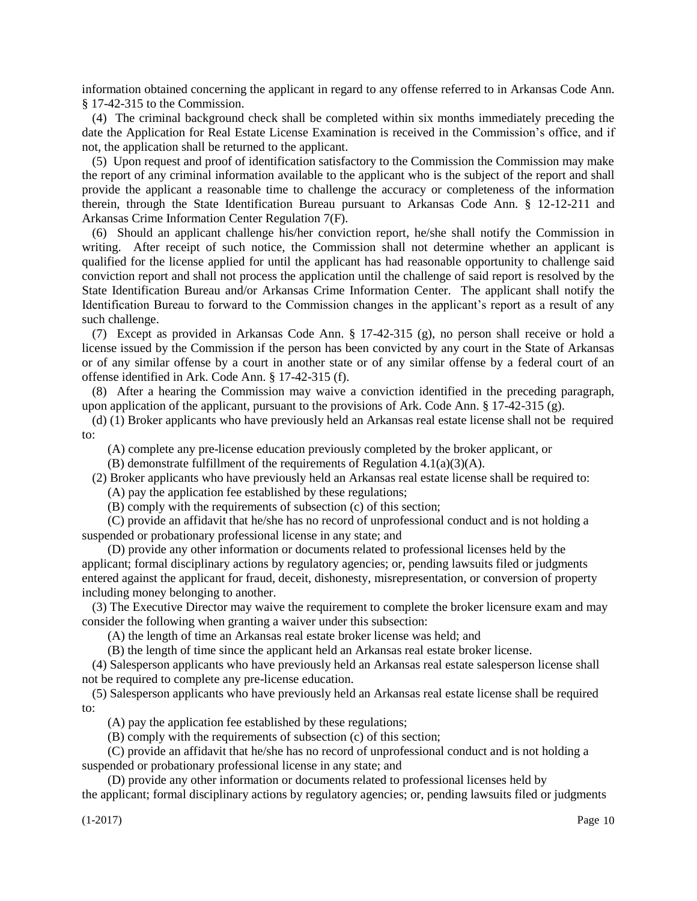information obtained concerning the applicant in regard to any offense referred to in Arkansas Code Ann. § 17-42-315 to the Commission.

(4) The criminal background check shall be completed within six months immediately preceding the date the Application for Real Estate License Examination is received in the Commission's office, and if not, the application shall be returned to the applicant.

(5) Upon request and proof of identification satisfactory to the Commission the Commission may make the report of any criminal information available to the applicant who is the subject of the report and shall provide the applicant a reasonable time to challenge the accuracy or completeness of the information therein, through the State Identification Bureau pursuant to Arkansas Code Ann. § 12-12-211 and Arkansas Crime Information Center Regulation 7(F).

(6) Should an applicant challenge his/her conviction report, he/she shall notify the Commission in writing. After receipt of such notice, the Commission shall not determine whether an applicant is qualified for the license applied for until the applicant has had reasonable opportunity to challenge said conviction report and shall not process the application until the challenge of said report is resolved by the State Identification Bureau and/or Arkansas Crime Information Center. The applicant shall notify the Identification Bureau to forward to the Commission changes in the applicant's report as a result of any such challenge.

(7) Except as provided in Arkansas Code Ann. § 17-42-315 (g), no person shall receive or hold a license issued by the Commission if the person has been convicted by any court in the State of Arkansas or of any similar offense by a court in another state or of any similar offense by a federal court of an offense identified in Ark. Code Ann. § 17-42-315 (f).

(8) After a hearing the Commission may waive a conviction identified in the preceding paragraph, upon application of the applicant, pursuant to the provisions of Ark. Code Ann. § 17-42-315 (g).

(d) (1) Broker applicants who have previously held an Arkansas real estate license shall not be required to:

(A) complete any pre-license education previously completed by the broker applicant, or

(B) demonstrate fulfillment of the requirements of Regulation 4.1(a)(3)(A).

(2) Broker applicants who have previously held an Arkansas real estate license shall be required to:

(A) pay the application fee established by these regulations;

(B) comply with the requirements of subsection (c) of this section;

(C) provide an affidavit that he/she has no record of unprofessional conduct and is not holding a suspended or probationary professional license in any state; and

(D) provide any other information or documents related to professional licenses held by the applicant; formal disciplinary actions by regulatory agencies; or, pending lawsuits filed or judgments entered against the applicant for fraud, deceit, dishonesty, misrepresentation, or conversion of property including money belonging to another.

(3) The Executive Director may waive the requirement to complete the broker licensure exam and may consider the following when granting a waiver under this subsection:

(A) the length of time an Arkansas real estate broker license was held; and

(B) the length of time since the applicant held an Arkansas real estate broker license.

(4) Salesperson applicants who have previously held an Arkansas real estate salesperson license shall not be required to complete any pre-license education.

(5) Salesperson applicants who have previously held an Arkansas real estate license shall be required to:

(A) pay the application fee established by these regulations;

(B) comply with the requirements of subsection (c) of this section;

(C) provide an affidavit that he/she has no record of unprofessional conduct and is not holding a suspended or probationary professional license in any state; and

(D) provide any other information or documents related to professional licenses held by the applicant; formal disciplinary actions by regulatory agencies; or, pending lawsuits filed or judgments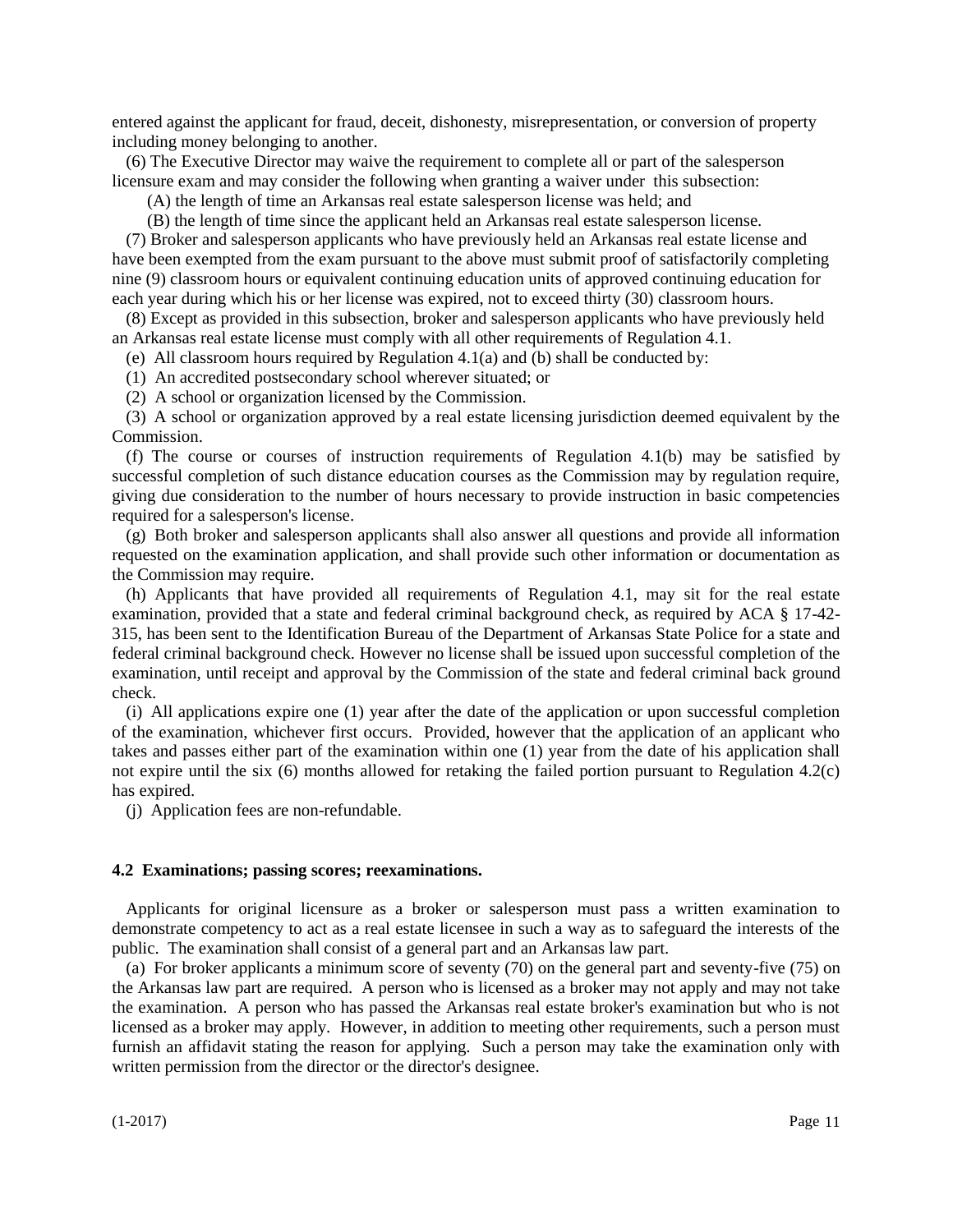entered against the applicant for fraud, deceit, dishonesty, misrepresentation, or conversion of property including money belonging to another.

(6) The Executive Director may waive the requirement to complete all or part of the salesperson licensure exam and may consider the following when granting a waiver under this subsection:

(A) the length of time an Arkansas real estate salesperson license was held; and

(B) the length of time since the applicant held an Arkansas real estate salesperson license.

(7) Broker and salesperson applicants who have previously held an Arkansas real estate license and have been exempted from the exam pursuant to the above must submit proof of satisfactorily completing nine (9) classroom hours or equivalent continuing education units of approved continuing education for each year during which his or her license was expired, not to exceed thirty (30) classroom hours.

(8) Except as provided in this subsection, broker and salesperson applicants who have previously held an Arkansas real estate license must comply with all other requirements of Regulation 4.1.

(e) All classroom hours required by Regulation 4.1(a) and (b) shall be conducted by:

(1) An accredited postsecondary school wherever situated; or

(2) A school or organization licensed by the Commission.

(3) A school or organization approved by a real estate licensing jurisdiction deemed equivalent by the Commission.

(f) The course or courses of instruction requirements of Regulation 4.1(b) may be satisfied by successful completion of such distance education courses as the Commission may by regulation require, giving due consideration to the number of hours necessary to provide instruction in basic competencies required for a salesperson's license.

(g) Both broker and salesperson applicants shall also answer all questions and provide all information requested on the examination application, and shall provide such other information or documentation as the Commission may require.

(h) Applicants that have provided all requirements of Regulation 4.1, may sit for the real estate examination, provided that a state and federal criminal background check, as required by ACA § 17-42-315, has been sent to the Identification Bureau of the Department of Arkansas State Police for a state and federal criminal background check. However no license shall be issued upon successful completion of the examination, until receipt and approval by the Commission of the state and federal criminal back ground check.

(i) All applications expire one (1) year after the date of the application or upon successful completion of the examination, whichever first occurs. Provided, however that the application of an applicant who takes and passes either part of the examination within one (1) year from the date of his application shall not expire until the six (6) months allowed for retaking the failed portion pursuant to Regulation 4.2(c) has expired.

(j) Application fees are non-refundable.

**4.2 Examinations; passing scores; reexaminations.**

Applicants for original licensure as a broker or salesperson must pass a written examination to demonstrate competency to act as a real estate licensee in such a way as to safeguard the interests of the public. The examination shall consist of a general part and an Arkansas law part.

(a) For broker applicants a minimum score of seventy (70) on the general part and seventy-five (75) on the Arkansas law part are required. A person who is licensed as a broker may not apply and may not take the examination. A person who has passed the Arkansas real estate broker's examination but who is not licensed as a broker may apply. However, in addition to meeting other requirements, such a person must furnish an affidavit stating the reason for applying. Such a person may take the examination only with written permission from the director or the director's designee.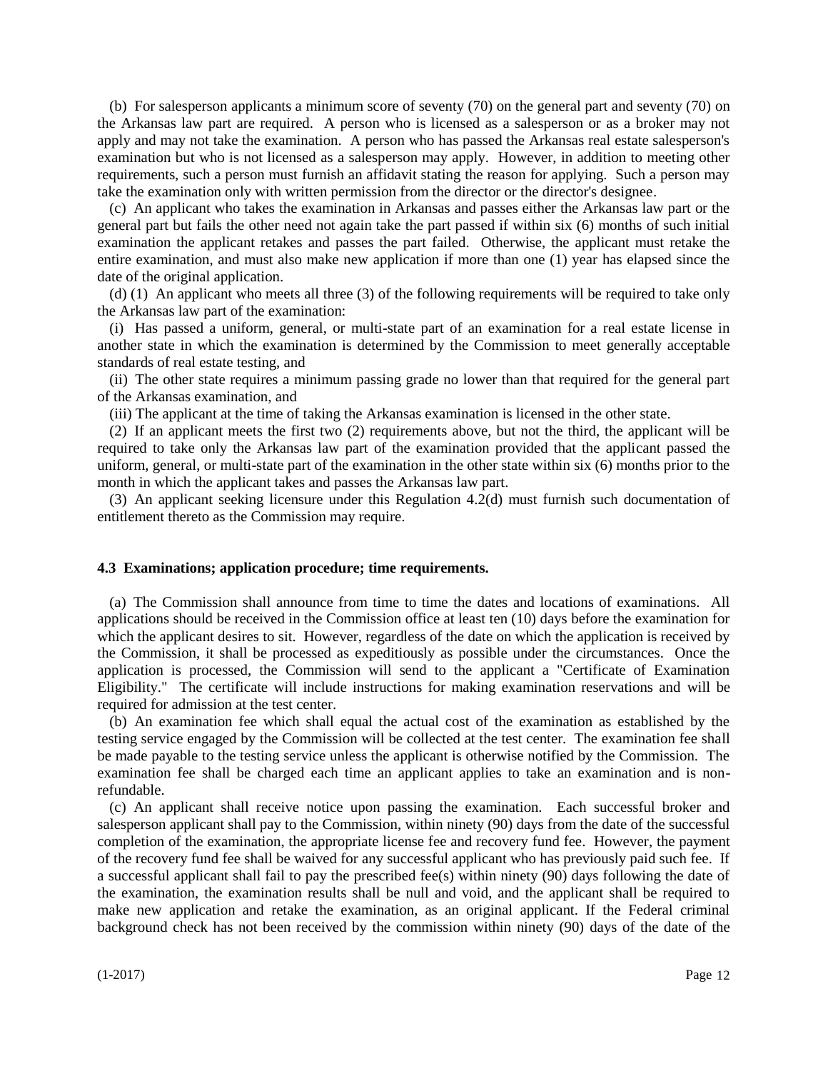(b) For salesperson applicants a minimum score of seventy (70) on the general part and seventy (70) on the Arkansas law part are required. A person who is licensed as a salesperson or as a broker may not apply and may not take the examination. A person who has passed the Arkansas real estate salesperson's examination but who is not licensed as a salesperson may apply. However, in addition to meeting other requirements, such a person must furnish an affidavit stating the reason for applying. Such a person may take the examination only with written permission from the director or the director's designee.

(c) An applicant who takes the examination in Arkansas and passes either the Arkansas law part or the general part but fails the other need not again take the part passed if within six (6) months of such initial examination the applicant retakes and passes the part failed. Otherwise, the applicant must retake the entire examination, and must also make new application if more than one (1) year has elapsed since the date of the original application.

(d) (1) An applicant who meets all three (3) of the following requirements will be required to take only the Arkansas law part of the examination:

(i) Has passed a uniform, general, or multi-state part of an examination for a real estate license in another state in which the examination is determined by the Commission to meet generally acceptable standards of real estate testing, and

(ii) The other state requires a minimum passing grade no lower than that required for the general part of the Arkansas examination, and

(iii) The applicant at the time of taking the Arkansas examination is licensed in the other state.

(2) If an applicant meets the first two (2) requirements above, but not the third, the applicant will be required to take only the Arkansas law part of the examination provided that the applicant passed the uniform, general, or multi-state part of the examination in the other state within six (6) months prior to the month in which the applicant takes and passes the Arkansas law part.

(3) An applicant seeking licensure under this Regulation 4.2(d) must furnish such documentation of entitlement thereto as the Commission may require.

### 4.3 Examinations; application procedure; time requirements.

(a) The Commission shall announce from time to time the dates and locations of examinations. All applications should be received in the Commission office at least ten (10) days before the examination for which the applicant desires to sit. However, regardless of the date on which the application is received by the Commission, it shall be processed as expeditiously as possible under the circumstances. Once the application is processed, the Commission will send to the applicant a "Certificate of Examination Eligibility." The certificate will include instructions for making examination reservations and will be required for admission at the test center.

(b) An examination fee which shall equal the actual cost of the examination as established by the testing service engaged by the Commission will be collected at the test center. The examination fee shall be made payable to the testing service unless the applicant is otherwise notified by the Commission. The examination fee shall be charged each time an applicant applies to take an examination and is non-refundable.

(c) An applicant shall receive notice upon passing the examination. Each successful broker and salesperson applicant shall pay to the Commission, within ninety (90) days from the date of the successful completion of the examination, the appropriate license fee and recovery fund fee. However, the payment of the recovery fund fee shall be waived for any successful applicant who has previously paid such fee. If a successful applicant shall fail to pay the prescribed fee(s) within ninety (90) days following the date of the examination, the examination results shall be null and void, and the applicant shall be required to make new application and retake the examination, as an original applicant. If the Federal criminal background check has not been received by the commission within ninety (90) days of the date of the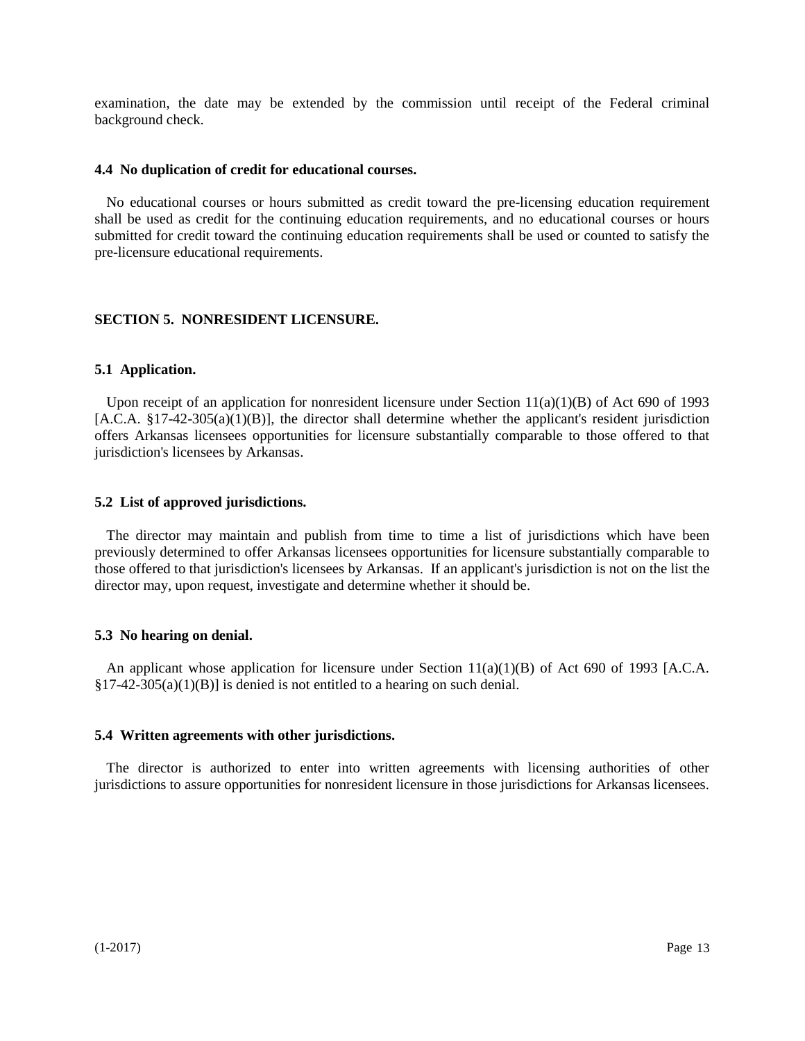examination, the date may be extended by the commission until receipt of the Federal criminal background check.

### 4.4 No duplication of credit for educational courses.

No educational courses or hours submitted as credit toward the pre-licensing education requirement shall be used as credit for the continuing education requirements, and no educational courses or hours submitted for credit toward the continuing education requirements shall be used or counted to satisfy the pre-licensure educational requirements.

## SECTION 5. NONRESIDENT LICENSURE.

### 5.1 Application.

Upon receipt of an application for nonresident licensure under Section 11(a)(1)(B) of Act 690 of 1993 [A.C.A. §17-42-305(a)(1)(B)], the director shall determine whether the applicant's resident jurisdiction offers Arkansas licensees opportunities for licensure substantially comparable to those offered to that jurisdiction's licensees by Arkansas.

### 5.2 List of approved jurisdictions.

The director may maintain and publish from time to time a list of jurisdictions which have been previously determined to offer Arkansas licensees opportunities for licensure substantially comparable to those offered to that jurisdiction's licensees by Arkansas. If an applicant's jurisdiction is not on the list the director may, upon request, investigate and determine whether it should be.

### 5.3 No hearing on denial.

An applicant whose application for licensure under Section 11(a)(1)(B) of Act 690 of 1993 [A.C.A. §17-42-305(a)(1)(B)] is denied is not entitled to a hearing on such denial.

### 5.4 Written agreements with other jurisdictions.

The director is authorized to enter into written agreements with licensing authorities of other jurisdictions to assure opportunities for nonresident licensure in those jurisdictions for Arkansas licensees.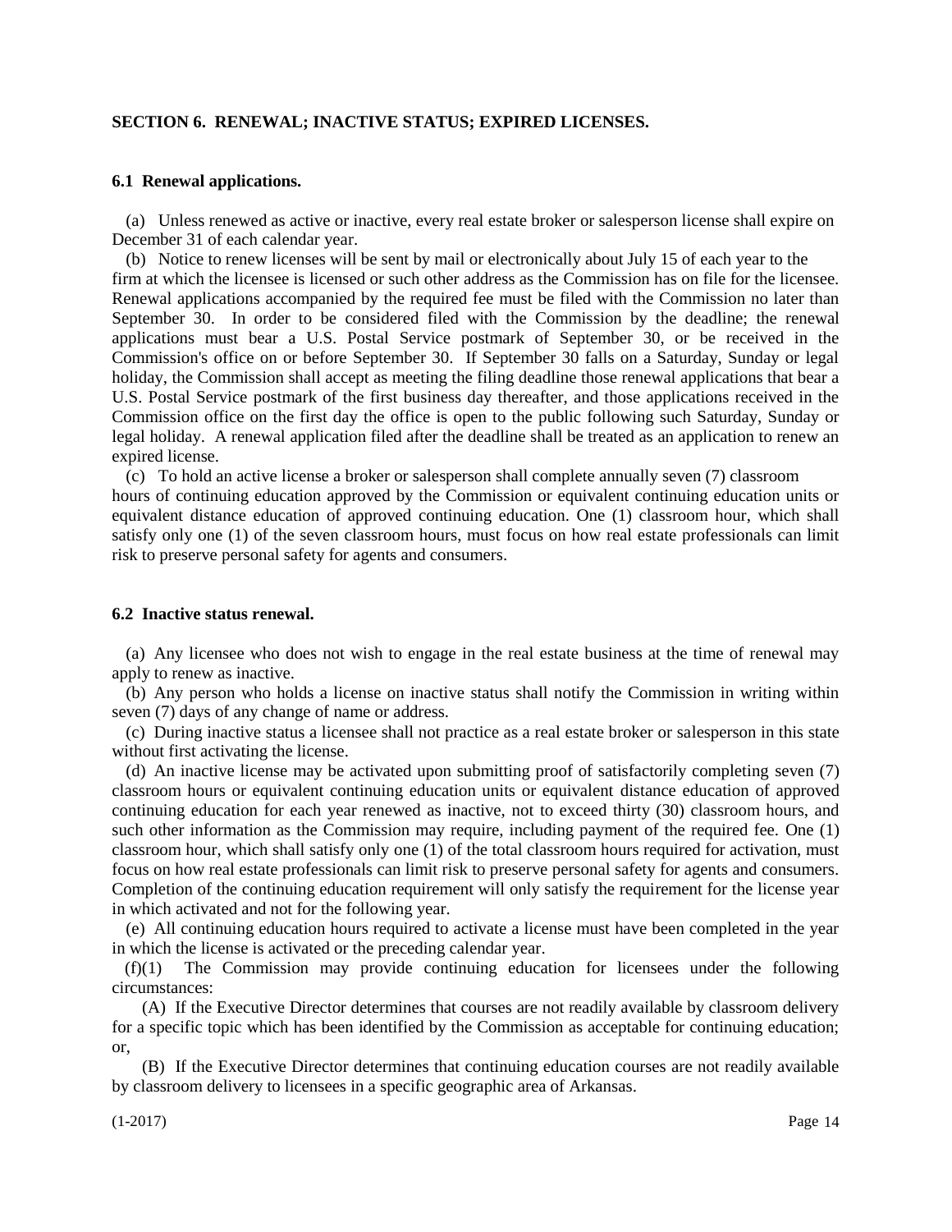## SECTION 6. RENEWAL; INACTIVE STATUS; EXPIRED LICENSES.

### 6.1 Renewal applications.

(a) Unless renewed as active or inactive, every real estate broker or salesperson license shall expire on December 31 of each calendar year.

(b) Notice to renew licenses will be sent by mail or electronically about July 15 of each year to the firm at which the licensee is licensed or such other address as the Commission has on file for the licensee. Renewal applications accompanied by the required fee must be filed with the Commission no later than September 30. In order to be considered filed with the Commission by the deadline; the renewal applications must bear a U.S. Postal Service postmark of September 30, or be received in the Commission's office on or before September 30. If September 30 falls on a Saturday, Sunday or legal holiday, the Commission shall accept as meeting the filing deadline those renewal applications that bear a U.S. Postal Service postmark of the first business day thereafter, and those applications received in the Commission office on the first day the office is open to the public following such Saturday, Sunday or legal holiday. A renewal application filed after the deadline shall be treated as an application to renew an expired license.

(c) To hold an active license a broker or salesperson shall complete annually seven (7) classroom hours of continuing education approved by the Commission or equivalent continuing education units or equivalent distance education of approved continuing education. One (1) classroom hour, which shall satisfy only one (1) of the seven classroom hours, must focus on how real estate professionals can limit risk to preserve personal safety for agents and consumers.

### 6.2 Inactive status renewal.

(a) Any licensee who does not wish to engage in the real estate business at the time of renewal may apply to renew as inactive.

(b) Any person who holds a license on inactive status shall notify the Commission in writing within seven (7) days of any change of name or address.

(c) During inactive status a licensee shall not practice as a real estate broker or salesperson in this state without first activating the license.

(d) An inactive license may be activated upon submitting proof of satisfactorily completing seven (7) classroom hours or equivalent continuing education units or equivalent distance education of approved continuing education for each year renewed as inactive, not to exceed thirty (30) classroom hours, and such other information as the Commission may require, including payment of the required fee. One (1) classroom hour, which shall satisfy only one (1) of the total classroom hours required for activation, must focus on how real estate professionals can limit risk to preserve personal safety for agents and consumers. Completion of the continuing education requirement will only satisfy the requirement for the license year in which activated and not for the following year.

(e) All continuing education hours required to activate a license must have been completed in the year in which the license is activated or the preceding calendar year.

(f)(1) The Commission may provide continuing education for licensees under the following circumstances:

(A) If the Executive Director determines that courses are not readily available by classroom delivery for a specific topic which has been identified by the Commission as acceptable for continuing education; or,

(B) If the Executive Director determines that continuing education courses are not readily available by classroom delivery to licensees in a specific geographic area of Arkansas.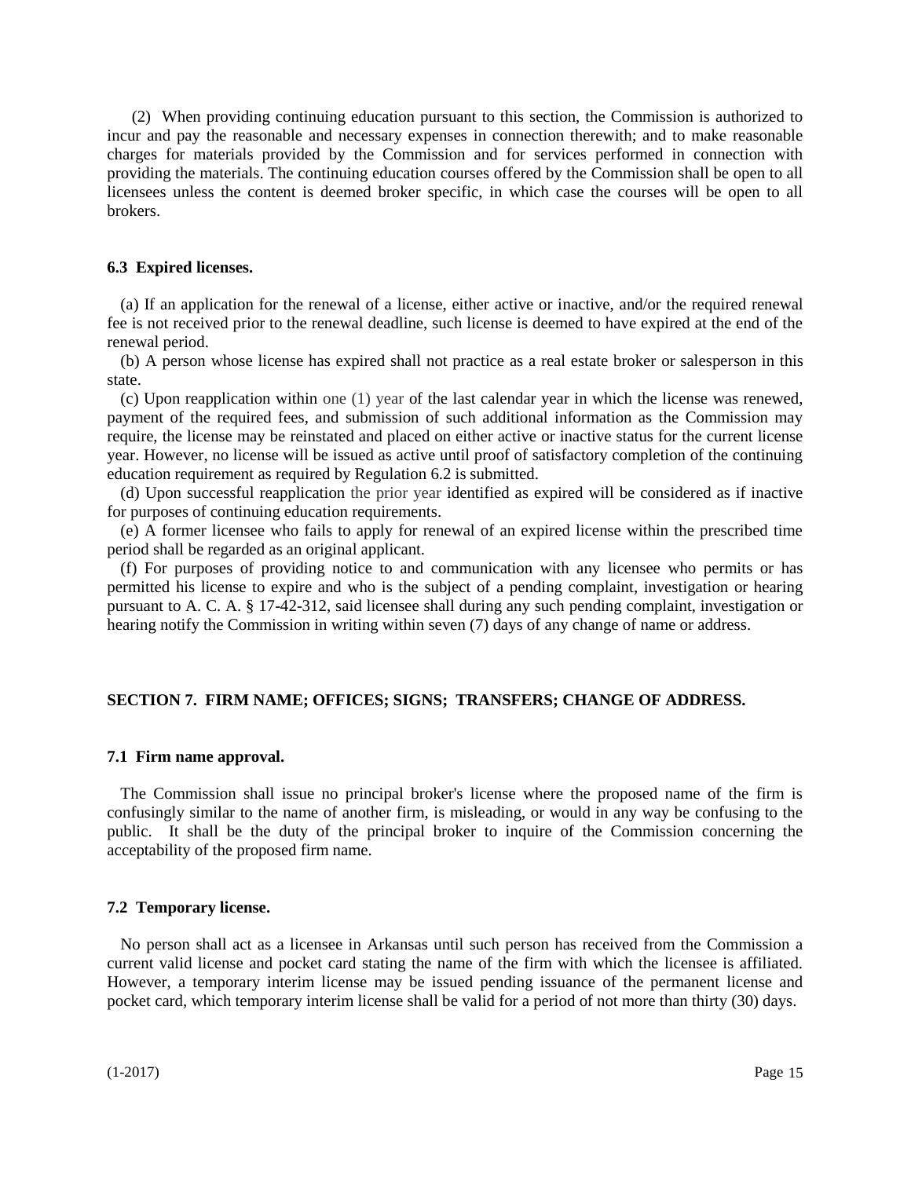(2) When providing continuing education pursuant to this section, the Commission is authorized to incur and pay the reasonable and necessary expenses in connection therewith; and to make reasonable charges for materials provided by the Commission and for services performed in connection with providing the materials. The continuing education courses offered by the Commission shall be open to all licensees unless the content is deemed broker specific, in which case the courses will be open to all brokers.

### 6.3 Expired licenses.

(a) If an application for the renewal of a license, either active or inactive, and/or the required renewal fee is not received prior to the renewal deadline, such license is deemed to have expired at the end of the renewal period.

(b) A person whose license has expired shall not practice as a real estate broker or salesperson in this state.

(c) Upon reapplication within one (1) year of the last calendar year in which the license was renewed, payment of the required fees, and submission of such additional information as the Commission may require, the license may be reinstated and placed on either active or inactive status for the current license year. However, no license will be issued as active until proof of satisfactory completion of the continuing education requirement as required by Regulation 6.2 is submitted.

(d) Upon successful reapplication the prior year identified as expired will be considered as if inactive for purposes of continuing education requirements.

(e) A former licensee who fails to apply for renewal of an expired license within the prescribed time period shall be regarded as an original applicant.

(f) For purposes of providing notice to and communication with any licensee who permits or has permitted his license to expire and who is the subject of a pending complaint, investigation or hearing pursuant to A. C. A. § 17-42-312, said licensee shall during any such pending complaint, investigation or hearing notify the Commission in writing within seven (7) days of any change of name or address.

## SECTION 7. FIRM NAME; OFFICES; SIGNS; TRANSFERS; CHANGE OF ADDRESS.

### 7.1 Firm name approval.

The Commission shall issue no principal broker's license where the proposed name of the firm is confusingly similar to the name of another firm, is misleading, or would in any way be confusing to the public. It shall be the duty of the principal broker to inquire of the Commission concerning the acceptability of the proposed firm name.

### 7.2 Temporary license.

No person shall act as a licensee in Arkansas until such person has received from the Commission a current valid license and pocket card stating the name of the firm with which the licensee is affiliated. However, a temporary interim license may be issued pending issuance of the permanent license and pocket card, which temporary interim license shall be valid for a period of not more than thirty (30) days.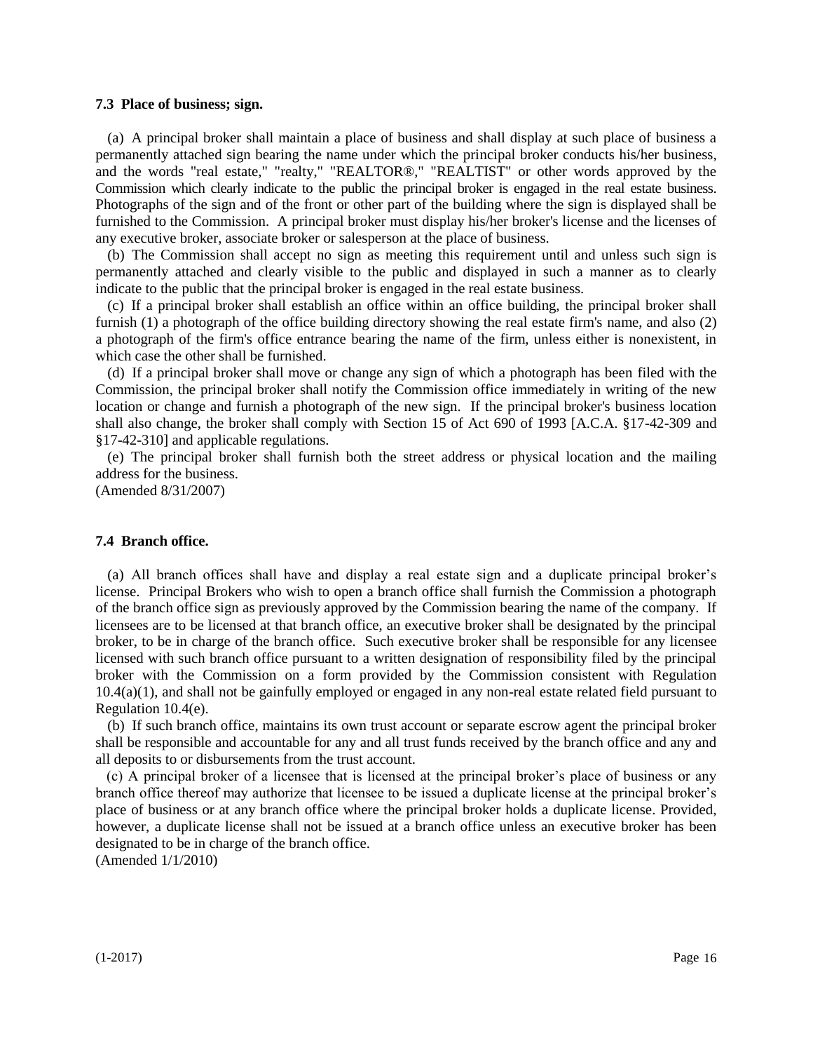### 7.3 Place of business; sign.

(a) A principal broker shall maintain a place of business and shall display at such place of business a permanently attached sign bearing the name under which the principal broker conducts his/her business, and the words "real estate," "realty," "REALTOR®," "REALTIST" or other words approved by the Commission which clearly indicate to the public the principal broker is engaged in the real estate business. Photographs of the sign and of the front or other part of the building where the sign is displayed shall be furnished to the Commission. A principal broker must display his/her broker's license and the licenses of any executive broker, associate broker or salesperson at the place of business.

(b) The Commission shall accept no sign as meeting this requirement until and unless such sign is permanently attached and clearly visible to the public and displayed in such a manner as to clearly indicate to the public that the principal broker is engaged in the real estate business.

(c) If a principal broker shall establish an office within an office building, the principal broker shall furnish (1) a photograph of the office building directory showing the real estate firm's name, and also (2) a photograph of the firm's office entrance bearing the name of the firm, unless either is nonexistent, in which case the other shall be furnished.

(d) If a principal broker shall move or change any sign of which a photograph has been filed with the Commission, the principal broker shall notify the Commission office immediately in writing of the new location or change and furnish a photograph of the new sign. If the principal broker's business location shall also change, the broker shall comply with Section 15 of Act 690 of 1993 [A.C.A. §17-42-309 and §17-42-310] and applicable regulations.

(e) The principal broker shall furnish both the street address or physical location and the mailing address for the business.

(Amended 8/31/2007)

### 7.4 Branch office.

(a) All branch offices shall have and display a real estate sign and a duplicate principal broker's license. Principal Brokers who wish to open a branch office shall furnish the Commission a photograph of the branch office sign as previously approved by the Commission bearing the name of the company. If licensees are to be licensed at that branch office, an executive broker shall be designated by the principal broker, to be in charge of the branch office. Such executive broker shall be responsible for any licensee licensed with such branch office pursuant to a written designation of responsibility filed by the principal broker with the Commission on a form provided by the Commission consistent with Regulation 10.4(a)(1), and shall not be gainfully employed or engaged in any non-real estate related field pursuant to Regulation 10.4(e).

(b) If such branch office, maintains its own trust account or separate escrow agent the principal broker shall be responsible and accountable for any and all trust funds received by the branch office and any and all deposits to or disbursements from the trust account.

(c) A principal broker of a licensee that is licensed at the principal broker's place of business or any branch office thereof may authorize that licensee to be issued a duplicate license at the principal broker's place of business or at any branch office where the principal broker holds a duplicate license. Provided, however, a duplicate license shall not be issued at a branch office unless an executive broker has been designated to be in charge of the branch office.

(Amended 1/1/2010)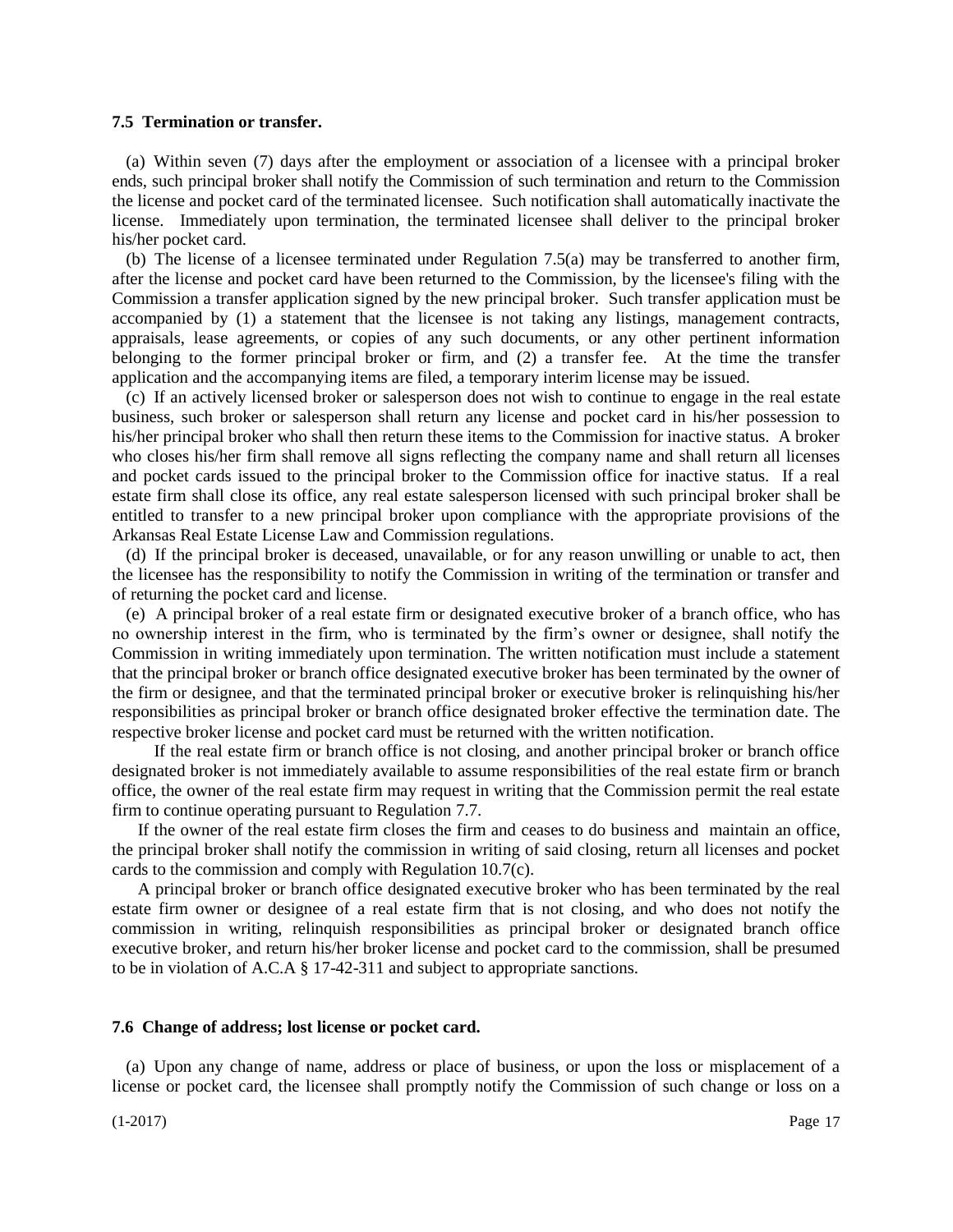**7.5 Termination or transfer.**

(a) Within seven (7) days after the employment or association of a licensee with a principal broker ends, such principal broker shall notify the Commission of such termination and return to the Commission the license and pocket card of the terminated licensee. Such notification shall automatically inactivate the license. Immediately upon termination, the terminated licensee shall deliver to the principal broker his/her pocket card.

(b) The license of a licensee terminated under Regulation 7.5(a) may be transferred to another firm, after the license and pocket card have been returned to the Commission, by the licensee's filing with the Commission a transfer application signed by the new principal broker. Such transfer application must be accompanied by (1) a statement that the licensee is not taking any listings, management contracts, appraisals, lease agreements, or copies of any such documents, or any other pertinent information belonging to the former principal broker or firm, and (2) a transfer fee. At the time the transfer application and the accompanying items are filed, a temporary interim license may be issued.

(c) If an actively licensed broker or salesperson does not wish to continue to engage in the real estate business, such broker or salesperson shall return any license and pocket card in his/her possession to his/her principal broker who shall then return these items to the Commission for inactive status. A broker who closes his/her firm shall remove all signs reflecting the company name and shall return all licenses and pocket cards issued to the principal broker to the Commission office for inactive status. If a real estate firm shall close its office, any real estate salesperson licensed with such principal broker shall be entitled to transfer to a new principal broker upon compliance with the appropriate provisions of the Arkansas Real Estate License Law and Commission regulations.

(d) If the principal broker is deceased, unavailable, or for any reason unwilling or unable to act, then the licensee has the responsibility to notify the Commission in writing of the termination or transfer and of returning the pocket card and license.

(e) A principal broker of a real estate firm or designated executive broker of a branch office, who has no ownership interest in the firm, who is terminated by the firm's owner or designee, shall notify the Commission in writing immediately upon termination. The written notification must include a statement that the principal broker or branch office designated executive broker has been terminated by the owner of the firm or designee, and that the terminated principal broker or executive broker is relinquishing his/her responsibilities as principal broker or branch office designated broker effective the termination date. The respective broker license and pocket card must be returned with the written notification.

If the real estate firm or branch office is not closing, and another principal broker or branch office designated broker is not immediately available to assume responsibilities of the real estate firm or branch office, the owner of the real estate firm may request in writing that the Commission permit the real estate firm to continue operating pursuant to Regulation 7.7.

If the owner of the real estate firm closes the firm and ceases to do business and maintain an office, the principal broker shall notify the commission in writing of said closing, return all licenses and pocket cards to the commission and comply with Regulation 10.7(c).

A principal broker or branch office designated executive broker who has been terminated by the real estate firm owner or designee of a real estate firm that is not closing, and who does not notify the commission in writing, relinquish responsibilities as principal broker or designated branch office executive broker, and return his/her broker license and pocket card to the commission, shall be presumed to be in violation of A.C.A § 17-42-311 and subject to appropriate sanctions.

**7.6 Change of address; lost license or pocket card.**

(a) Upon any change of name, address or place of business, or upon the loss or misplacement of a license or pocket card, the licensee shall promptly notify the Commission of such change or loss on a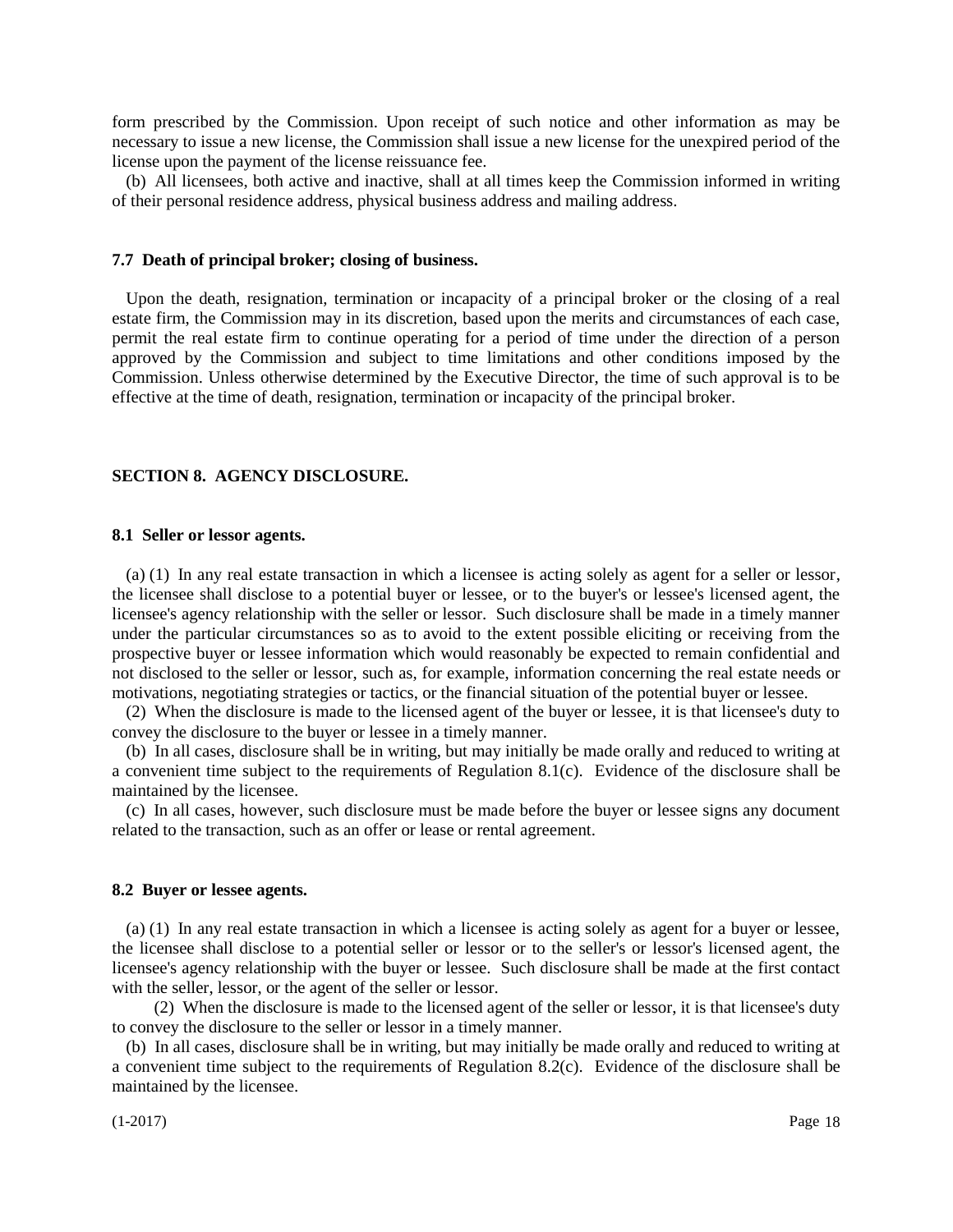form prescribed by the Commission. Upon receipt of such notice and other information as may be necessary to issue a new license, the Commission shall issue a new license for the unexpired period of the license upon the payment of the license reissuance fee.

(b) All licensees, both active and inactive, shall at all times keep the Commission informed in writing of their personal residence address, physical business address and mailing address.

### 7.7 Death of principal broker; closing of business.

Upon the death, resignation, termination or incapacity of a principal broker or the closing of a real estate firm, the Commission may in its discretion, based upon the merits and circumstances of each case, permit the real estate firm to continue operating for a period of time under the direction of a person approved by the Commission and subject to time limitations and other conditions imposed by the Commission. Unless otherwise determined by the Executive Director, the time of such approval is to be effective at the time of death, resignation, termination or incapacity of the principal broker.

## SECTION 8. AGENCY DISCLOSURE.

### 8.1 Seller or lessor agents.

(a) (1) In any real estate transaction in which a licensee is acting solely as agent for a seller or lessor, the licensee shall disclose to a potential buyer or lessee, or to the buyer's or lessee's licensed agent, the licensee's agency relationship with the seller or lessor. Such disclosure shall be made in a timely manner under the particular circumstances so as to avoid to the extent possible eliciting or receiving from the prospective buyer or lessee information which would reasonably be expected to remain confidential and not disclosed to the seller or lessor, such as, for example, information concerning the real estate needs or motivations, negotiating strategies or tactics, or the financial situation of the potential buyer or lessee.

(2) When the disclosure is made to the licensed agent of the buyer or lessee, it is that licensee's duty to convey the disclosure to the buyer or lessee in a timely manner.

(b) In all cases, disclosure shall be in writing, but may initially be made orally and reduced to writing at a convenient time subject to the requirements of Regulation 8.1(c). Evidence of the disclosure shall be maintained by the licensee.

(c) In all cases, however, such disclosure must be made before the buyer or lessee signs any document related to the transaction, such as an offer or lease or rental agreement.

### 8.2 Buyer or lessee agents.

(a) (1) In any real estate transaction in which a licensee is acting solely as agent for a buyer or lessee, the licensee shall disclose to a potential seller or lessor or to the seller's or lessor's licensed agent, the licensee's agency relationship with the buyer or lessee. Such disclosure shall be made at the first contact with the seller, lessor, or the agent of the seller or lessor.

(2) When the disclosure is made to the licensed agent of the seller or lessor, it is that licensee's duty to convey the disclosure to the seller or lessor in a timely manner.

(b) In all cases, disclosure shall be in writing, but may initially be made orally and reduced to writing at a convenient time subject to the requirements of Regulation 8.2(c). Evidence of the disclosure shall be maintained by the licensee.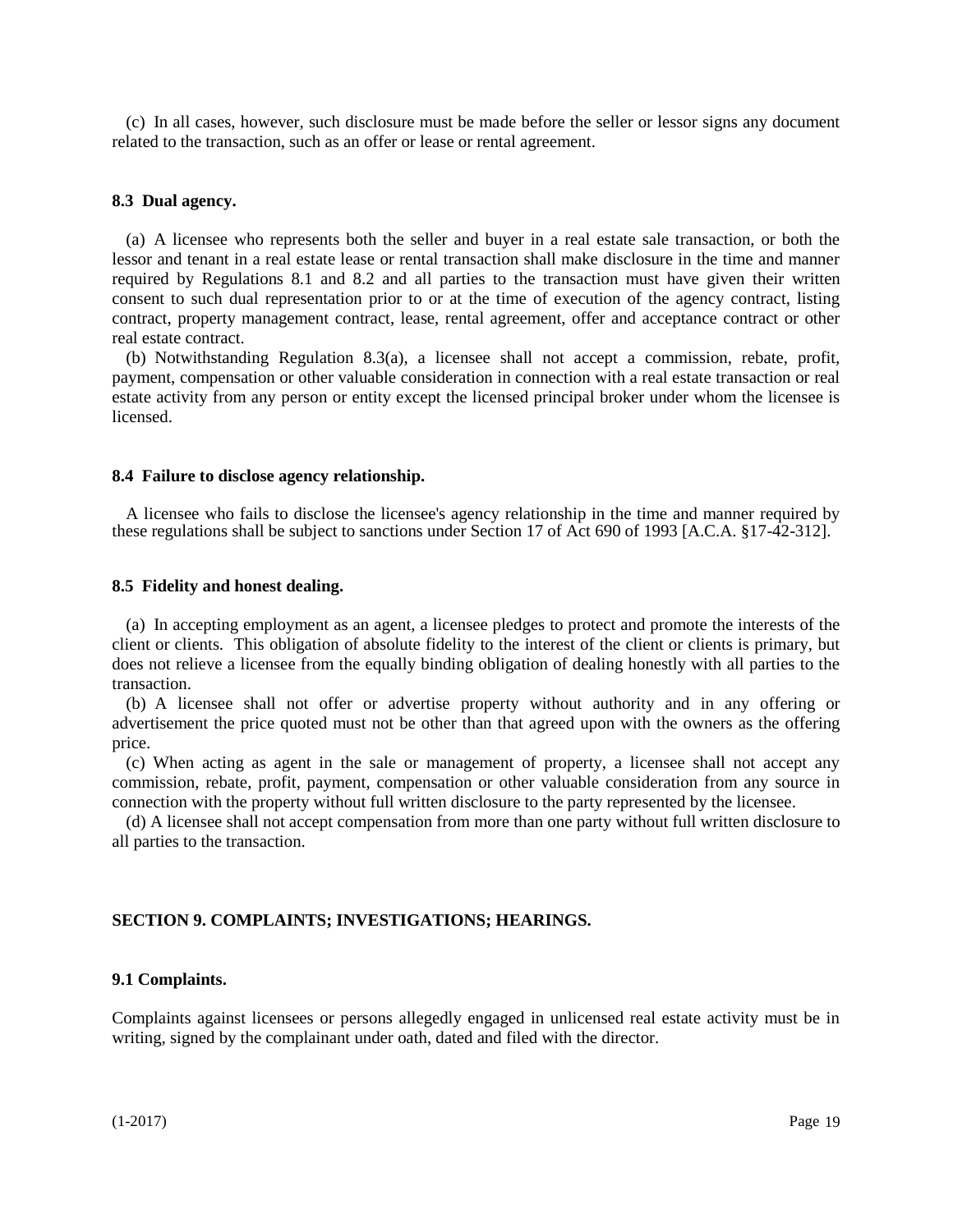(c) In all cases, however, such disclosure must be made before the seller or lessor signs any document related to the transaction, such as an offer or lease or rental agreement.

**8.3 Dual agency.**

(a) A licensee who represents both the seller and buyer in a real estate sale transaction, or both the lessor and tenant in a real estate lease or rental transaction shall make disclosure in the time and manner required by Regulations 8.1 and 8.2 and all parties to the transaction must have given their written consent to such dual representation prior to or at the time of execution of the agency contract, listing contract, property management contract, lease, rental agreement, offer and acceptance contract or other real estate contract.

(b) Notwithstanding Regulation 8.3(a), a licensee shall not accept a commission, rebate, profit, payment, compensation or other valuable consideration in connection with a real estate transaction or real estate activity from any person or entity except the licensed principal broker under whom the licensee is licensed.

**8.4 Failure to disclose agency relationship.**

A licensee who fails to disclose the licensee's agency relationship in the time and manner required by these regulations shall be subject to sanctions under Section 17 of Act 690 of 1993 [A.C.A. §17-42-312].

**8.5 Fidelity and honest dealing.**

(a) In accepting employment as an agent, a licensee pledges to protect and promote the interests of the client or clients. This obligation of absolute fidelity to the interest of the client or clients is primary, but does not relieve a licensee from the equally binding obligation of dealing honestly with all parties to the transaction.

(b) A licensee shall not offer or advertise property without authority and in any offering or advertisement the price quoted must not be other than that agreed upon with the owners as the offering price.

(c) When acting as agent in the sale or management of property, a licensee shall not accept any commission, rebate, profit, payment, compensation or other valuable consideration from any source in connection with the property without full written disclosure to the party represented by the licensee.

(d) A licensee shall not accept compensation from more than one party without full written disclosure to all parties to the transaction.

**SECTION 9. COMPLAINTS; INVESTIGATIONS; HEARINGS.**

**9.1 Complaints.**

Complaints against licensees or persons allegedly engaged in unlicensed real estate activity must be in writing, signed by the complainant under oath, dated and filed with the director.

(1-2017)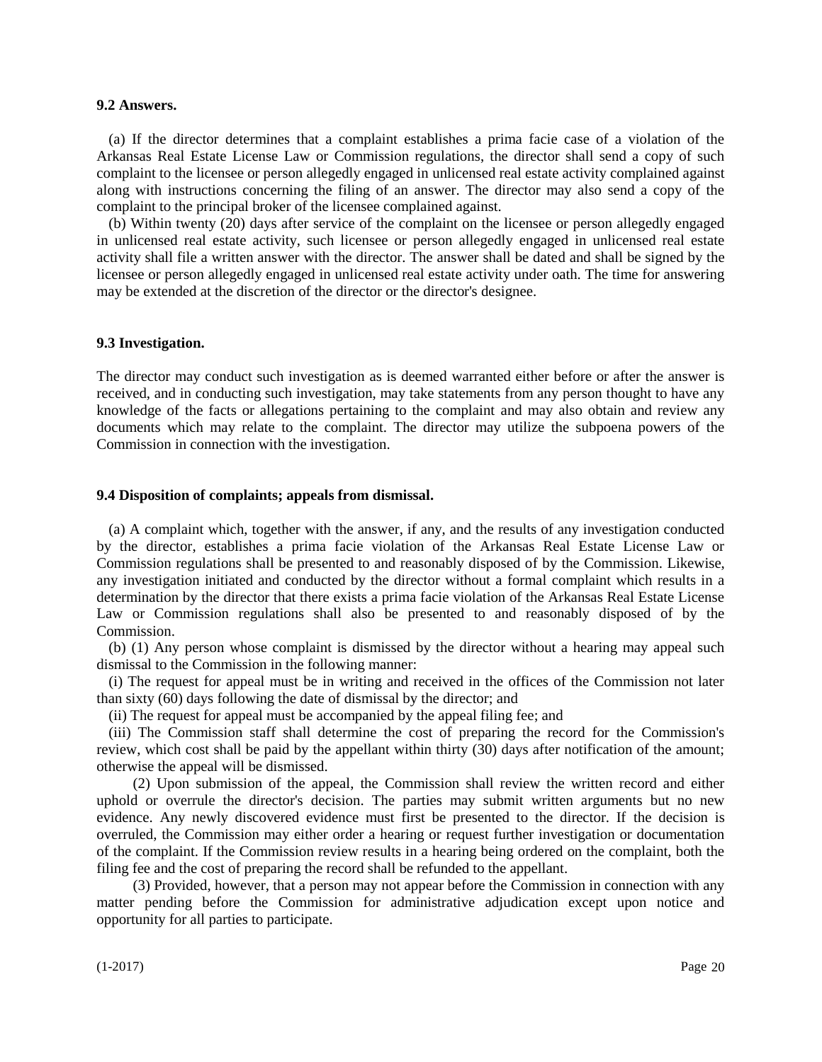**9.2 Answers.**

(a) If the director determines that a complaint establishes a prima facie case of a violation of the Arkansas Real Estate License Law or Commission regulations, the director shall send a copy of such complaint to the licensee or person allegedly engaged in unlicensed real estate activity complained against along with instructions concerning the filing of an answer. The director may also send a copy of the complaint to the principal broker of the licensee complained against.

(b) Within twenty (20) days after service of the complaint on the licensee or person allegedly engaged in unlicensed real estate activity, such licensee or person allegedly engaged in unlicensed real estate activity shall file a written answer with the director. The answer shall be dated and shall be signed by the licensee or person allegedly engaged in unlicensed real estate activity under oath. The time for answering may be extended at the discretion of the director or the director's designee.

**9.3 Investigation.**

The director may conduct such investigation as is deemed warranted either before or after the answer is received, and in conducting such investigation, may take statements from any person thought to have any knowledge of the facts or allegations pertaining to the complaint and may also obtain and review any documents which may relate to the complaint. The director may utilize the subpoena powers of the Commission in connection with the investigation.

**9.4 Disposition of complaints; appeals from dismissal.**

(a) A complaint which, together with the answer, if any, and the results of any investigation conducted by the director, establishes a prima facie violation of the Arkansas Real Estate License Law or Commission regulations shall be presented to and reasonably disposed of by the Commission. Likewise, any investigation initiated and conducted by the director without a formal complaint which results in a determination by the director that there exists a prima facie violation of the Arkansas Real Estate License Law or Commission regulations shall also be presented to and reasonably disposed of by the Commission.

(b) (1) Any person whose complaint is dismissed by the director without a hearing may appeal such dismissal to the Commission in the following manner:

(i) The request for appeal must be in writing and received in the offices of the Commission not later than sixty (60) days following the date of dismissal by the director; and

(ii) The request for appeal must be accompanied by the appeal filing fee; and

(iii) The Commission staff shall determine the cost of preparing the record for the Commission's review, which cost shall be paid by the appellant within thirty (30) days after notification of the amount; otherwise the appeal will be dismissed.

(2) Upon submission of the appeal, the Commission shall review the written record and either uphold or overrule the director's decision. The parties may submit written arguments but no new evidence. Any newly discovered evidence must first be presented to the director. If the decision is overruled, the Commission may either order a hearing or request further investigation or documentation of the complaint. If the Commission review results in a hearing being ordered on the complaint, both the filing fee and the cost of preparing the record shall be refunded to the appellant.

(3) Provided, however, that a person may not appear before the Commission in connection with any matter pending before the Commission for administrative adjudication except upon notice and opportunity for all parties to participate.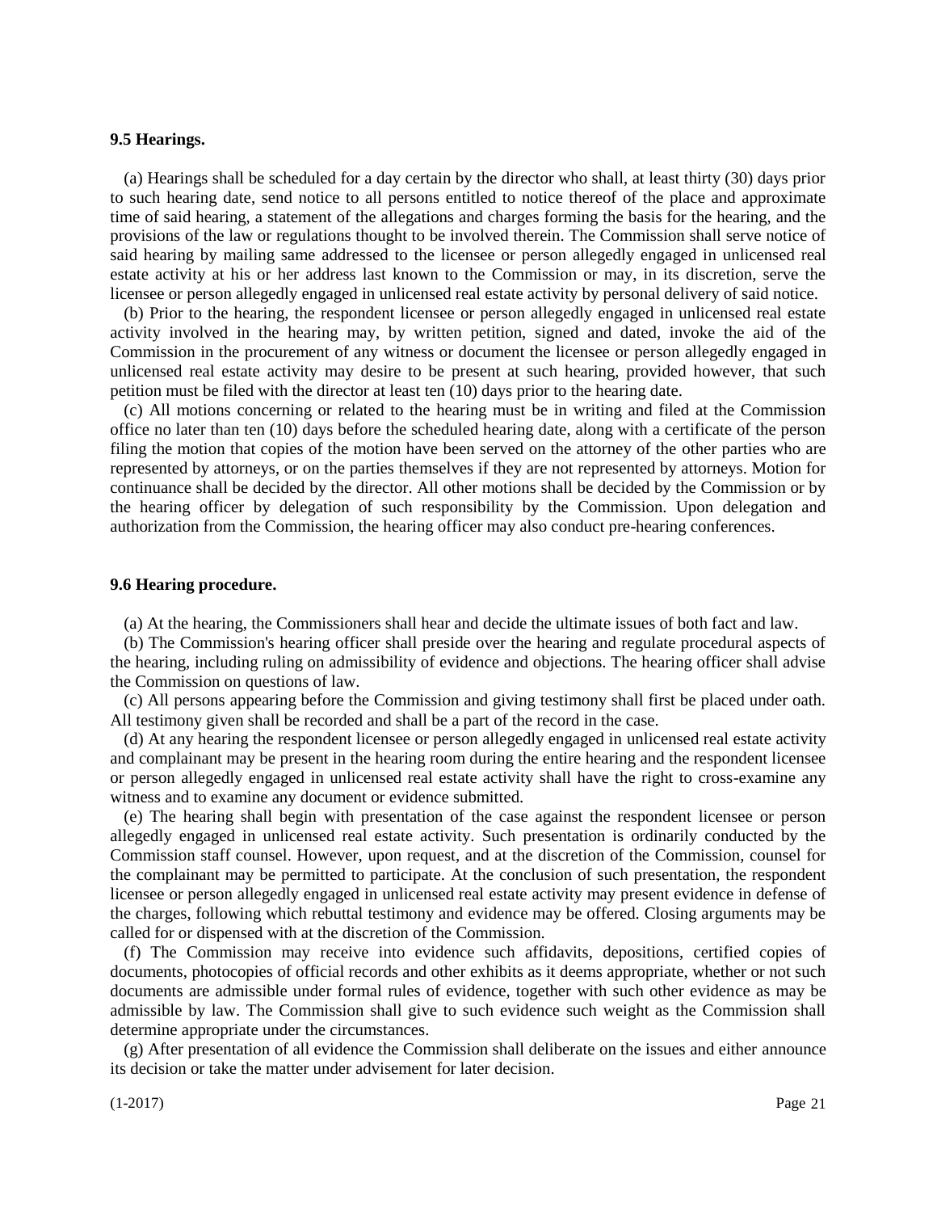**9.5 Hearings.**

(a) Hearings shall be scheduled for a day certain by the director who shall, at least thirty (30) days prior to such hearing date, send notice to all persons entitled to notice thereof of the place and approximate time of said hearing, a statement of the allegations and charges forming the basis for the hearing, and the provisions of the law or regulations thought to be involved therein. The Commission shall serve notice of said hearing by mailing same addressed to the licensee or person allegedly engaged in unlicensed real estate activity at his or her address last known to the Commission or may, in its discretion, serve the licensee or person allegedly engaged in unlicensed real estate activity by personal delivery of said notice.

(b) Prior to the hearing, the respondent licensee or person allegedly engaged in unlicensed real estate activity involved in the hearing may, by written petition, signed and dated, invoke the aid of the Commission in the procurement of any witness or document the licensee or person allegedly engaged in unlicensed real estate activity may desire to be present at such hearing, provided however, that such petition must be filed with the director at least ten (10) days prior to the hearing date.

(c) All motions concerning or related to the hearing must be in writing and filed at the Commission office no later than ten (10) days before the scheduled hearing date, along with a certificate of the person filing the motion that copies of the motion have been served on the attorney of the other parties who are represented by attorneys, or on the parties themselves if they are not represented by attorneys. Motion for continuance shall be decided by the director. All other motions shall be decided by the Commission or by the hearing officer by delegation of such responsibility by the Commission. Upon delegation and authorization from the Commission, the hearing officer may also conduct pre-hearing conferences.

**9.6 Hearing procedure.**

(a) At the hearing, the Commissioners shall hear and decide the ultimate issues of both fact and law.

(b) The Commission's hearing officer shall preside over the hearing and regulate procedural aspects of the hearing, including ruling on admissibility of evidence and objections. The hearing officer shall advise the Commission on questions of law.

(c) All persons appearing before the Commission and giving testimony shall first be placed under oath. All testimony given shall be recorded and shall be a part of the record in the case.

(d) At any hearing the respondent licensee or person allegedly engaged in unlicensed real estate activity and complainant may be present in the hearing room during the entire hearing and the respondent licensee or person allegedly engaged in unlicensed real estate activity shall have the right to cross-examine any witness and to examine any document or evidence submitted.

(e) The hearing shall begin with presentation of the case against the respondent licensee or person allegedly engaged in unlicensed real estate activity. Such presentation is ordinarily conducted by the Commission staff counsel. However, upon request, and at the discretion of the Commission, counsel for the complainant may be permitted to participate. At the conclusion of such presentation, the respondent licensee or person allegedly engaged in unlicensed real estate activity may present evidence in defense of the charges, following which rebuttal testimony and evidence may be offered. Closing arguments may be called for or dispensed with at the discretion of the Commission.

(f) The Commission may receive into evidence such affidavits, depositions, certified copies of documents, photocopies of official records and other exhibits as it deems appropriate, whether or not such documents are admissible under formal rules of evidence, together with such other evidence as may be admissible by law. The Commission shall give to such evidence such weight as the Commission shall determine appropriate under the circumstances.

(g) After presentation of all evidence the Commission shall deliberate on the issues and either announce its decision or take the matter under advisement for later decision.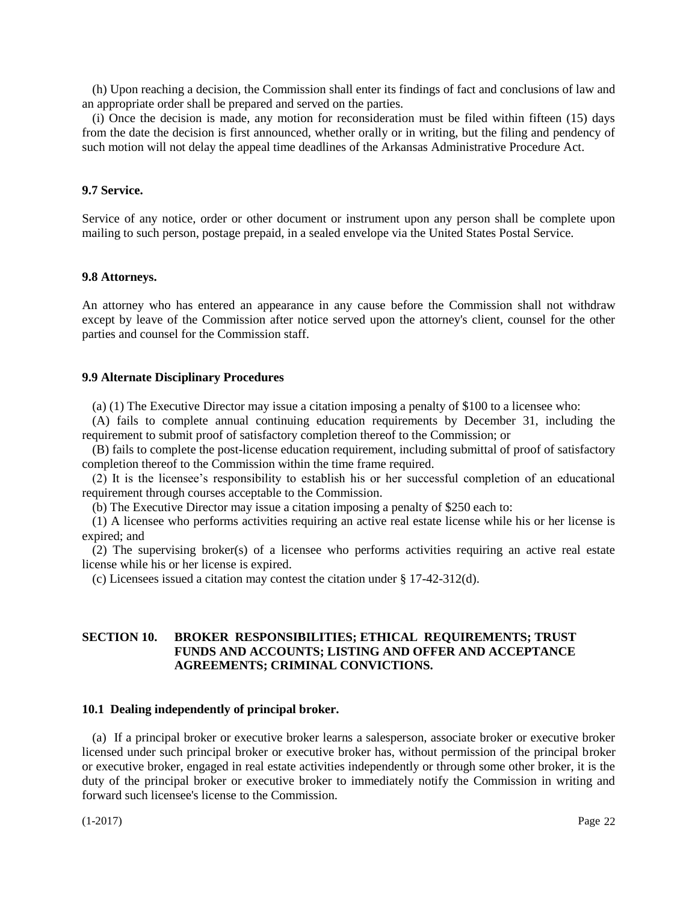(h) Upon reaching a decision, the Commission shall enter its findings of fact and conclusions of law and an appropriate order shall be prepared and served on the parties.

(i) Once the decision is made, any motion for reconsideration must be filed within fifteen (15) days from the date the decision is first announced, whether orally or in writing, but the filing and pendency of such motion will not delay the appeal time deadlines of the Arkansas Administrative Procedure Act.

**9.7 Service.**

Service of any notice, order or other document or instrument upon any person shall be complete upon mailing to such person, postage prepaid, in a sealed envelope via the United States Postal Service.

**9.8 Attorneys.**

An attorney who has entered an appearance in any cause before the Commission shall not withdraw except by leave of the Commission after notice served upon the attorney's client, counsel for the other parties and counsel for the Commission staff.

**9.9 Alternate Disciplinary Procedures**

(a) (1) The Executive Director may issue a citation imposing a penalty of $100 to a licensee who:

(A) fails to complete annual continuing education requirements by December 31, including the requirement to submit proof of satisfactory completion thereof to the Commission; or

(B) fails to complete the post-license education requirement, including submittal of proof of satisfactory completion thereof to the Commission within the time frame required.

(2) It is the licensee's responsibility to establish his or her successful completion of an educational requirement through courses acceptable to the Commission.

(b) The Executive Director may issue a citation imposing a penalty of $250 each to:

(1) A licensee who performs activities requiring an active real estate license while his or her license is expired; and

(2) The supervising broker(s) of a licensee who performs activities requiring an active real estate license while his or her license is expired.

(c) Licensees issued a citation may contest the citation under § 17-42-312(d).

## SECTION 10. BROKER RESPONSIBILITIES; ETHICAL REQUIREMENTS; TRUST FUNDS AND ACCOUNTS; LISTING AND OFFER AND ACCEPTANCE AGREEMENTS; CRIMINAL CONVICTIONS.

**10.1 Dealing independently of principal broker.**

(a) If a principal broker or executive broker learns a salesperson, associate broker or executive broker licensed under such principal broker or executive broker has, without permission of the principal broker or executive broker, engaged in real estate activities independently or through some other broker, it is the duty of the principal broker or executive broker to immediately notify the Commission in writing and forward such licensee's license to the Commission.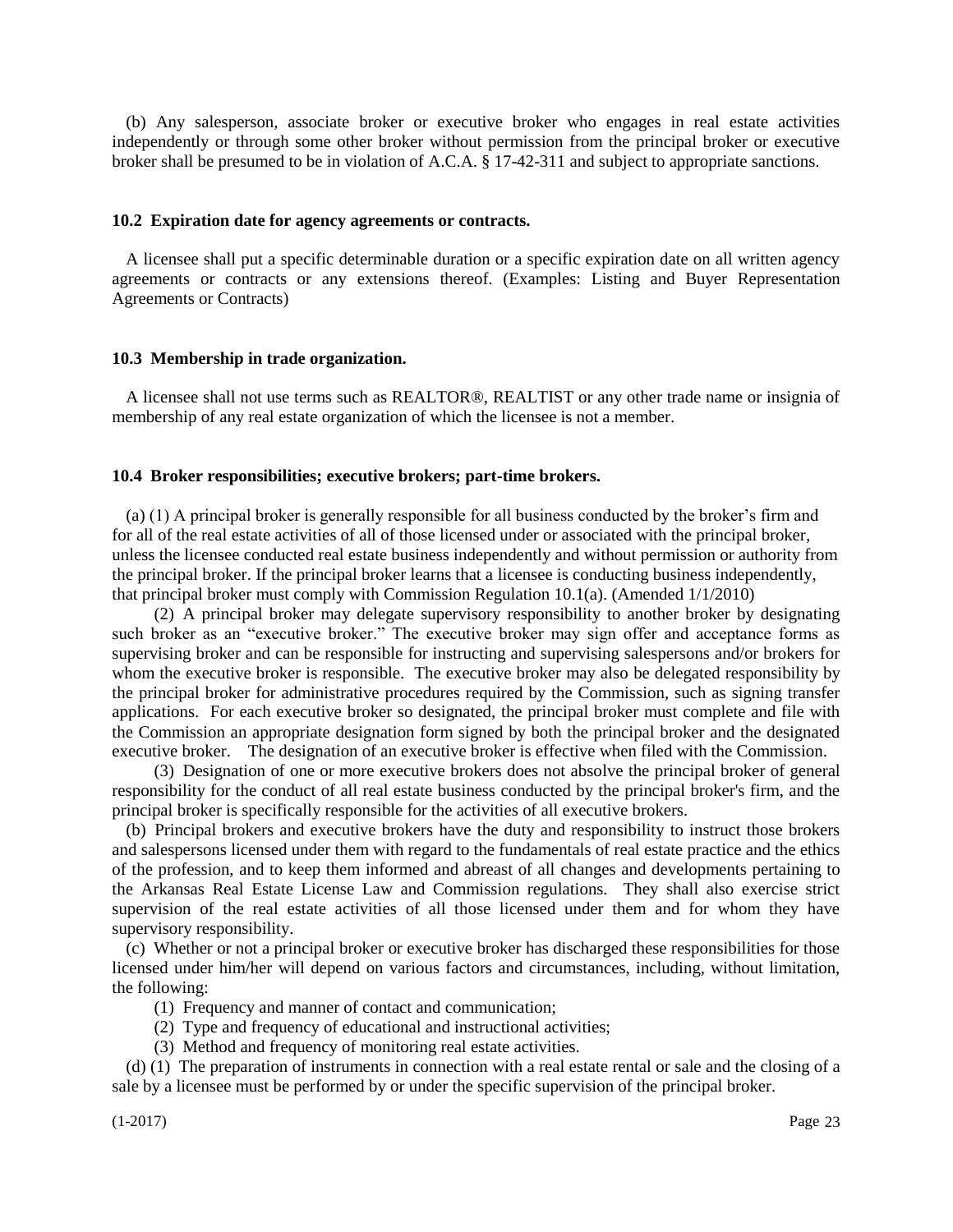(b) Any salesperson, associate broker or executive broker who engages in real estate activities independently or through some other broker without permission from the principal broker or executive broker shall be presumed to be in violation of A.C.A. § 17-42-311 and subject to appropriate sanctions.

**10.2 Expiration date for agency agreements or contracts.**

A licensee shall put a specific determinable duration or a specific expiration date on all written agency agreements or contracts or any extensions thereof. (Examples: Listing and Buyer Representation Agreements or Contracts)

**10.3 Membership in trade organization.**

A licensee shall not use terms such as REALTOR®, REALTIST or any other trade name or insignia of membership of any real estate organization of which the licensee is not a member.

**10.4 Broker responsibilities; executive brokers; part-time brokers.**

(a) (1) A principal broker is generally responsible for all business conducted by the broker's firm and for all of the real estate activities of all of those licensed under or associated with the principal broker, unless the licensee conducted real estate business independently and without permission or authority from the principal broker. If the principal broker learns that a licensee is conducting business independently, that principal broker must comply with Commission Regulation 10.1(a). (Amended 1/1/2010)

(2) A principal broker may delegate supervisory responsibility to another broker by designating such broker as an "executive broker." The executive broker may sign offer and acceptance forms as supervising broker and can be responsible for instructing and supervising salespersons and/or brokers for whom the executive broker is responsible. The executive broker may also be delegated responsibility by the principal broker for administrative procedures required by the Commission, such as signing transfer applications. For each executive broker so designated, the principal broker must complete and file with the Commission an appropriate designation form signed by both the principal broker and the designated executive broker. The designation of an executive broker is effective when filed with the Commission.

(3) Designation of one or more executive brokers does not absolve the principal broker of general responsibility for the conduct of all real estate business conducted by the principal broker's firm, and the principal broker is specifically responsible for the activities of all executive brokers.

(b) Principal brokers and executive brokers have the duty and responsibility to instruct those brokers and salespersons licensed under them with regard to the fundamentals of real estate practice and the ethics of the profession, and to keep them informed and abreast of all changes and developments pertaining to the Arkansas Real Estate License Law and Commission regulations. They shall also exercise strict supervision of the real estate activities of all those licensed under them and for whom they have supervisory responsibility.

(c) Whether or not a principal broker or executive broker has discharged these responsibilities for those licensed under him/her will depend on various factors and circumstances, including, without limitation, the following:

(1) Frequency and manner of contact and communication;

(2) Type and frequency of educational and instructional activities;

(3) Method and frequency of monitoring real estate activities.

(d) (1) The preparation of instruments in connection with a real estate rental or sale and the closing of a sale by a licensee must be performed by or under the specific supervision of the principal broker.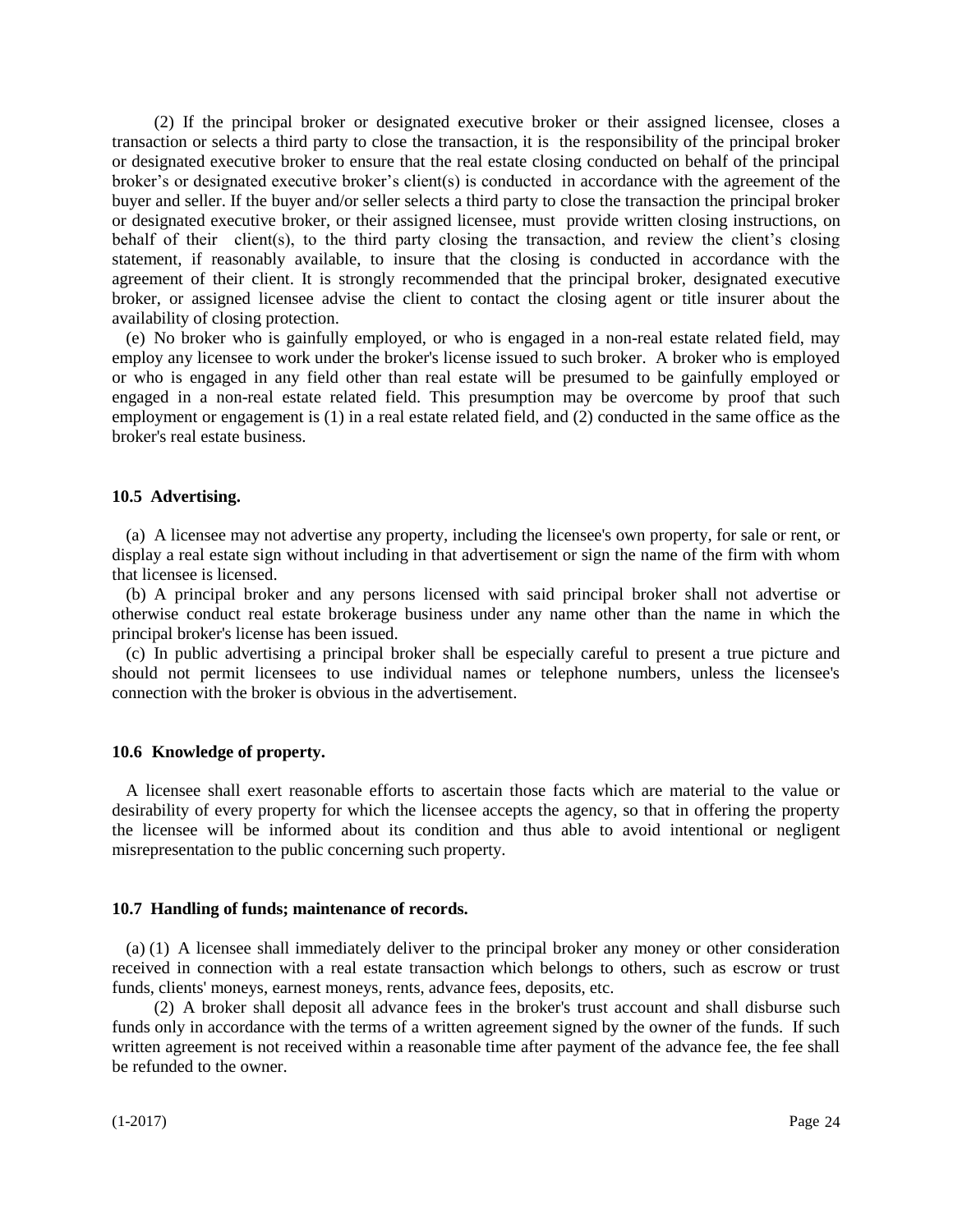(2) If the principal broker or designated executive broker or their assigned licensee, closes a transaction or selects a third party to close the transaction, it is the responsibility of the principal broker or designated executive broker to ensure that the real estate closing conducted on behalf of the principal broker's or designated executive broker's client(s) is conducted in accordance with the agreement of the buyer and seller. If the buyer and/or seller selects a third party to close the transaction the principal broker or designated executive broker, or their assigned licensee, must provide written closing instructions, on behalf of their client(s), to the third party closing the transaction, and review the client's closing statement, if reasonably available, to insure that the closing is conducted in accordance with the agreement of their client. It is strongly recommended that the principal broker, designated executive broker, or assigned licensee advise the client to contact the closing agent or title insurer about the availability of closing protection.

(e) No broker who is gainfully employed, or who is engaged in a non-real estate related field, may employ any licensee to work under the broker's license issued to such broker. A broker who is employed or who is engaged in any field other than real estate will be presumed to be gainfully employed or engaged in a non-real estate related field. This presumption may be overcome by proof that such employment or engagement is (1) in a real estate related field, and (2) conducted in the same office as the broker's real estate business.

**10.5 Advertising.**

(a) A licensee may not advertise any property, including the licensee's own property, for sale or rent, or display a real estate sign without including in that advertisement or sign the name of the firm with whom that licensee is licensed.

(b) A principal broker and any persons licensed with said principal broker shall not advertise or otherwise conduct real estate brokerage business under any name other than the name in which the principal broker's license has been issued.

(c) In public advertising a principal broker shall be especially careful to present a true picture and should not permit licensees to use individual names or telephone numbers, unless the licensee's connection with the broker is obvious in the advertisement.

**10.6 Knowledge of property.**

A licensee shall exert reasonable efforts to ascertain those facts which are material to the value or desirability of every property for which the licensee accepts the agency, so that in offering the property the licensee will be informed about its condition and thus able to avoid intentional or negligent misrepresentation to the public concerning such property.

**10.7 Handling of funds; maintenance of records.**

(a) (1) A licensee shall immediately deliver to the principal broker any money or other consideration received in connection with a real estate transaction which belongs to others, such as escrow or trust funds, clients' moneys, earnest moneys, rents, advance fees, deposits, etc.

(2) A broker shall deposit all advance fees in the broker's trust account and shall disburse such funds only in accordance with the terms of a written agreement signed by the owner of the funds. If such written agreement is not received within a reasonable time after payment of the advance fee, the fee shall be refunded to the owner.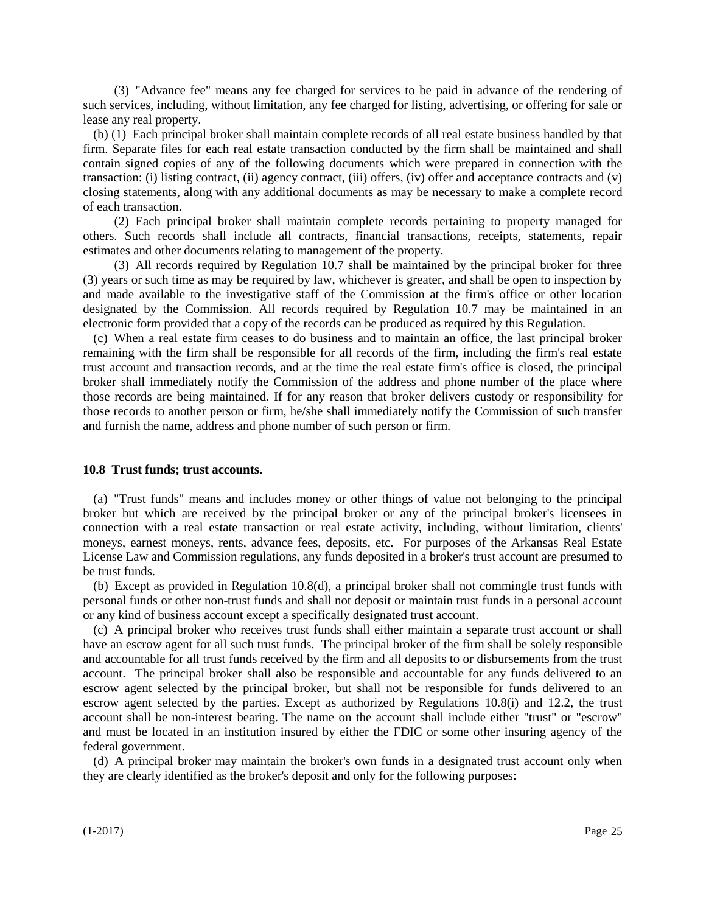(3) "Advance fee" means any fee charged for services to be paid in advance of the rendering of such services, including, without limitation, any fee charged for listing, advertising, or offering for sale or lease any real property.

(b) (1) Each principal broker shall maintain complete records of all real estate business handled by that firm. Separate files for each real estate transaction conducted by the firm shall be maintained and shall contain signed copies of any of the following documents which were prepared in connection with the transaction: (i) listing contract, (ii) agency contract, (iii) offers, (iv) offer and acceptance contracts and (v) closing statements, along with any additional documents as may be necessary to make a complete record of each transaction.

(2) Each principal broker shall maintain complete records pertaining to property managed for others. Such records shall include all contracts, financial transactions, receipts, statements, repair estimates and other documents relating to management of the property.

(3) All records required by Regulation 10.7 shall be maintained by the principal broker for three (3) years or such time as may be required by law, whichever is greater, and shall be open to inspection by and made available to the investigative staff of the Commission at the firm's office or other location designated by the Commission. All records required by Regulation 10.7 may be maintained in an electronic form provided that a copy of the records can be produced as required by this Regulation.

(c) When a real estate firm ceases to do business and to maintain an office, the last principal broker remaining with the firm shall be responsible for all records of the firm, including the firm's real estate trust account and transaction records, and at the time the real estate firm's office is closed, the principal broker shall immediately notify the Commission of the address and phone number of the place where those records are being maintained. If for any reason that broker delivers custody or responsibility for those records to another person or firm, he/she shall immediately notify the Commission of such transfer and furnish the name, address and phone number of such person or firm.

**10.8 Trust funds; trust accounts.**

(a) "Trust funds" means and includes money or other things of value not belonging to the principal broker but which are received by the principal broker or any of the principal broker's licensees in connection with a real estate transaction or real estate activity, including, without limitation, clients' moneys, earnest moneys, rents, advance fees, deposits, etc. For purposes of the Arkansas Real Estate License Law and Commission regulations, any funds deposited in a broker's trust account are presumed to be trust funds.

(b) Except as provided in Regulation 10.8(d), a principal broker shall not commingle trust funds with personal funds or other non-trust funds and shall not deposit or maintain trust funds in a personal account or any kind of business account except a specifically designated trust account.

(c) A principal broker who receives trust funds shall either maintain a separate trust account or shall have an escrow agent for all such trust funds. The principal broker of the firm shall be solely responsible and accountable for all trust funds received by the firm and all deposits to or disbursements from the trust account. The principal broker shall also be responsible and accountable for any funds delivered to an escrow agent selected by the principal broker, but shall not be responsible for funds delivered to an escrow agent selected by the parties. Except as authorized by Regulations 10.8(i) and 12.2, the trust account shall be non-interest bearing. The name on the account shall include either "trust" or "escrow" and must be located in an institution insured by either the FDIC or some other insuring agency of the federal government.

(d) A principal broker may maintain the broker's own funds in a designated trust account only when they are clearly identified as the broker's deposit and only for the following purposes: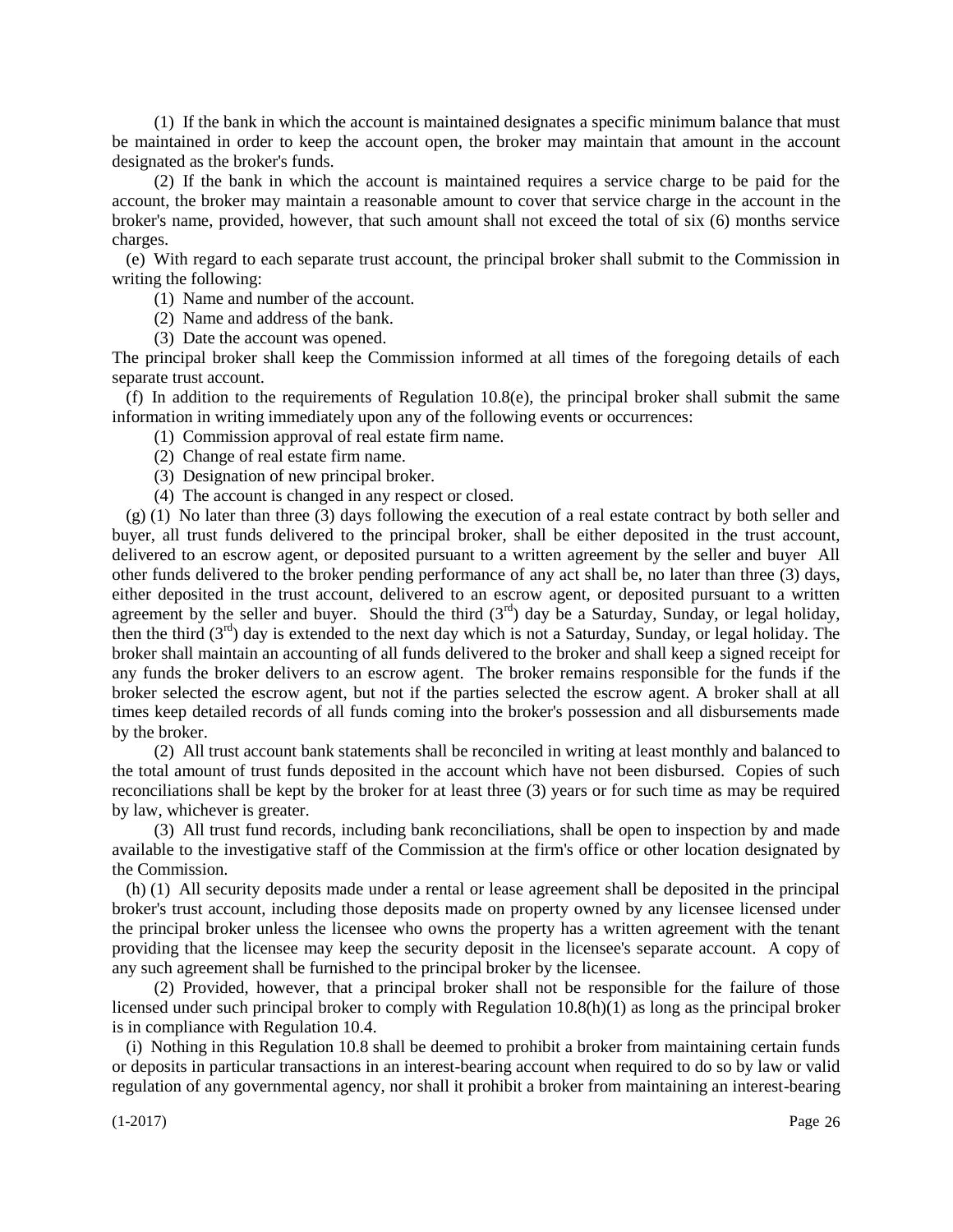(1) If the bank in which the account is maintained designates a specific minimum balance that must be maintained in order to keep the account open, the broker may maintain that amount in the account designated as the broker's funds.

(2) If the bank in which the account is maintained requires a service charge to be paid for the account, the broker may maintain a reasonable amount to cover that service charge in the account in the broker's name, provided, however, that such amount shall not exceed the total of six (6) months service charges.

(e) With regard to each separate trust account, the principal broker shall submit to the Commission in writing the following:

(1) Name and number of the account.

(2) Name and address of the bank.

(3) Date the account was opened.

The principal broker shall keep the Commission informed at all times of the foregoing details of each separate trust account.

(f) In addition to the requirements of Regulation 10.8(e), the principal broker shall submit the same information in writing immediately upon any of the following events or occurrences:

(1) Commission approval of real estate firm name.

(2) Change of real estate firm name.

(3) Designation of new principal broker.

(4) The account is changed in any respect or closed.

(g) (1) No later than three (3) days following the execution of a real estate contract by both seller and buyer, all trust funds delivered to the principal broker, shall be either deposited in the trust account, delivered to an escrow agent, or deposited pursuant to a written agreement by the seller and buyer All other funds delivered to the broker pending performance of any act shall be, no later than three (3) days, either deposited in the trust account, delivered to an escrow agent, or deposited pursuant to a written agreement by the seller and buyer. Should the third (3rd) day be a Saturday, Sunday, or legal holiday, then the third (3rd) day is extended to the next day which is not a Saturday, Sunday, or legal holiday. The broker shall maintain an accounting of all funds delivered to the broker and shall keep a signed receipt for any funds the broker delivers to an escrow agent. The broker remains responsible for the funds if the broker selected the escrow agent, but not if the parties selected the escrow agent. A broker shall at all times keep detailed records of all funds coming into the broker's possession and all disbursements made by the broker.

(2) All trust account bank statements shall be reconciled in writing at least monthly and balanced to the total amount of trust funds deposited in the account which have not been disbursed. Copies of such reconciliations shall be kept by the broker for at least three (3) years or for such time as may be required by law, whichever is greater.

(3) All trust fund records, including bank reconciliations, shall be open to inspection by and made available to the investigative staff of the Commission at the firm's office or other location designated by the Commission.

(h) (1) All security deposits made under a rental or lease agreement shall be deposited in the principal broker's trust account, including those deposits made on property owned by any licensee licensed under the principal broker unless the licensee who owns the property has a written agreement with the tenant providing that the licensee may keep the security deposit in the licensee's separate account. A copy of any such agreement shall be furnished to the principal broker by the licensee.

(2) Provided, however, that a principal broker shall not be responsible for the failure of those licensed under such principal broker to comply with Regulation 10.8(h)(1) as long as the principal broker is in compliance with Regulation 10.4.

(i) Nothing in this Regulation 10.8 shall be deemed to prohibit a broker from maintaining certain funds or deposits in particular transactions in an interest-bearing account when required to do so by law or valid regulation of any governmental agency, nor shall it prohibit a broker from maintaining an interest-bearing

(1-2017)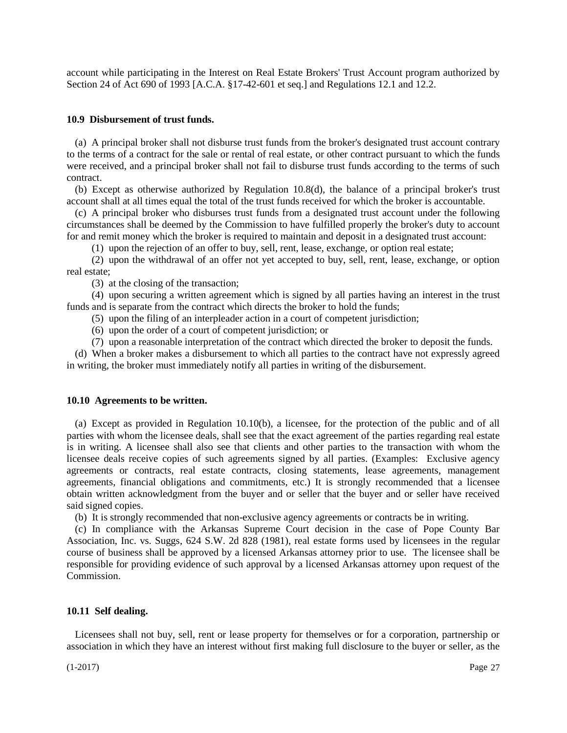account while participating in the Interest on Real Estate Brokers' Trust Account program authorized by Section 24 of Act 690 of 1993 [A.C.A. §17-42-601 et seq.] and Regulations 12.1 and 12.2.

### 10.9 Disbursement of trust funds.

(a) A principal broker shall not disburse trust funds from the broker's designated trust account contrary to the terms of a contract for the sale or rental of real estate, or other contract pursuant to which the funds were received, and a principal broker shall not fail to disburse trust funds according to the terms of such contract.

(b) Except as otherwise authorized by Regulation 10.8(d), the balance of a principal broker's trust account shall at all times equal the total of the trust funds received for which the broker is accountable.

(c) A principal broker who disburses trust funds from a designated trust account under the following circumstances shall be deemed by the Commission to have fulfilled properly the broker's duty to account for and remit money which the broker is required to maintain and deposit in a designated trust account:

(1) upon the rejection of an offer to buy, sell, rent, lease, exchange, or option real estate;

(2) upon the withdrawal of an offer not yet accepted to buy, sell, rent, lease, exchange, or option real estate;

(3) at the closing of the transaction;

(4) upon securing a written agreement which is signed by all parties having an interest in the trust funds and is separate from the contract which directs the broker to hold the funds;

(5) upon the filing of an interpleader action in a court of competent jurisdiction;

(6) upon the order of a court of competent jurisdiction; or

(7) upon a reasonable interpretation of the contract which directed the broker to deposit the funds.

(d) When a broker makes a disbursement to which all parties to the contract have not expressly agreed in writing, the broker must immediately notify all parties in writing of the disbursement.

### 10.10 Agreements to be written.

(a) Except as provided in Regulation 10.10(b), a licensee, for the protection of the public and of all parties with whom the licensee deals, shall see that the exact agreement of the parties regarding real estate is in writing. A licensee shall also see that clients and other parties to the transaction with whom the licensee deals receive copies of such agreements signed by all parties. (Examples: Exclusive agency agreements or contracts, real estate contracts, closing statements, lease agreements, management agreements, financial obligations and commitments, etc.) It is strongly recommended that a licensee obtain written acknowledgment from the buyer and or seller that the buyer and or seller have received said signed copies.

(b) It is strongly recommended that non-exclusive agency agreements or contracts be in writing.

(c) In compliance with the Arkansas Supreme Court decision in the case of Pope County Bar Association, Inc. vs. Suggs, 624 S.W. 2d 828 (1981), real estate forms used by licensees in the regular course of business shall be approved by a licensed Arkansas attorney prior to use. The licensee shall be responsible for providing evidence of such approval by a licensed Arkansas attorney upon request of the Commission.

### 10.11 Self dealing.

Licensees shall not buy, sell, rent or lease property for themselves or for a corporation, partnership or association in which they have an interest without first making full disclosure to the buyer or seller, as the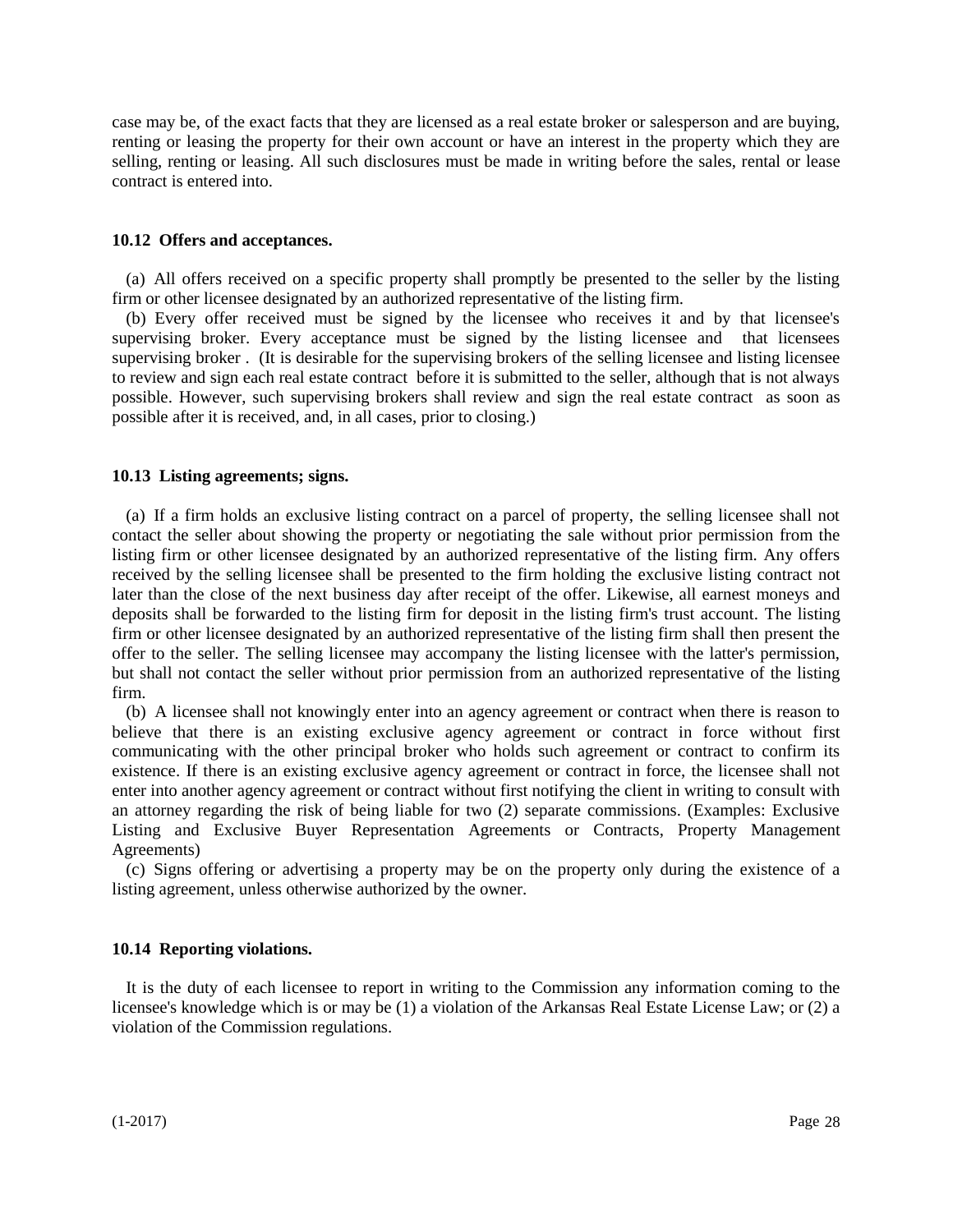case may be, of the exact facts that they are licensed as a real estate broker or salesperson and are buying, renting or leasing the property for their own account or have an interest in the property which they are selling, renting or leasing. All such disclosures must be made in writing before the sales, rental or lease contract is entered into.

### 10.12 Offers and acceptances.

(a) All offers received on a specific property shall promptly be presented to the seller by the listing firm or other licensee designated by an authorized representative of the listing firm.

(b) Every offer received must be signed by the licensee who receives it and by that licensee's supervising broker. Every acceptance must be signed by the listing licensee and that licensees supervising broker . (It is desirable for the supervising brokers of the selling licensee and listing licensee to review and sign each real estate contract before it is submitted to the seller, although that is not always possible. However, such supervising brokers shall review and sign the real estate contract as soon as possible after it is received, and, in all cases, prior to closing.)

### 10.13 Listing agreements; signs.

(a) If a firm holds an exclusive listing contract on a parcel of property, the selling licensee shall not contact the seller about showing the property or negotiating the sale without prior permission from the listing firm or other licensee designated by an authorized representative of the listing firm. Any offers received by the selling licensee shall be presented to the firm holding the exclusive listing contract not later than the close of the next business day after receipt of the offer. Likewise, all earnest moneys and deposits shall be forwarded to the listing firm for deposit in the listing firm's trust account. The listing firm or other licensee designated by an authorized representative of the listing firm shall then present the offer to the seller. The selling licensee may accompany the listing licensee with the latter's permission, but shall not contact the seller without prior permission from an authorized representative of the listing firm.

(b) A licensee shall not knowingly enter into an agency agreement or contract when there is reason to believe that there is an existing exclusive agency agreement or contract in force without first communicating with the other principal broker who holds such agreement or contract to confirm its existence. If there is an existing exclusive agency agreement or contract in force, the licensee shall not enter into another agency agreement or contract without first notifying the client in writing to consult with an attorney regarding the risk of being liable for two (2) separate commissions. (Examples: Exclusive Listing and Exclusive Buyer Representation Agreements or Contracts, Property Management Agreements)

(c) Signs offering or advertising a property may be on the property only during the existence of a listing agreement, unless otherwise authorized by the owner.

### 10.14 Reporting violations.

It is the duty of each licensee to report in writing to the Commission any information coming to the licensee's knowledge which is or may be (1) a violation of the Arkansas Real Estate License Law; or (2) a violation of the Commission regulations.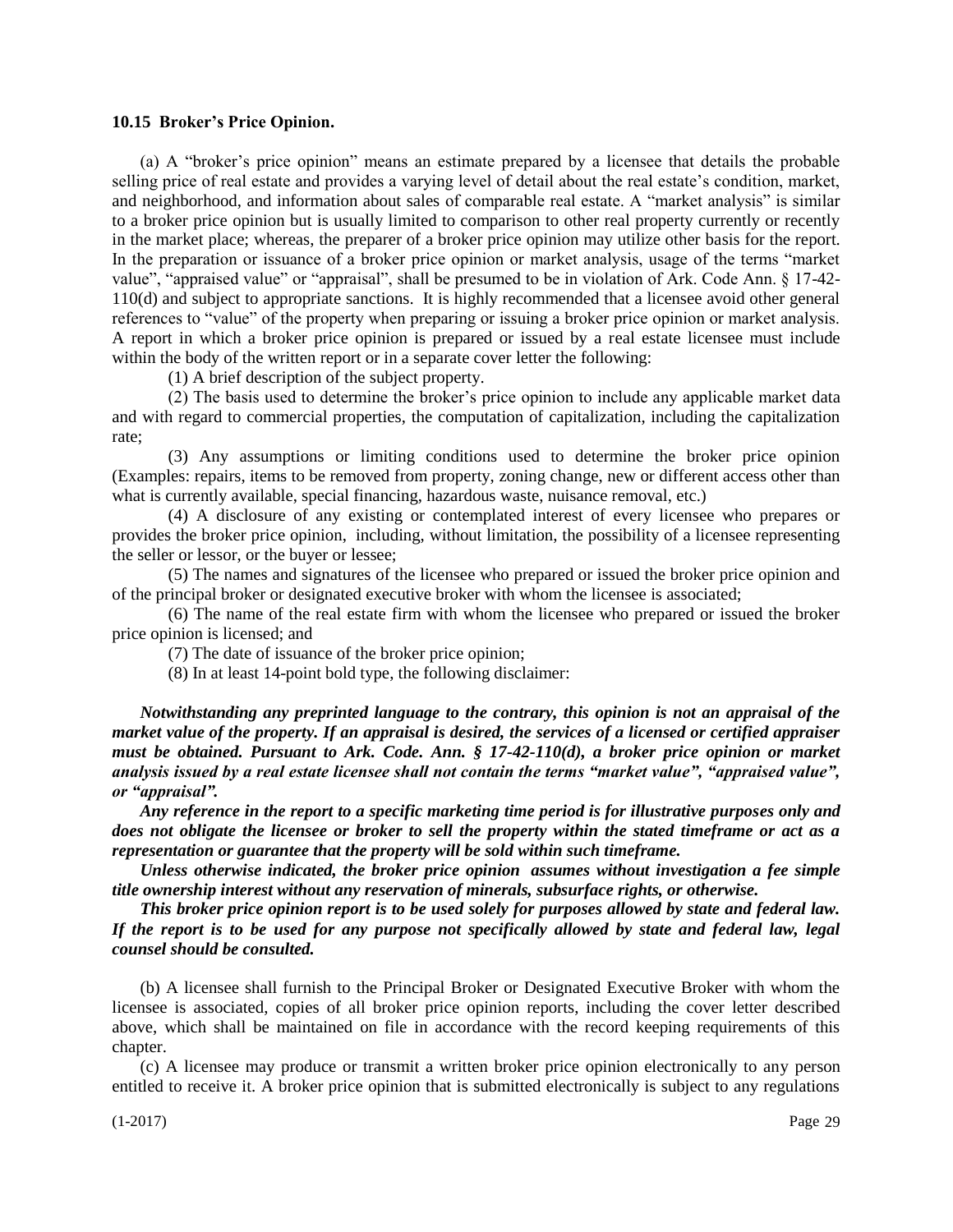**10.15 Broker's Price Opinion.**

(a) A "broker's price opinion" means an estimate prepared by a licensee that details the probable selling price of real estate and provides a varying level of detail about the real estate's condition, market, and neighborhood, and information about sales of comparable real estate. A "market analysis" is similar to a broker price opinion but is usually limited to comparison to other real property currently or recently in the market place; whereas, the preparer of a broker price opinion may utilize other basis for the report. In the preparation or issuance of a broker price opinion or market analysis, usage of the terms "market value", "appraised value" or "appraisal", shall be presumed to be in violation of Ark. Code Ann. § 17-42-110(d) and subject to appropriate sanctions. It is highly recommended that a licensee avoid other general references to "value" of the property when preparing or issuing a broker price opinion or market analysis. A report in which a broker price opinion is prepared or issued by a real estate licensee must include within the body of the written report or in a separate cover letter the following:

(1) A brief description of the subject property.

(2) The basis used to determine the broker's price opinion to include any applicable market data and with regard to commercial properties, the computation of capitalization, including the capitalization rate;

(3) Any assumptions or limiting conditions used to determine the broker price opinion (Examples: repairs, items to be removed from property, zoning change, new or different access other than what is currently available, special financing, hazardous waste, nuisance removal, etc.)

(4) A disclosure of any existing or contemplated interest of every licensee who prepares or provides the broker price opinion, including, without limitation, the possibility of a licensee representing the seller or lessor, or the buyer or lessee;

(5) The names and signatures of the licensee who prepared or issued the broker price opinion and of the principal broker or designated executive broker with whom the licensee is associated;

(6) The name of the real estate firm with whom the licensee who prepared or issued the broker price opinion is licensed; and

(7) The date of issuance of the broker price opinion;

(8) In at least 14-point bold type, the following disclaimer:

***Notwithstanding any preprinted language to the contrary, this opinion is not an appraisal of the market value of the property. If an appraisal is desired, the services of a licensed or certified appraiser must be obtained. Pursuant to Ark. Code. Ann. § 17-42-110(d), a broker price opinion or market analysis issued by a real estate licensee shall not contain the terms "market value", "appraised value", or "appraisal".***

***Any reference in the report to a specific marketing time period is for illustrative purposes only and does not obligate the licensee or broker to sell the property within the stated timeframe or act as a representation or guarantee that the property will be sold within such timeframe.***

***Unless otherwise indicated, the broker price opinion assumes without investigation a fee simple title ownership interest without any reservation of minerals, subsurface rights, or otherwise.***

***This broker price opinion report is to be used solely for purposes allowed by state and federal law. If the report is to be used for any purpose not specifically allowed by state and federal law, legal counsel should be consulted.***

(b) A licensee shall furnish to the Principal Broker or Designated Executive Broker with whom the licensee is associated, copies of all broker price opinion reports, including the cover letter described above, which shall be maintained on file in accordance with the record keeping requirements of this chapter.

(c) A licensee may produce or transmit a written broker price opinion electronically to any person entitled to receive it. A broker price opinion that is submitted electronically is subject to any regulations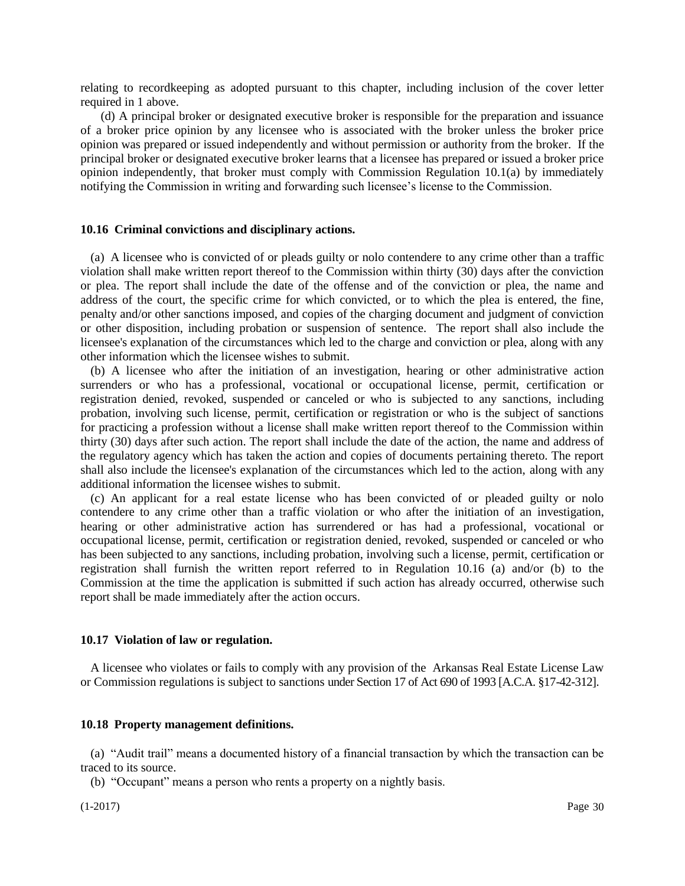relating to recordkeeping as adopted pursuant to this chapter, including inclusion of the cover letter required in 1 above.

(d) A principal broker or designated executive broker is responsible for the preparation and issuance of a broker price opinion by any licensee who is associated with the broker unless the broker price opinion was prepared or issued independently and without permission or authority from the broker. If the principal broker or designated executive broker learns that a licensee has prepared or issued a broker price opinion independently, that broker must comply with Commission Regulation 10.1(a) by immediately notifying the Commission in writing and forwarding such licensee's license to the Commission.

**10.16 Criminal convictions and disciplinary actions.**

(a) A licensee who is convicted of or pleads guilty or nolo contendere to any crime other than a traffic violation shall make written report thereof to the Commission within thirty (30) days after the conviction or plea. The report shall include the date of the offense and of the conviction or plea, the name and address of the court, the specific crime for which convicted, or to which the plea is entered, the fine, penalty and/or other sanctions imposed, and copies of the charging document and judgment of conviction or other disposition, including probation or suspension of sentence. The report shall also include the licensee's explanation of the circumstances which led to the charge and conviction or plea, along with any other information which the licensee wishes to submit.

(b) A licensee who after the initiation of an investigation, hearing or other administrative action surrenders or who has a professional, vocational or occupational license, permit, certification or registration denied, revoked, suspended or canceled or who is subjected to any sanctions, including probation, involving such license, permit, certification or registration or who is the subject of sanctions for practicing a profession without a license shall make written report thereof to the Commission within thirty (30) days after such action. The report shall include the date of the action, the name and address of the regulatory agency which has taken the action and copies of documents pertaining thereto. The report shall also include the licensee's explanation of the circumstances which led to the action, along with any additional information the licensee wishes to submit.

(c) An applicant for a real estate license who has been convicted of or pleaded guilty or nolo contendere to any crime other than a traffic violation or who after the initiation of an investigation, hearing or other administrative action has surrendered or has had a professional, vocational or occupational license, permit, certification or registration denied, revoked, suspended or canceled or who has been subjected to any sanctions, including probation, involving such a license, permit, certification or registration shall furnish the written report referred to in Regulation 10.16 (a) and/or (b) to the Commission at the time the application is submitted if such action has already occurred, otherwise such report shall be made immediately after the action occurs.

**10.17 Violation of law or regulation.**

A licensee who violates or fails to comply with any provision of the Arkansas Real Estate License Law or Commission regulations is subject to sanctions under Section 17 of Act 690 of 1993 [A.C.A. §17-42-312].

**10.18 Property management definitions.**

(a) "Audit trail" means a documented history of a financial transaction by which the transaction can be traced to its source.

(b) "Occupant" means a person who rents a property on a nightly basis.

(1-2017)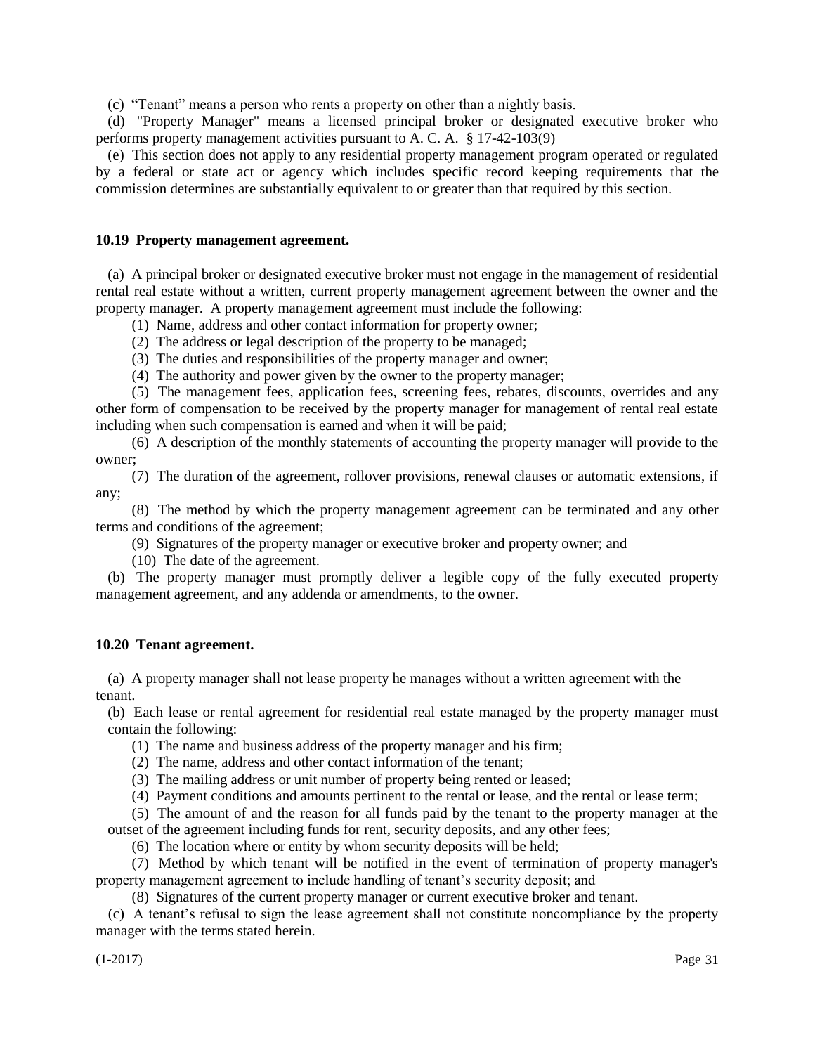(c) "Tenant" means a person who rents a property on other than a nightly basis.

(d) "Property Manager" means a licensed principal broker or designated executive broker who performs property management activities pursuant to A. C. A. § 17-42-103(9)

(e) This section does not apply to any residential property management program operated or regulated by a federal or state act or agency which includes specific record keeping requirements that the commission determines are substantially equivalent to or greater than that required by this section.

### 10.19 Property management agreement.

(a) A principal broker or designated executive broker must not engage in the management of residential rental real estate without a written, current property management agreement between the owner and the property manager. A property management agreement must include the following:

(1) Name, address and other contact information for property owner;

(2) The address or legal description of the property to be managed;

(3) The duties and responsibilities of the property manager and owner;

(4) The authority and power given by the owner to the property manager;

(5) The management fees, application fees, screening fees, rebates, discounts, overrides and any other form of compensation to be received by the property manager for management of rental real estate including when such compensation is earned and when it will be paid;

(6) A description of the monthly statements of accounting the property manager will provide to the owner;

(7) The duration of the agreement, rollover provisions, renewal clauses or automatic extensions, if any;

(8) The method by which the property management agreement can be terminated and any other terms and conditions of the agreement;

(9) Signatures of the property manager or executive broker and property owner; and

(10) The date of the agreement.

(b) The property manager must promptly deliver a legible copy of the fully executed property management agreement, and any addenda or amendments, to the owner.

### 10.20 Tenant agreement.

(a) A property manager shall not lease property he manages without a written agreement with the tenant.

(b) Each lease or rental agreement for residential real estate managed by the property manager must contain the following:

(1) The name and business address of the property manager and his firm;

(2) The name, address and other contact information of the tenant;

(3) The mailing address or unit number of property being rented or leased;

(4) Payment conditions and amounts pertinent to the rental or lease, and the rental or lease term;

(5) The amount of and the reason for all funds paid by the tenant to the property manager at the outset of the agreement including funds for rent, security deposits, and any other fees;

(6) The location where or entity by whom security deposits will be held;

(7) Method by which tenant will be notified in the event of termination of property manager's property management agreement to include handling of tenant's security deposit; and

(8) Signatures of the current property manager or current executive broker and tenant.

(c) A tenant's refusal to sign the lease agreement shall not constitute noncompliance by the property manager with the terms stated herein.

(1-2017)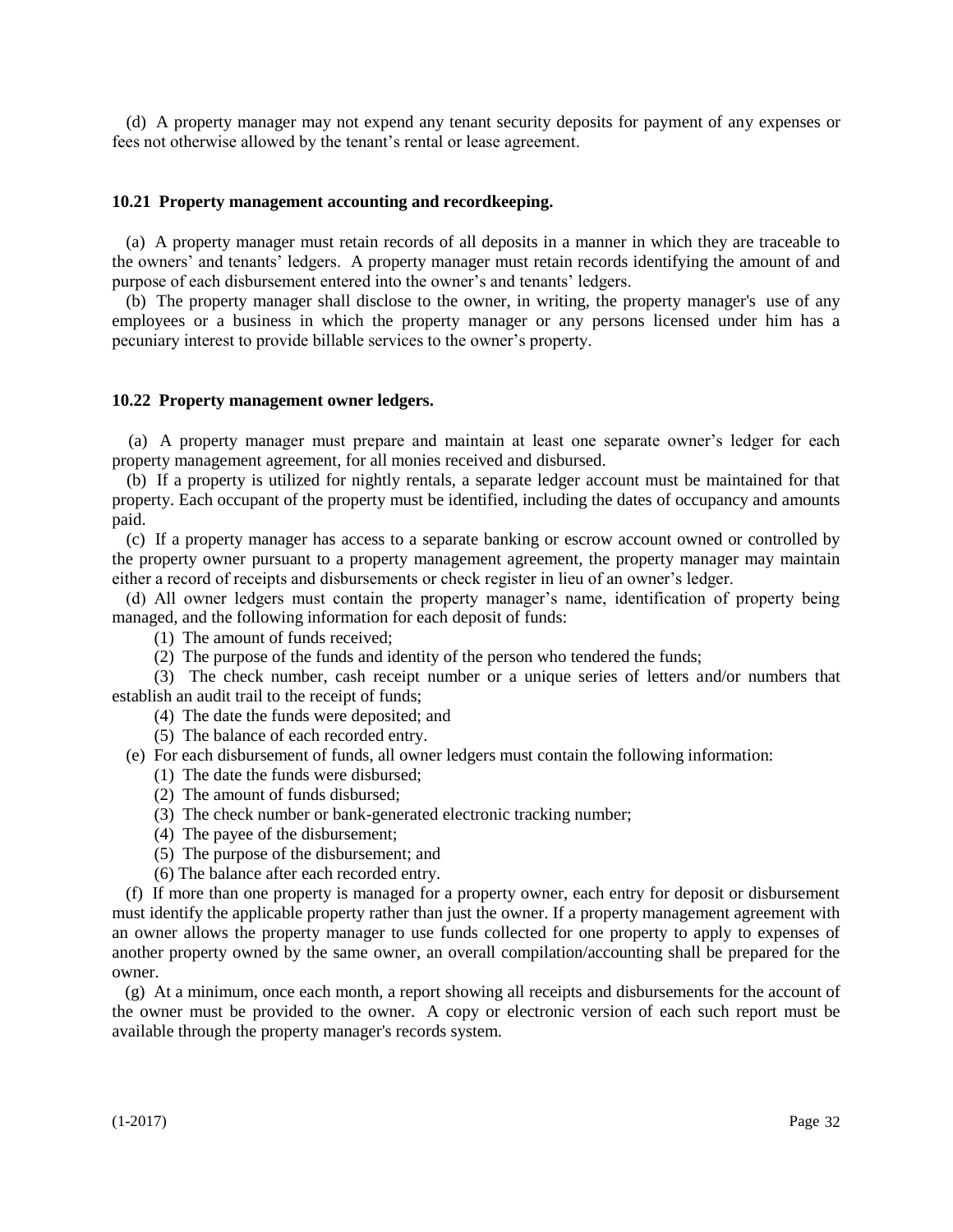(d) A property manager may not expend any tenant security deposits for payment of any expenses or fees not otherwise allowed by the tenant's rental or lease agreement.

**10.21 Property management accounting and recordkeeping.**

(a) A property manager must retain records of all deposits in a manner in which they are traceable to the owners' and tenants' ledgers. A property manager must retain records identifying the amount of and purpose of each disbursement entered into the owner's and tenants' ledgers.

(b) The property manager shall disclose to the owner, in writing, the property manager's use of any employees or a business in which the property manager or any persons licensed under him has a pecuniary interest to provide billable services to the owner's property.

**10.22 Property management owner ledgers.**

(a) A property manager must prepare and maintain at least one separate owner's ledger for each property management agreement, for all monies received and disbursed.

(b) If a property is utilized for nightly rentals, a separate ledger account must be maintained for that property. Each occupant of the property must be identified, including the dates of occupancy and amounts paid.

(c) If a property manager has access to a separate banking or escrow account owned or controlled by the property owner pursuant to a property management agreement, the property manager may maintain either a record of receipts and disbursements or check register in lieu of an owner's ledger.

(d) All owner ledgers must contain the property manager's name, identification of property being managed, and the following information for each deposit of funds:

(1) The amount of funds received;

(2) The purpose of the funds and identity of the person who tendered the funds;

(3) The check number, cash receipt number or a unique series of letters and/or numbers that establish an audit trail to the receipt of funds;

(4) The date the funds were deposited; and

(5) The balance of each recorded entry.

(e) For each disbursement of funds, all owner ledgers must contain the following information:

(1) The date the funds were disbursed;

(2) The amount of funds disbursed;

(3) The check number or bank-generated electronic tracking number;

(4) The payee of the disbursement;

(5) The purpose of the disbursement; and

(6) The balance after each recorded entry.

(f) If more than one property is managed for a property owner, each entry for deposit or disbursement must identify the applicable property rather than just the owner. If a property management agreement with an owner allows the property manager to use funds collected for one property to apply to expenses of another property owned by the same owner, an overall compilation/accounting shall be prepared for the owner.

(g) At a minimum, once each month, a report showing all receipts and disbursements for the account of the owner must be provided to the owner. A copy or electronic version of each such report must be available through the property manager's records system.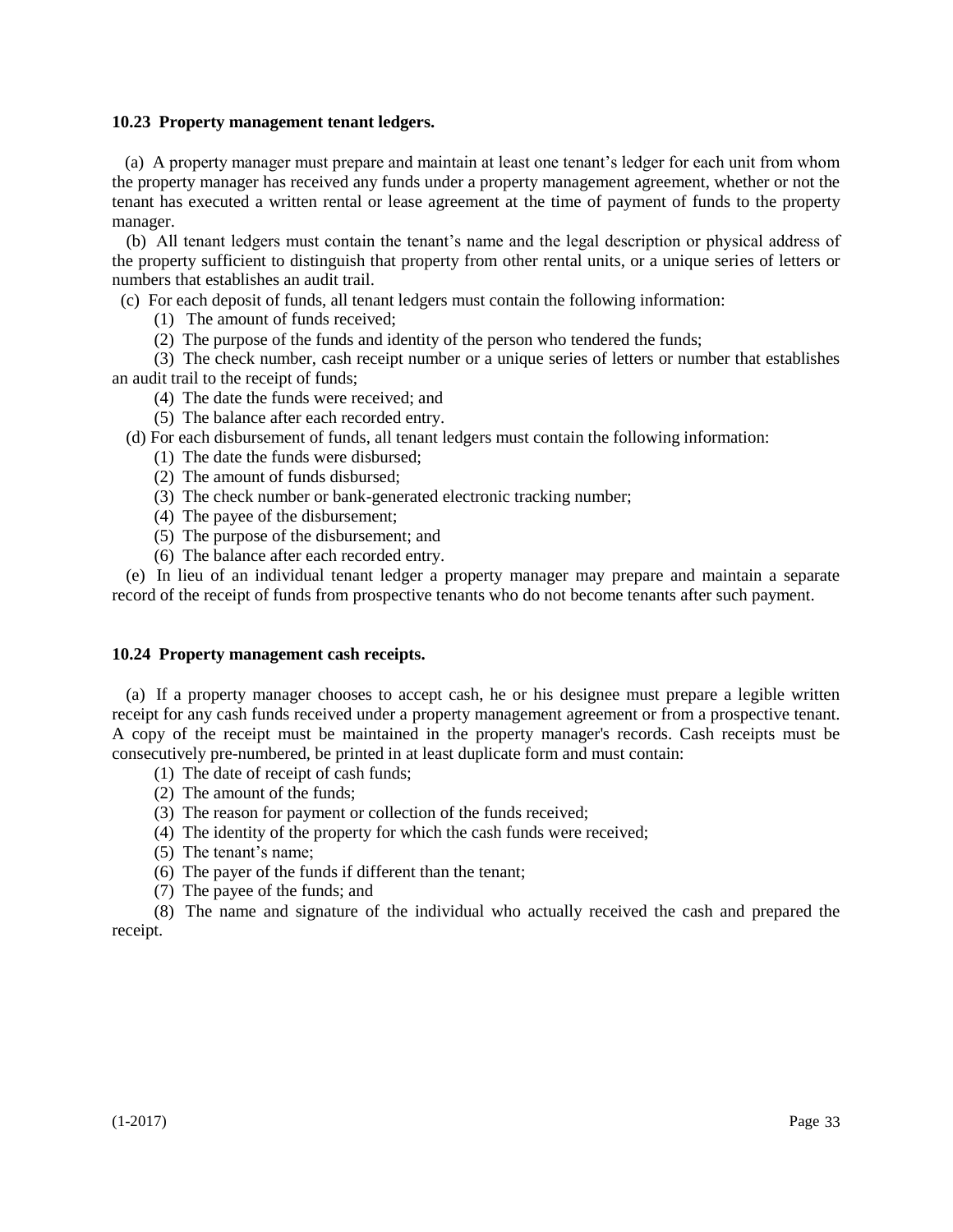### 10.23 Property management tenant ledgers.

(a) A property manager must prepare and maintain at least one tenant's ledger for each unit from whom the property manager has received any funds under a property management agreement, whether or not the tenant has executed a written rental or lease agreement at the time of payment of funds to the property manager.

(b) All tenant ledgers must contain the tenant's name and the legal description or physical address of the property sufficient to distinguish that property from other rental units, or a unique series of letters or numbers that establishes an audit trail.

(c) For each deposit of funds, all tenant ledgers must contain the following information:

(1) The amount of funds received;

(2) The purpose of the funds and identity of the person who tendered the funds;

(3) The check number, cash receipt number or a unique series of letters or number that establishes an audit trail to the receipt of funds;

(4) The date the funds were received; and

(5) The balance after each recorded entry.

(d) For each disbursement of funds, all tenant ledgers must contain the following information:

(1) The date the funds were disbursed;

(2) The amount of funds disbursed;

(3) The check number or bank-generated electronic tracking number;

(4) The payee of the disbursement;

(5) The purpose of the disbursement; and

(6) The balance after each recorded entry.

(e) In lieu of an individual tenant ledger a property manager may prepare and maintain a separate record of the receipt of funds from prospective tenants who do not become tenants after such payment.

### 10.24 Property management cash receipts.

(a) If a property manager chooses to accept cash, he or his designee must prepare a legible written receipt for any cash funds received under a property management agreement or from a prospective tenant. A copy of the receipt must be maintained in the property manager's records. Cash receipts must be consecutively pre-numbered, be printed in at least duplicate form and must contain:

(1) The date of receipt of cash funds;

(2) The amount of the funds;

(3) The reason for payment or collection of the funds received;

(4) The identity of the property for which the cash funds were received;

(5) The tenant's name;

(6) The payer of the funds if different than the tenant;

(7) The payee of the funds; and

(8) The name and signature of the individual who actually received the cash and prepared the receipt.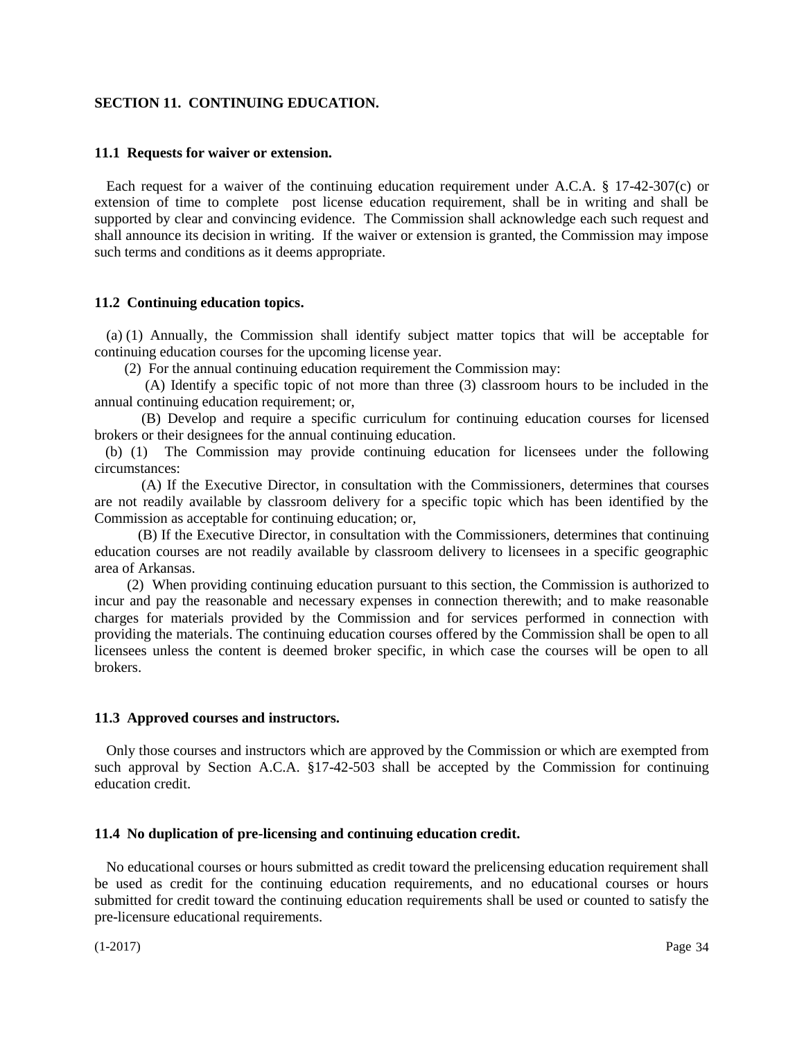## SECTION 11. CONTINUING EDUCATION.

### 11.1 Requests for waiver or extension.

Each request for a waiver of the continuing education requirement under A.C.A. § 17-42-307(c) or extension of time to complete post license education requirement, shall be in writing and shall be supported by clear and convincing evidence. The Commission shall acknowledge each such request and shall announce its decision in writing. If the waiver or extension is granted, the Commission may impose such terms and conditions as it deems appropriate.

### 11.2 Continuing education topics.

(a) (1) Annually, the Commission shall identify subject matter topics that will be acceptable for continuing education courses for the upcoming license year.

(2) For the annual continuing education requirement the Commission may:

(A) Identify a specific topic of not more than three (3) classroom hours to be included in the annual continuing education requirement; or,

(B) Develop and require a specific curriculum for continuing education courses for licensed brokers or their designees for the annual continuing education.

(b) (1) The Commission may provide continuing education for licensees under the following circumstances:

(A) If the Executive Director, in consultation with the Commissioners, determines that courses are not readily available by classroom delivery for a specific topic which has been identified by the Commission as acceptable for continuing education; or,

(B) If the Executive Director, in consultation with the Commissioners, determines that continuing education courses are not readily available by classroom delivery to licensees in a specific geographic area of Arkansas.

(2) When providing continuing education pursuant to this section, the Commission is authorized to incur and pay the reasonable and necessary expenses in connection therewith; and to make reasonable charges for materials provided by the Commission and for services performed in connection with providing the materials. The continuing education courses offered by the Commission shall be open to all licensees unless the content is deemed broker specific, in which case the courses will be open to all brokers.

### 11.3 Approved courses and instructors.

Only those courses and instructors which are approved by the Commission or which are exempted from such approval by Section A.C.A. §17-42-503 shall be accepted by the Commission for continuing education credit.

### 11.4 No duplication of pre-licensing and continuing education credit.

No educational courses or hours submitted as credit toward the prelicensing education requirement shall be used as credit for the continuing education requirements, and no educational courses or hours submitted for credit toward the continuing education requirements shall be used or counted to satisfy the pre-licensure educational requirements.

(1-2017)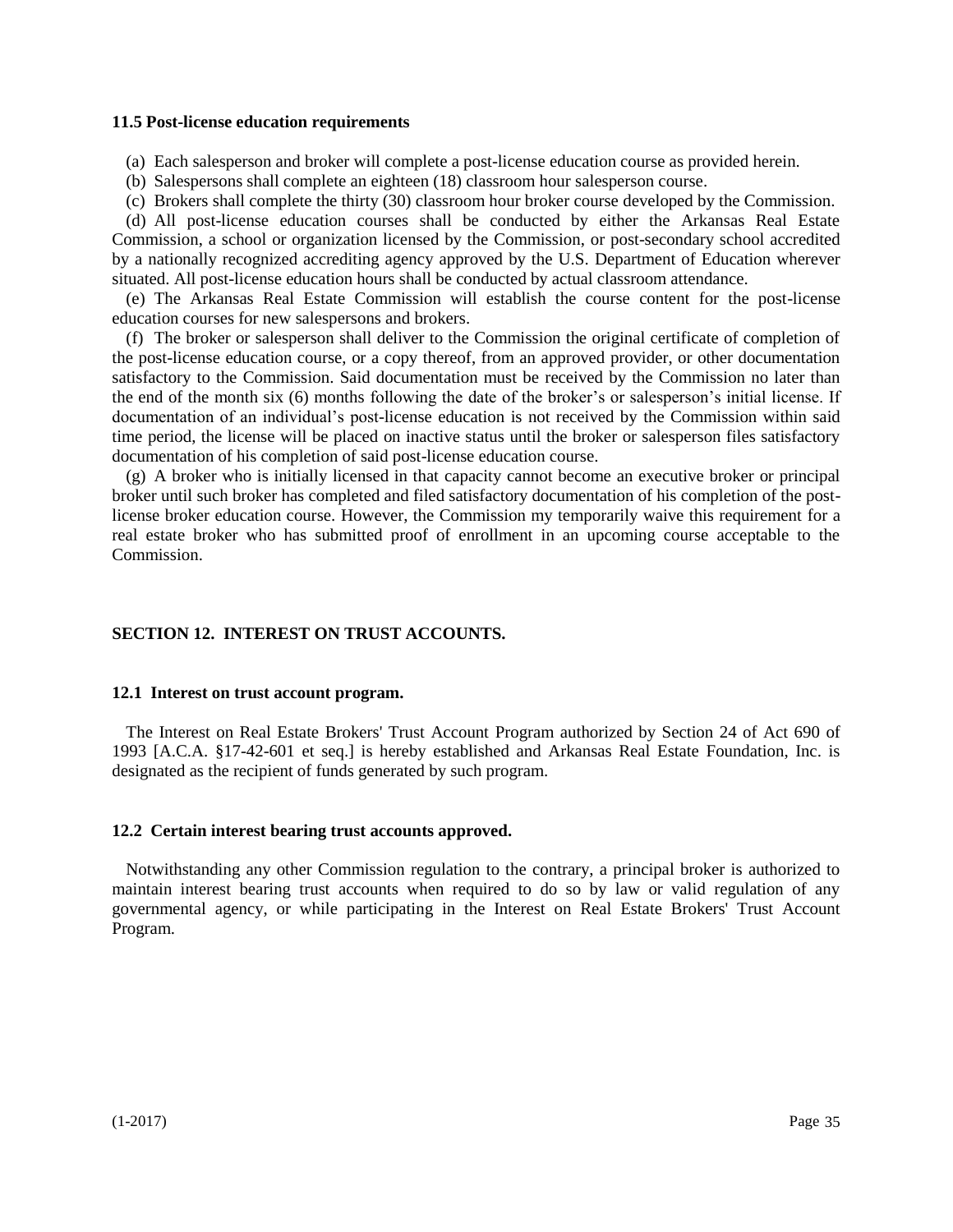**11.5 Post-license education requirements**

(a) Each salesperson and broker will complete a post-license education course as provided herein.

(b) Salespersons shall complete an eighteen (18) classroom hour salesperson course.

(c) Brokers shall complete the thirty (30) classroom hour broker course developed by the Commission.

(d) All post-license education courses shall be conducted by either the Arkansas Real Estate Commission, a school or organization licensed by the Commission, or post-secondary school accredited by a nationally recognized accrediting agency approved by the U.S. Department of Education wherever situated. All post-license education hours shall be conducted by actual classroom attendance.

(e) The Arkansas Real Estate Commission will establish the course content for the post-license education courses for new salespersons and brokers.

(f) The broker or salesperson shall deliver to the Commission the original certificate of completion of the post-license education course, or a copy thereof, from an approved provider, or other documentation satisfactory to the Commission. Said documentation must be received by the Commission no later than the end of the month six (6) months following the date of the broker's or salesperson's initial license. If documentation of an individual's post-license education is not received by the Commission within said time period, the license will be placed on inactive status until the broker or salesperson files satisfactory documentation of his completion of said post-license education course.

(g) A broker who is initially licensed in that capacity cannot become an executive broker or principal broker until such broker has completed and filed satisfactory documentation of his completion of the post-license broker education course. However, the Commission my temporarily waive this requirement for a real estate broker who has submitted proof of enrollment in an upcoming course acceptable to the Commission.

## SECTION 12. INTEREST ON TRUST ACCOUNTS.

**12.1 Interest on trust account program.**

The Interest on Real Estate Brokers' Trust Account Program authorized by Section 24 of Act 690 of 1993 [A.C.A. §17-42-601 et seq.] is hereby established and Arkansas Real Estate Foundation, Inc. is designated as the recipient of funds generated by such program.

**12.2 Certain interest bearing trust accounts approved.**

Notwithstanding any other Commission regulation to the contrary, a principal broker is authorized to maintain interest bearing trust accounts when required to do so by law or valid regulation of any governmental agency, or while participating in the Interest on Real Estate Brokers' Trust Account Program.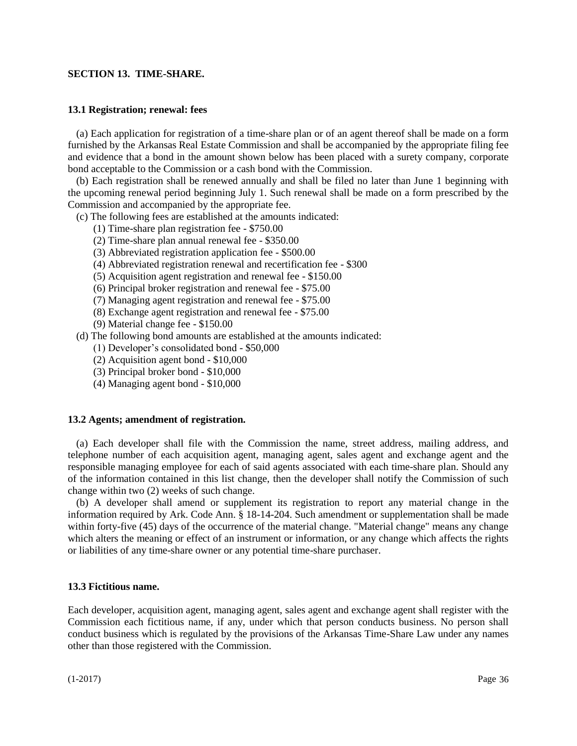## SECTION 13. TIME-SHARE.

### 13.1 Registration; renewal: fees

(a) Each application for registration of a time-share plan or of an agent thereof shall be made on a form furnished by the Arkansas Real Estate Commission and shall be accompanied by the appropriate filing fee and evidence that a bond in the amount shown below has been placed with a surety company, corporate bond acceptable to the Commission or a cash bond with the Commission.

(b) Each registration shall be renewed annually and shall be filed no later than June 1 beginning with the upcoming renewal period beginning July 1. Such renewal shall be made on a form prescribed by the Commission and accompanied by the appropriate fee.

(c) The following fees are established at the amounts indicated:

- (1) Time-share plan registration fee - $750.00
- (2) Time-share plan annual renewal fee - $350.00
- (3) Abbreviated registration application fee - $500.00
- (4) Abbreviated registration renewal and recertification fee - $300
- (5) Acquisition agent registration and renewal fee - $150.00
- (6) Principal broker registration and renewal fee - $75.00
- (7) Managing agent registration and renewal fee - $75.00
- (8) Exchange agent registration and renewal fee - $75.00
- (9) Material change fee - $150.00

(d) The following bond amounts are established at the amounts indicated:

- (1) Developer's consolidated bond - $50,000
- (2) Acquisition agent bond - $10,000
- (3) Principal broker bond - $10,000
- (4) Managing agent bond - $10,000

### 13.2 Agents; amendment of registration.

(a) Each developer shall file with the Commission the name, street address, mailing address, and telephone number of each acquisition agent, managing agent, sales agent and exchange agent and the responsible managing employee for each of said agents associated with each time-share plan. Should any of the information contained in this list change, then the developer shall notify the Commission of such change within two (2) weeks of such change.

(b) A developer shall amend or supplement its registration to report any material change in the information required by Ark. Code Ann. § 18-14-204. Such amendment or supplementation shall be made within forty-five (45) days of the occurrence of the material change. "Material change" means any change which alters the meaning or effect of an instrument or information, or any change which affects the rights or liabilities of any time-share owner or any potential time-share purchaser.

### 13.3 Fictitious name.

Each developer, acquisition agent, managing agent, sales agent and exchange agent shall register with the Commission each fictitious name, if any, under which that person conducts business. No person shall conduct business which is regulated by the provisions of the Arkansas Time-Share Law under any names other than those registered with the Commission.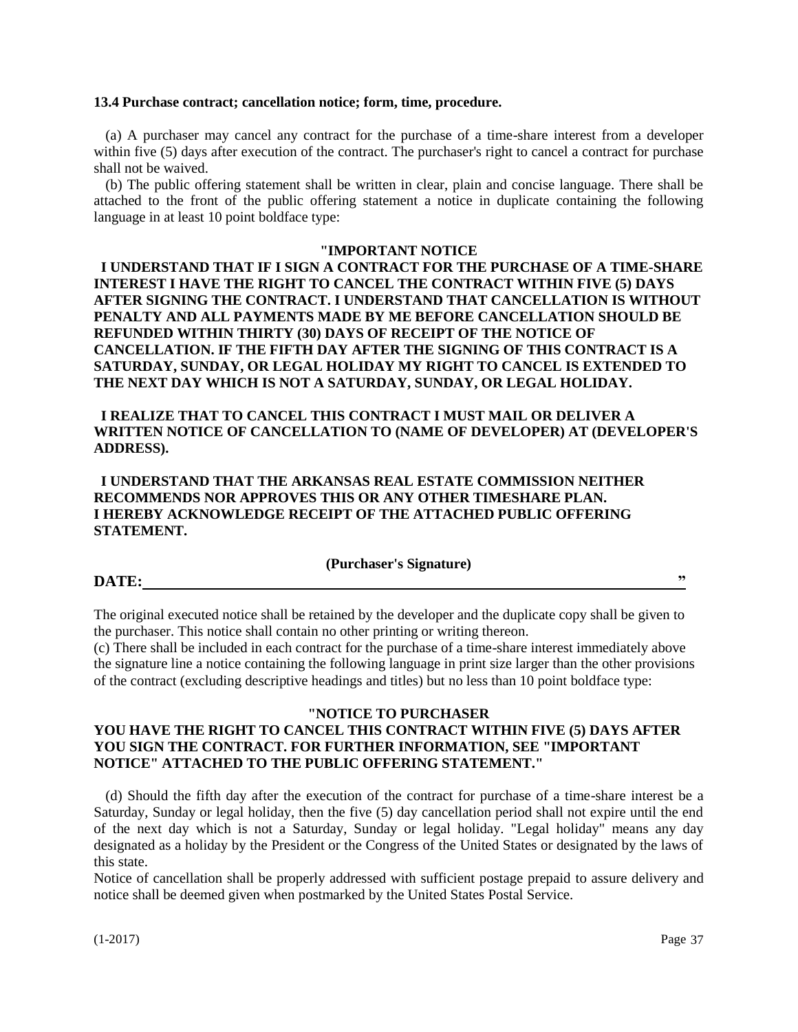**13.4 Purchase contract; cancellation notice; form, time, procedure.**

(a) A purchaser may cancel any contract for the purchase of a time-share interest from a developer within five (5) days after execution of the contract. The purchaser's right to cancel a contract for purchase shall not be waived.

(b) The public offering statement shall be written in clear, plain and concise language. There shall be attached to the front of the public offering statement a notice in duplicate containing the following language in at least 10 point boldface type:

**"IMPORTANT NOTICE**

**I UNDERSTAND THAT IF I SIGN A CONTRACT FOR THE PURCHASE OF A TIME-SHARE INTEREST I HAVE THE RIGHT TO CANCEL THE CONTRACT WITHIN FIVE (5) DAYS AFTER SIGNING THE CONTRACT. I UNDERSTAND THAT CANCELLATION IS WITHOUT PENALTY AND ALL PAYMENTS MADE BY ME BEFORE CANCELLATION SHOULD BE REFUNDED WITHIN THIRTY (30) DAYS OF RECEIPT OF THE NOTICE OF CANCELLATION. IF THE FIFTH DAY AFTER THE SIGNING OF THIS CONTRACT IS A SATURDAY, SUNDAY, OR LEGAL HOLIDAY MY RIGHT TO CANCEL IS EXTENDED TO THE NEXT DAY WHICH IS NOT A SATURDAY, SUNDAY, OR LEGAL HOLIDAY.**

**I REALIZE THAT TO CANCEL THIS CONTRACT I MUST MAIL OR DELIVER A WRITTEN NOTICE OF CANCELLATION TO (NAME OF DEVELOPER) AT (DEVELOPER'S ADDRESS).**

**I UNDERSTAND THAT THE ARKANSAS REAL ESTATE COMMISSION NEITHER RECOMMENDS NOR APPROVES THIS OR ANY OTHER TIMESHARE PLAN.**
**I HEREBY ACKNOWLEDGE RECEIPT OF THE ATTACHED PUBLIC OFFERING STATEMENT.**

**(Purchaser's Signature)**

**DATE:\_\_\_\_\_\_\_\_\_\_\_\_\_\_\_\_\_\_\_\_\_\_\_\_\_\_\_\_\_\_\_\_\_\_\_\_\_\_\_\_"**

The original executed notice shall be retained by the developer and the duplicate copy shall be given to the purchaser. This notice shall contain no other printing or writing thereon.

(c) There shall be included in each contract for the purchase of a time-share interest immediately above the signature line a notice containing the following language in print size larger than the other provisions of the contract (excluding descriptive headings and titles) but no less than 10 point boldface type:

**"NOTICE TO PURCHASER**
**YOU HAVE THE RIGHT TO CANCEL THIS CONTRACT WITHIN FIVE (5) DAYS AFTER YOU SIGN THE CONTRACT. FOR FURTHER INFORMATION, SEE "IMPORTANT NOTICE" ATTACHED TO THE PUBLIC OFFERING STATEMENT."**

(d) Should the fifth day after the execution of the contract for purchase of a time-share interest be a Saturday, Sunday or legal holiday, then the five (5) day cancellation period shall not expire until the end of the next day which is not a Saturday, Sunday or legal holiday. "Legal holiday" means any day designated as a holiday by the President or the Congress of the United States or designated by the laws of this state.

Notice of cancellation shall be properly addressed with sufficient postage prepaid to assure delivery and notice shall be deemed given when postmarked by the United States Postal Service.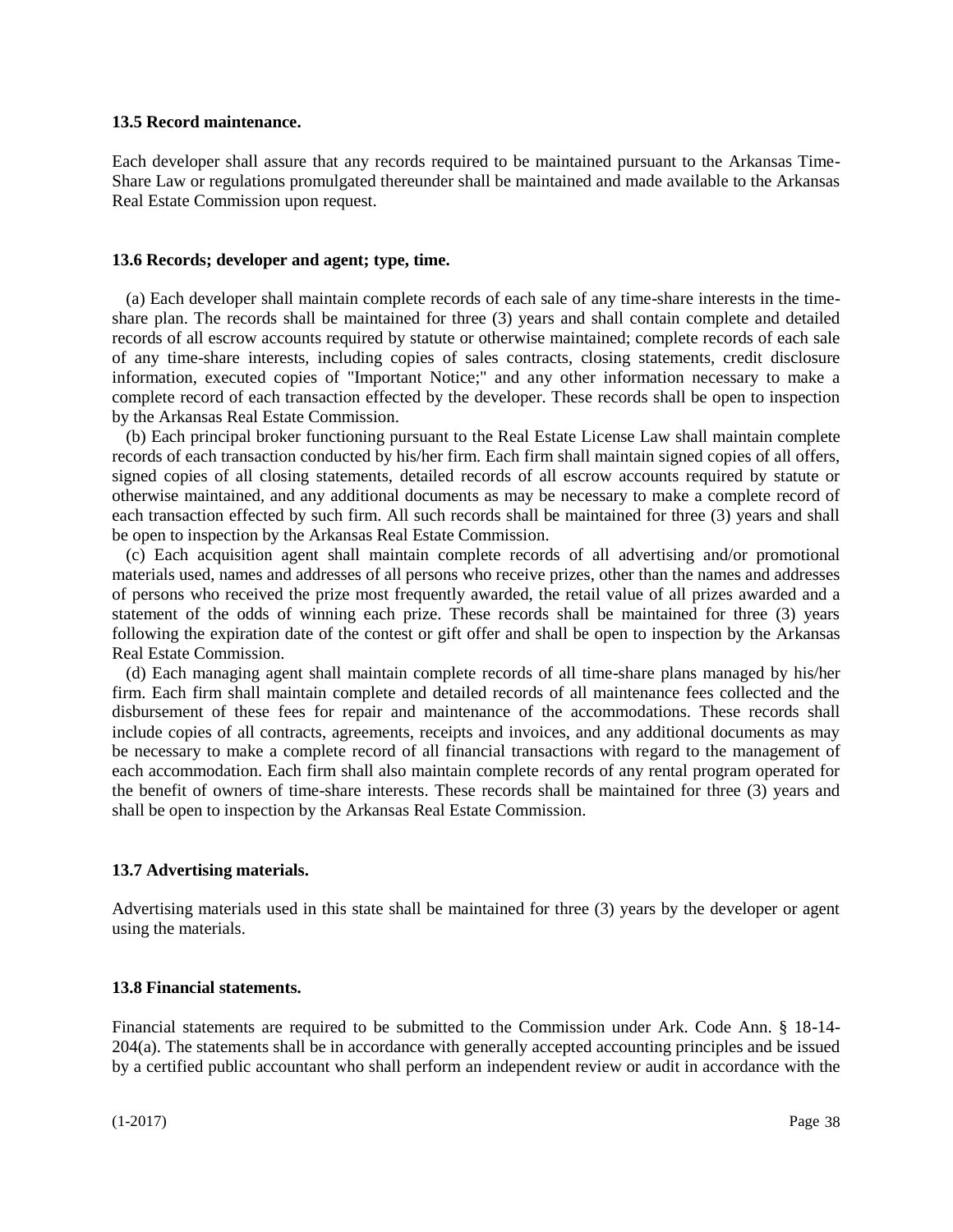**13.5 Record maintenance.**

Each developer shall assure that any records required to be maintained pursuant to the Arkansas Time-Share Law or regulations promulgated thereunder shall be maintained and made available to the Arkansas Real Estate Commission upon request.

**13.6 Records; developer and agent; type, time.**

(a) Each developer shall maintain complete records of each sale of any time-share interests in the time-share plan. The records shall be maintained for three (3) years and shall contain complete and detailed records of all escrow accounts required by statute or otherwise maintained; complete records of each sale of any time-share interests, including copies of sales contracts, closing statements, credit disclosure information, executed copies of "Important Notice;" and any other information necessary to make a complete record of each transaction effected by the developer. These records shall be open to inspection by the Arkansas Real Estate Commission.

(b) Each principal broker functioning pursuant to the Real Estate License Law shall maintain complete records of each transaction conducted by his/her firm. Each firm shall maintain signed copies of all offers, signed copies of all closing statements, detailed records of all escrow accounts required by statute or otherwise maintained, and any additional documents as may be necessary to make a complete record of each transaction effected by such firm. All such records shall be maintained for three (3) years and shall be open to inspection by the Arkansas Real Estate Commission.

(c) Each acquisition agent shall maintain complete records of all advertising and/or promotional materials used, names and addresses of all persons who receive prizes, other than the names and addresses of persons who received the prize most frequently awarded, the retail value of all prizes awarded and a statement of the odds of winning each prize. These records shall be maintained for three (3) years following the expiration date of the contest or gift offer and shall be open to inspection by the Arkansas Real Estate Commission.

(d) Each managing agent shall maintain complete records of all time-share plans managed by his/her firm. Each firm shall maintain complete and detailed records of all maintenance fees collected and the disbursement of these fees for repair and maintenance of the accommodations. These records shall include copies of all contracts, agreements, receipts and invoices, and any additional documents as may be necessary to make a complete record of all financial transactions with regard to the management of each accommodation. Each firm shall also maintain complete records of any rental program operated for the benefit of owners of time-share interests. These records shall be maintained for three (3) years and shall be open to inspection by the Arkansas Real Estate Commission.

**13.7 Advertising materials.**

Advertising materials used in this state shall be maintained for three (3) years by the developer or agent using the materials.

**13.8 Financial statements.**

Financial statements are required to be submitted to the Commission under Ark. Code Ann. § 18-14-204(a). The statements shall be in accordance with generally accepted accounting principles and be issued by a certified public accountant who shall perform an independent review or audit in accordance with the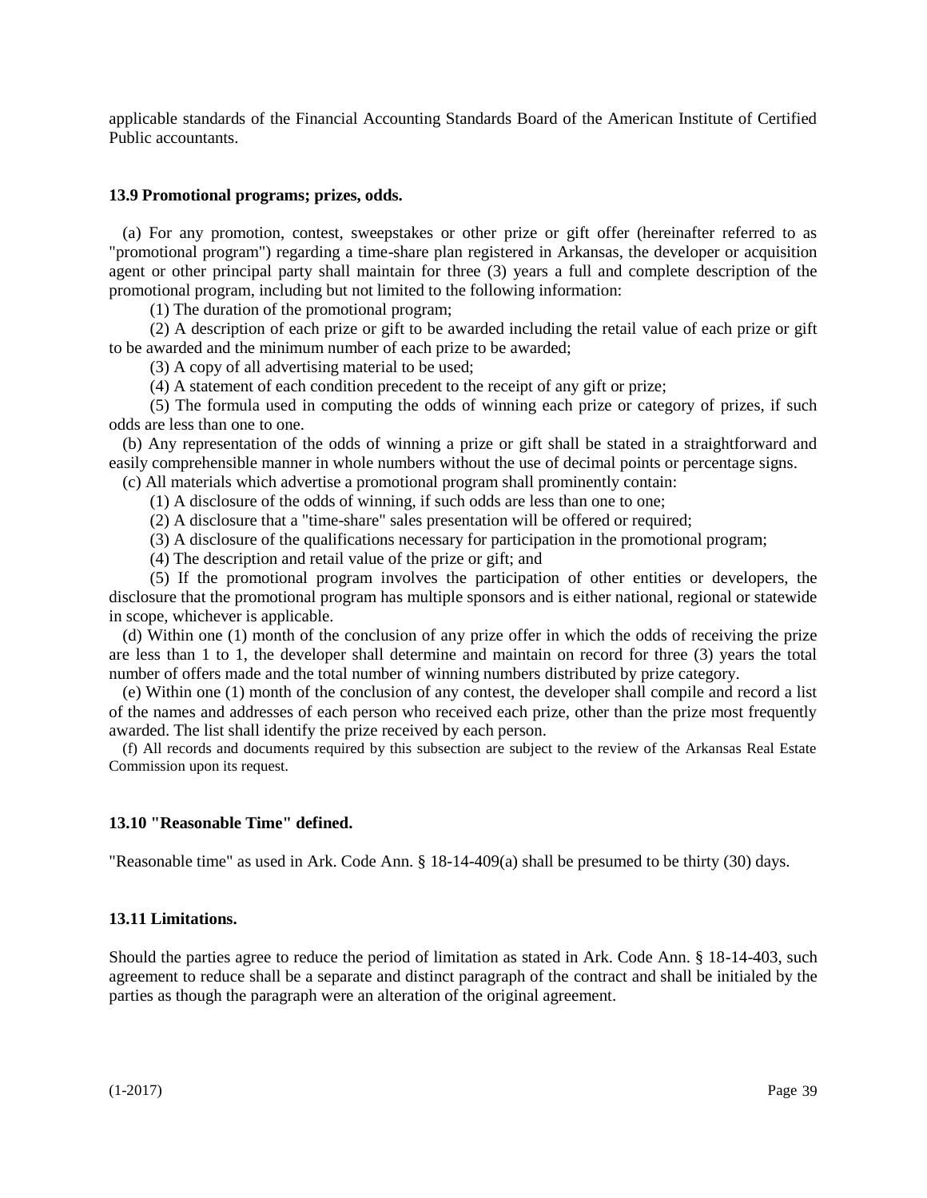applicable standards of the Financial Accounting Standards Board of the American Institute of Certified Public accountants.

**13.9 Promotional programs; prizes, odds.**

(a) For any promotion, contest, sweepstakes or other prize or gift offer (hereinafter referred to as "promotional program") regarding a time-share plan registered in Arkansas, the developer or acquisition agent or other principal party shall maintain for three (3) years a full and complete description of the promotional program, including but not limited to the following information:

(1) The duration of the promotional program;

(2) A description of each prize or gift to be awarded including the retail value of each prize or gift to be awarded and the minimum number of each prize to be awarded;

(3) A copy of all advertising material to be used;

(4) A statement of each condition precedent to the receipt of any gift or prize;

(5) The formula used in computing the odds of winning each prize or category of prizes, if such odds are less than one to one.

(b) Any representation of the odds of winning a prize or gift shall be stated in a straightforward and easily comprehensible manner in whole numbers without the use of decimal points or percentage signs.

(c) All materials which advertise a promotional program shall prominently contain:

(1) A disclosure of the odds of winning, if such odds are less than one to one;

(2) A disclosure that a "time-share" sales presentation will be offered or required;

(3) A disclosure of the qualifications necessary for participation in the promotional program;

(4) The description and retail value of the prize or gift; and

(5) If the promotional program involves the participation of other entities or developers, the disclosure that the promotional program has multiple sponsors and is either national, regional or statewide in scope, whichever is applicable.

(d) Within one (1) month of the conclusion of any prize offer in which the odds of receiving the prize are less than 1 to 1, the developer shall determine and maintain on record for three (3) years the total number of offers made and the total number of winning numbers distributed by prize category.

(e) Within one (1) month of the conclusion of any contest, the developer shall compile and record a list of the names and addresses of each person who received each prize, other than the prize most frequently awarded. The list shall identify the prize received by each person.

(f) All records and documents required by this subsection are subject to the review of the Arkansas Real Estate Commission upon its request.

**13.10 "Reasonable Time" defined.**

"Reasonable time" as used in Ark. Code Ann. § 18-14-409(a) shall be presumed to be thirty (30) days.

**13.11 Limitations.**

Should the parties agree to reduce the period of limitation as stated in Ark. Code Ann. § 18-14-403, such agreement to reduce shall be a separate and distinct paragraph of the contract and shall be initialed by the parties as though the paragraph were an alteration of the original agreement.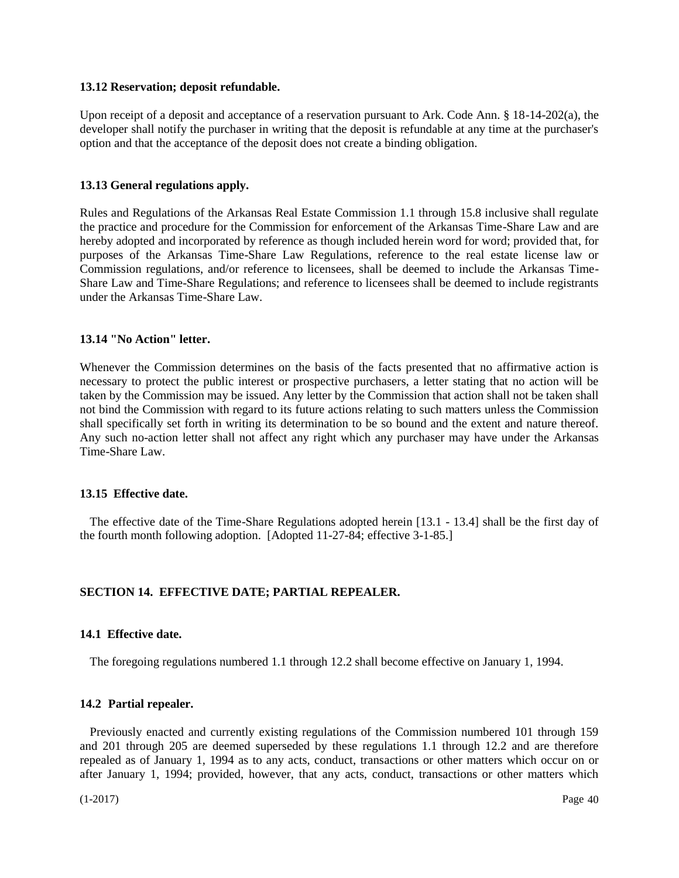**13.12 Reservation; deposit refundable.**

Upon receipt of a deposit and acceptance of a reservation pursuant to Ark. Code Ann. § 18-14-202(a), the developer shall notify the purchaser in writing that the deposit is refundable at any time at the purchaser's option and that the acceptance of the deposit does not create a binding obligation.

**13.13 General regulations apply.**

Rules and Regulations of the Arkansas Real Estate Commission 1.1 through 15.8 inclusive shall regulate the practice and procedure for the Commission for enforcement of the Arkansas Time-Share Law and are hereby adopted and incorporated by reference as though included herein word for word; provided that, for purposes of the Arkansas Time-Share Law Regulations, reference to the real estate license law or Commission regulations, and/or reference to licensees, shall be deemed to include the Arkansas Time-Share Law and Time-Share Regulations; and reference to licensees shall be deemed to include registrants under the Arkansas Time-Share Law.

**13.14 "No Action" letter.**

Whenever the Commission determines on the basis of the facts presented that no affirmative action is necessary to protect the public interest or prospective purchasers, a letter stating that no action will be taken by the Commission may be issued. Any letter by the Commission that action shall not be taken shall not bind the Commission with regard to its future actions relating to such matters unless the Commission shall specifically set forth in writing its determination to be so bound and the extent and nature thereof. Any such no-action letter shall not affect any right which any purchaser may have under the Arkansas Time-Share Law.

**13.15 Effective date.**

The effective date of the Time-Share Regulations adopted herein [13.1 - 13.4] shall be the first day of the fourth month following adoption. [Adopted 11-27-84; effective 3-1-85.]

## SECTION 14. EFFECTIVE DATE; PARTIAL REPEALER.

**14.1 Effective date.**

The foregoing regulations numbered 1.1 through 12.2 shall become effective on January 1, 1994.

**14.2 Partial repealer.**

Previously enacted and currently existing regulations of the Commission numbered 101 through 159 and 201 through 205 are deemed superseded by these regulations 1.1 through 12.2 and are therefore repealed as of January 1, 1994 as to any acts, conduct, transactions or other matters which occur on or after January 1, 1994; provided, however, that any acts, conduct, transactions or other matters which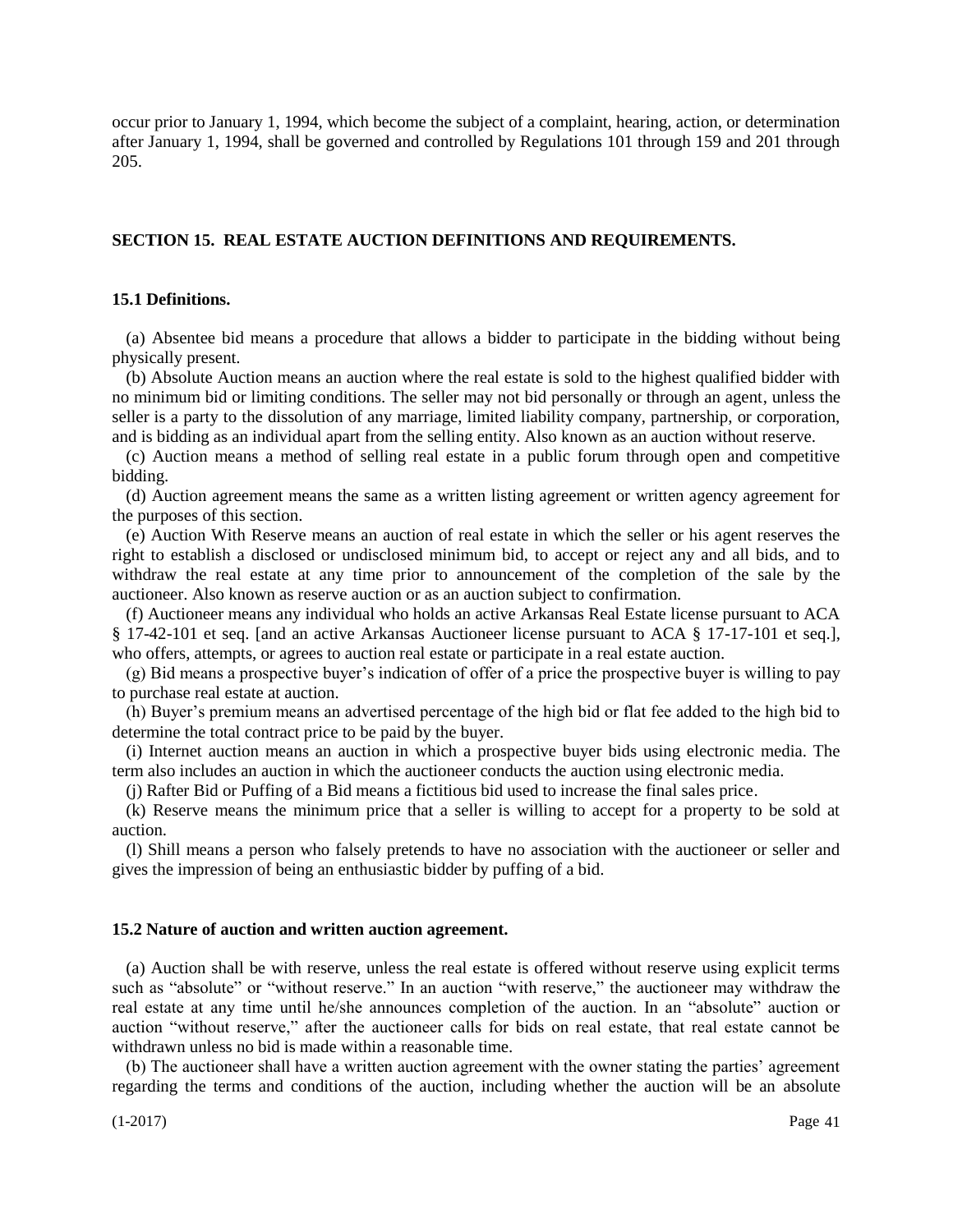occur prior to January 1, 1994, which become the subject of a complaint, hearing, action, or determination after January 1, 1994, shall be governed and controlled by Regulations 101 through 159 and 201 through 205.

## SECTION 15. REAL ESTATE AUCTION DEFINITIONS AND REQUIREMENTS.

### 15.1 Definitions.

(a) Absentee bid means a procedure that allows a bidder to participate in the bidding without being physically present.

(b) Absolute Auction means an auction where the real estate is sold to the highest qualified bidder with no minimum bid or limiting conditions. The seller may not bid personally or through an agent, unless the seller is a party to the dissolution of any marriage, limited liability company, partnership, or corporation, and is bidding as an individual apart from the selling entity. Also known as an auction without reserve.

(c) Auction means a method of selling real estate in a public forum through open and competitive bidding.

(d) Auction agreement means the same as a written listing agreement or written agency agreement for the purposes of this section.

(e) Auction With Reserve means an auction of real estate in which the seller or his agent reserves the right to establish a disclosed or undisclosed minimum bid, to accept or reject any and all bids, and to withdraw the real estate at any time prior to announcement of the completion of the sale by the auctioneer. Also known as reserve auction or as an auction subject to confirmation.

(f) Auctioneer means any individual who holds an active Arkansas Real Estate license pursuant to ACA § 17-42-101 et seq. [and an active Arkansas Auctioneer license pursuant to ACA § 17-17-101 et seq.], who offers, attempts, or agrees to auction real estate or participate in a real estate auction.

(g) Bid means a prospective buyer's indication of offer of a price the prospective buyer is willing to pay to purchase real estate at auction.

(h) Buyer's premium means an advertised percentage of the high bid or flat fee added to the high bid to determine the total contract price to be paid by the buyer.

(i) Internet auction means an auction in which a prospective buyer bids using electronic media. The term also includes an auction in which the auctioneer conducts the auction using electronic media.

(j) Rafter Bid or Puffing of a Bid means a fictitious bid used to increase the final sales price.

(k) Reserve means the minimum price that a seller is willing to accept for a property to be sold at auction.

(l) Shill means a person who falsely pretends to have no association with the auctioneer or seller and gives the impression of being an enthusiastic bidder by puffing of a bid.

### 15.2 Nature of auction and written auction agreement.

(a) Auction shall be with reserve, unless the real estate is offered without reserve using explicit terms such as "absolute" or "without reserve." In an auction "with reserve," the auctioneer may withdraw the real estate at any time until he/she announces completion of the auction. In an "absolute" auction or auction "without reserve," after the auctioneer calls for bids on real estate, that real estate cannot be withdrawn unless no bid is made within a reasonable time.

(b) The auctioneer shall have a written auction agreement with the owner stating the parties' agreement regarding the terms and conditions of the auction, including whether the auction will be an absolute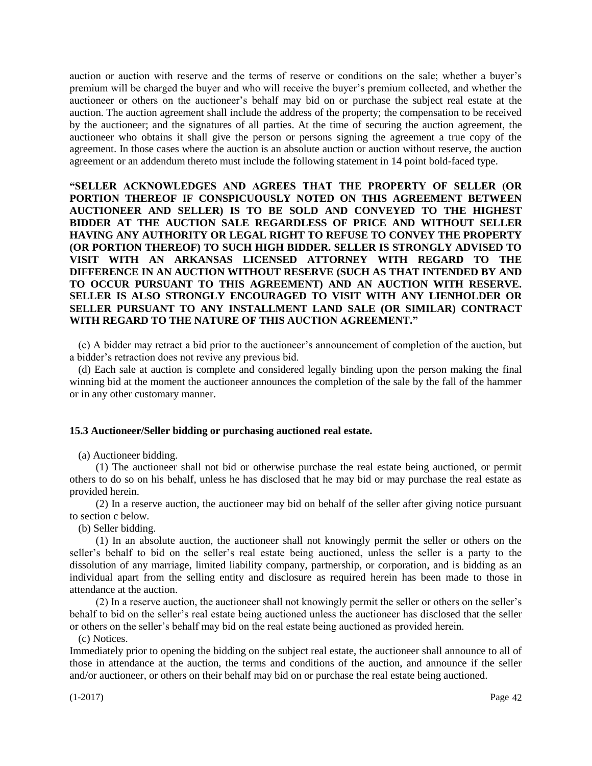auction or auction with reserve and the terms of reserve or conditions on the sale; whether a buyer's premium will be charged the buyer and who will receive the buyer's premium collected, and whether the auctioneer or others on the auctioneer's behalf may bid on or purchase the subject real estate at the auction. The auction agreement shall include the address of the property; the compensation to be received by the auctioneer; and the signatures of all parties. At the time of securing the auction agreement, the auctioneer who obtains it shall give the person or persons signing the agreement a true copy of the agreement. In those cases where the auction is an absolute auction or auction without reserve, the auction agreement or an addendum thereto must include the following statement in 14 point bold-faced type.

**"SELLER ACKNOWLEDGES AND AGREES THAT THE PROPERTY OF SELLER (OR PORTION THEREOF IF CONSPICUOUSLY NOTED ON THIS AGREEMENT BETWEEN AUCTIONEER AND SELLER) IS TO BE SOLD AND CONVEYED TO THE HIGHEST BIDDER AT THE AUCTION SALE REGARDLESS OF PRICE AND WITHOUT SELLER HAVING ANY AUTHORITY OR LEGAL RIGHT TO REFUSE TO CONVEY THE PROPERTY (OR PORTION THEREOF) TO SUCH HIGH BIDDER. SELLER IS STRONGLY ADVISED TO VISIT WITH AN ARKANSAS LICENSED ATTORNEY WITH REGARD TO THE DIFFERENCE IN AN AUCTION WITHOUT RESERVE (SUCH AS THAT INTENDED BY AND TO OCCUR PURSUANT TO THIS AGREEMENT) AND AN AUCTION WITH RESERVE. SELLER IS ALSO STRONGLY ENCOURAGED TO VISIT WITH ANY LIENHOLDER OR SELLER PURSUANT TO ANY INSTALLMENT LAND SALE (OR SIMILAR) CONTRACT WITH REGARD TO THE NATURE OF THIS AUCTION AGREEMENT."**

(c) A bidder may retract a bid prior to the auctioneer's announcement of completion of the auction, but a bidder's retraction does not revive any previous bid.

(d) Each sale at auction is complete and considered legally binding upon the person making the final winning bid at the moment the auctioneer announces the completion of the sale by the fall of the hammer or in any other customary manner.

**15.3 Auctioneer/Seller bidding or purchasing auctioned real estate.**

(a) Auctioneer bidding.

(1) The auctioneer shall not bid or otherwise purchase the real estate being auctioned, or permit others to do so on his behalf, unless he has disclosed that he may bid or may purchase the real estate as provided herein.

(2) In a reserve auction, the auctioneer may bid on behalf of the seller after giving notice pursuant to section c below.

(b) Seller bidding.

(1) In an absolute auction, the auctioneer shall not knowingly permit the seller or others on the seller's behalf to bid on the seller's real estate being auctioned, unless the seller is a party to the dissolution of any marriage, limited liability company, partnership, or corporation, and is bidding as an individual apart from the selling entity and disclosure as required herein has been made to those in attendance at the auction.

(2) In a reserve auction, the auctioneer shall not knowingly permit the seller or others on the seller's behalf to bid on the seller's real estate being auctioned unless the auctioneer has disclosed that the seller or others on the seller's behalf may bid on the real estate being auctioned as provided herein.

(c) Notices.

Immediately prior to opening the bidding on the subject real estate, the auctioneer shall announce to all of those in attendance at the auction, the terms and conditions of the auction, and announce if the seller and/or auctioneer, or others on their behalf may bid on or purchase the real estate being auctioned.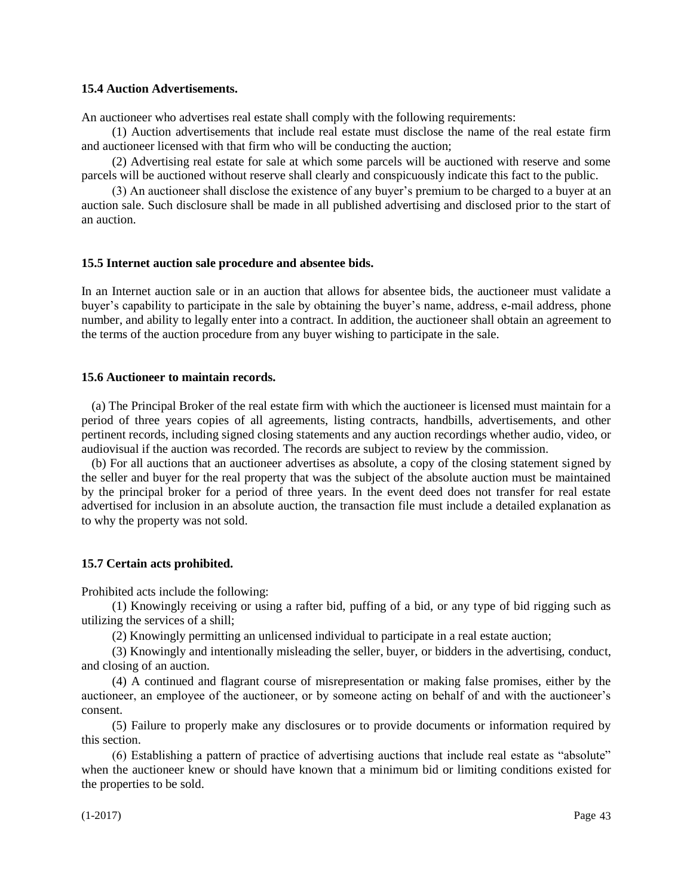**15.4 Auction Advertisements.**

An auctioneer who advertises real estate shall comply with the following requirements:

(1) Auction advertisements that include real estate must disclose the name of the real estate firm and auctioneer licensed with that firm who will be conducting the auction;

(2) Advertising real estate for sale at which some parcels will be auctioned with reserve and some parcels will be auctioned without reserve shall clearly and conspicuously indicate this fact to the public.

(3) An auctioneer shall disclose the existence of any buyer's premium to be charged to a buyer at an auction sale. Such disclosure shall be made in all published advertising and disclosed prior to the start of an auction.

**15.5 Internet auction sale procedure and absentee bids.**

In an Internet auction sale or in an auction that allows for absentee bids, the auctioneer must validate a buyer's capability to participate in the sale by obtaining the buyer's name, address, e-mail address, phone number, and ability to legally enter into a contract. In addition, the auctioneer shall obtain an agreement to the terms of the auction procedure from any buyer wishing to participate in the sale.

**15.6 Auctioneer to maintain records.**

(a) The Principal Broker of the real estate firm with which the auctioneer is licensed must maintain for a period of three years copies of all agreements, listing contracts, handbills, advertisements, and other pertinent records, including signed closing statements and any auction recordings whether audio, video, or audiovisual if the auction was recorded. The records are subject to review by the commission.

(b) For all auctions that an auctioneer advertises as absolute, a copy of the closing statement signed by the seller and buyer for the real property that was the subject of the absolute auction must be maintained by the principal broker for a period of three years. In the event deed does not transfer for real estate advertised for inclusion in an absolute auction, the transaction file must include a detailed explanation as to why the property was not sold.

**15.7 Certain acts prohibited.**

Prohibited acts include the following:

(1) Knowingly receiving or using a rafter bid, puffing of a bid, or any type of bid rigging such as utilizing the services of a shill;

(2) Knowingly permitting an unlicensed individual to participate in a real estate auction;

(3) Knowingly and intentionally misleading the seller, buyer, or bidders in the advertising, conduct, and closing of an auction.

(4) A continued and flagrant course of misrepresentation or making false promises, either by the auctioneer, an employee of the auctioneer, or by someone acting on behalf of and with the auctioneer's consent.

(5) Failure to properly make any disclosures or to provide documents or information required by this section.

(6) Establishing a pattern of practice of advertising auctions that include real estate as "absolute" when the auctioneer knew or should have known that a minimum bid or limiting conditions existed for the properties to be sold.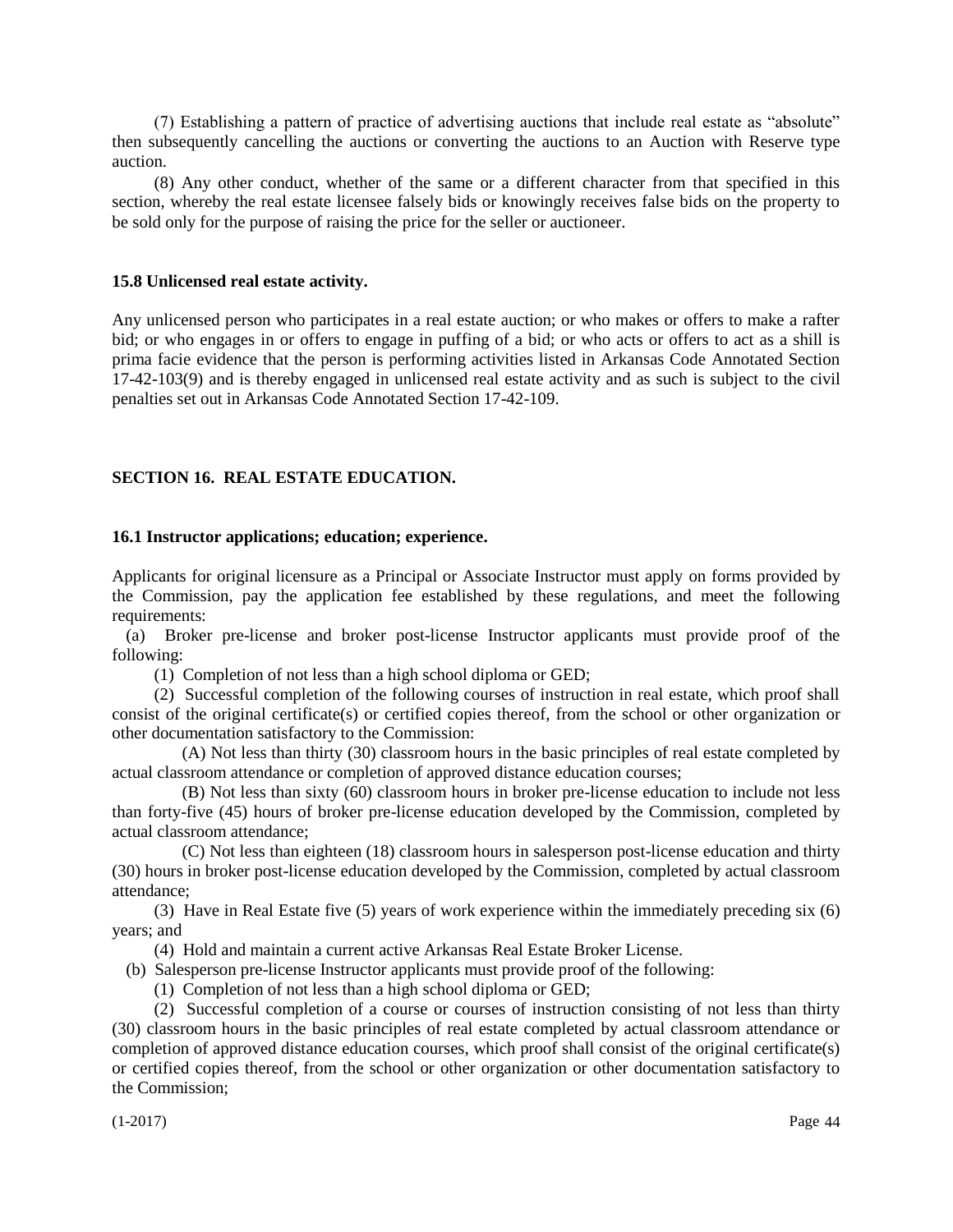(7) Establishing a pattern of practice of advertising auctions that include real estate as "absolute" then subsequently cancelling the auctions or converting the auctions to an Auction with Reserve type auction.

(8) Any other conduct, whether of the same or a different character from that specified in this section, whereby the real estate licensee falsely bids or knowingly receives false bids on the property to be sold only for the purpose of raising the price for the seller or auctioneer.

**15.8 Unlicensed real estate activity.**

Any unlicensed person who participates in a real estate auction; or who makes or offers to make a rafter bid; or who engages in or offers to engage in puffing of a bid; or who acts or offers to act as a shill is prima facie evidence that the person is performing activities listed in Arkansas Code Annotated Section 17-42-103(9) and is thereby engaged in unlicensed real estate activity and as such is subject to the civil penalties set out in Arkansas Code Annotated Section 17-42-109.

## SECTION 16. REAL ESTATE EDUCATION.

**16.1 Instructor applications; education; experience.**

Applicants for original licensure as a Principal or Associate Instructor must apply on forms provided by the Commission, pay the application fee established by these regulations, and meet the following requirements:

(a) Broker pre-license and broker post-license Instructor applicants must provide proof of the following:

(1) Completion of not less than a high school diploma or GED;

(2) Successful completion of the following courses of instruction in real estate, which proof shall consist of the original certificate(s) or certified copies thereof, from the school or other organization or other documentation satisfactory to the Commission:

(A) Not less than thirty (30) classroom hours in the basic principles of real estate completed by actual classroom attendance or completion of approved distance education courses;

(B) Not less than sixty (60) classroom hours in broker pre-license education to include not less than forty-five (45) hours of broker pre-license education developed by the Commission, completed by actual classroom attendance;

(C) Not less than eighteen (18) classroom hours in salesperson post-license education and thirty (30) hours in broker post-license education developed by the Commission, completed by actual classroom attendance;

(3) Have in Real Estate five (5) years of work experience within the immediately preceding six (6) years; and

(4) Hold and maintain a current active Arkansas Real Estate Broker License.

(b) Salesperson pre-license Instructor applicants must provide proof of the following:

(1) Completion of not less than a high school diploma or GED;

(2) Successful completion of a course or courses of instruction consisting of not less than thirty (30) classroom hours in the basic principles of real estate completed by actual classroom attendance or completion of approved distance education courses, which proof shall consist of the original certificate(s) or certified copies thereof, from the school or other organization or other documentation satisfactory to the Commission;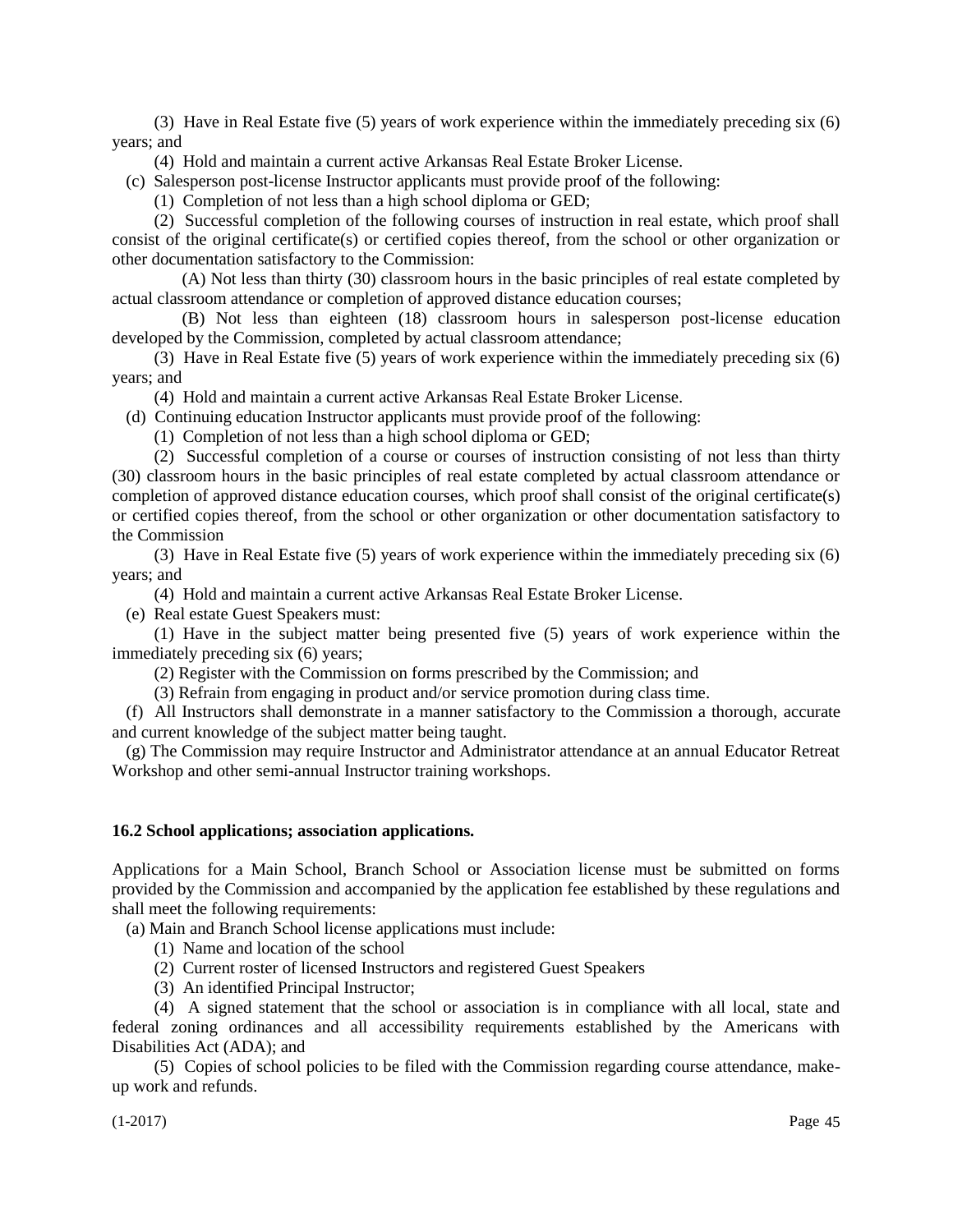(3) Have in Real Estate five (5) years of work experience within the immediately preceding six (6) years; and

(4) Hold and maintain a current active Arkansas Real Estate Broker License.

(c) Salesperson post-license Instructor applicants must provide proof of the following:

(1) Completion of not less than a high school diploma or GED;

(2) Successful completion of the following courses of instruction in real estate, which proof shall consist of the original certificate(s) or certified copies thereof, from the school or other organization or other documentation satisfactory to the Commission:

(A) Not less than thirty (30) classroom hours in the basic principles of real estate completed by actual classroom attendance or completion of approved distance education courses;

(B) Not less than eighteen (18) classroom hours in salesperson post-license education developed by the Commission, completed by actual classroom attendance;

(3) Have in Real Estate five (5) years of work experience within the immediately preceding six (6) years; and

(4) Hold and maintain a current active Arkansas Real Estate Broker License.

(d) Continuing education Instructor applicants must provide proof of the following:

(1) Completion of not less than a high school diploma or GED;

(2) Successful completion of a course or courses of instruction consisting of not less than thirty (30) classroom hours in the basic principles of real estate completed by actual classroom attendance or completion of approved distance education courses, which proof shall consist of the original certificate(s) or certified copies thereof, from the school or other organization or other documentation satisfactory to the Commission

(3) Have in Real Estate five (5) years of work experience within the immediately preceding six (6) years; and

(4) Hold and maintain a current active Arkansas Real Estate Broker License.

(e) Real estate Guest Speakers must:

(1) Have in the subject matter being presented five (5) years of work experience within the immediately preceding six (6) years;

(2) Register with the Commission on forms prescribed by the Commission; and

(3) Refrain from engaging in product and/or service promotion during class time.

(f) All Instructors shall demonstrate in a manner satisfactory to the Commission a thorough, accurate and current knowledge of the subject matter being taught.

(g) The Commission may require Instructor and Administrator attendance at an annual Educator Retreat Workshop and other semi-annual Instructor training workshops.

**16.2 School applications; association applications.**

Applications for a Main School, Branch School or Association license must be submitted on forms provided by the Commission and accompanied by the application fee established by these regulations and shall meet the following requirements:

(a) Main and Branch School license applications must include:

(1) Name and location of the school

(2) Current roster of licensed Instructors and registered Guest Speakers

(3) An identified Principal Instructor;

(4) A signed statement that the school or association is in compliance with all local, state and federal zoning ordinances and all accessibility requirements established by the Americans with Disabilities Act (ADA); and

(5) Copies of school policies to be filed with the Commission regarding course attendance, make-up work and refunds.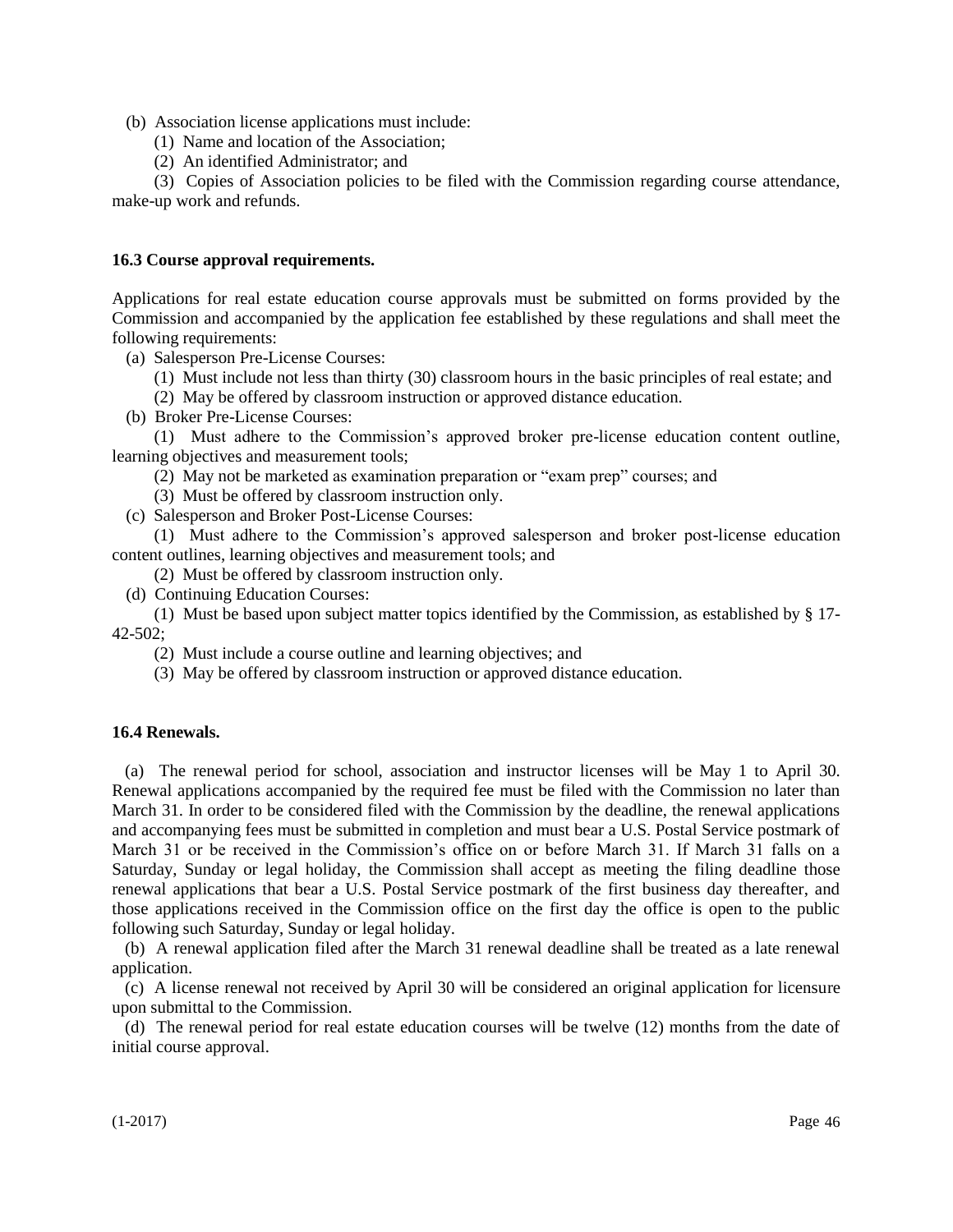(b) Association license applications must include:

(1) Name and location of the Association;

(2) An identified Administrator; and

(3) Copies of Association policies to be filed with the Commission regarding course attendance, make-up work and refunds.

**16.3 Course approval requirements.**

Applications for real estate education course approvals must be submitted on forms provided by the Commission and accompanied by the application fee established by these regulations and shall meet the following requirements:

(a) Salesperson Pre-License Courses:

(1) Must include not less than thirty (30) classroom hours in the basic principles of real estate; and

(2) May be offered by classroom instruction or approved distance education.

(b) Broker Pre-License Courses:

(1) Must adhere to the Commission's approved broker pre-license education content outline, learning objectives and measurement tools;

(2) May not be marketed as examination preparation or "exam prep" courses; and

(3) Must be offered by classroom instruction only.

(c) Salesperson and Broker Post-License Courses:

(1) Must adhere to the Commission's approved salesperson and broker post-license education content outlines, learning objectives and measurement tools; and

(2) Must be offered by classroom instruction only.

(d) Continuing Education Courses:

(1) Must be based upon subject matter topics identified by the Commission, as established by § 17-42-502;

(2) Must include a course outline and learning objectives; and

(3) May be offered by classroom instruction or approved distance education.

**16.4 Renewals.**

(a) The renewal period for school, association and instructor licenses will be May 1 to April 30. Renewal applications accompanied by the required fee must be filed with the Commission no later than March 31. In order to be considered filed with the Commission by the deadline, the renewal applications and accompanying fees must be submitted in completion and must bear a U.S. Postal Service postmark of March 31 or be received in the Commission's office on or before March 31. If March 31 falls on a Saturday, Sunday or legal holiday, the Commission shall accept as meeting the filing deadline those renewal applications that bear a U.S. Postal Service postmark of the first business day thereafter, and those applications received in the Commission office on the first day the office is open to the public following such Saturday, Sunday or legal holiday.

(b) A renewal application filed after the March 31 renewal deadline shall be treated as a late renewal application.

(c) A license renewal not received by April 30 will be considered an original application for licensure upon submittal to the Commission.

(d) The renewal period for real estate education courses will be twelve (12) months from the date of initial course approval.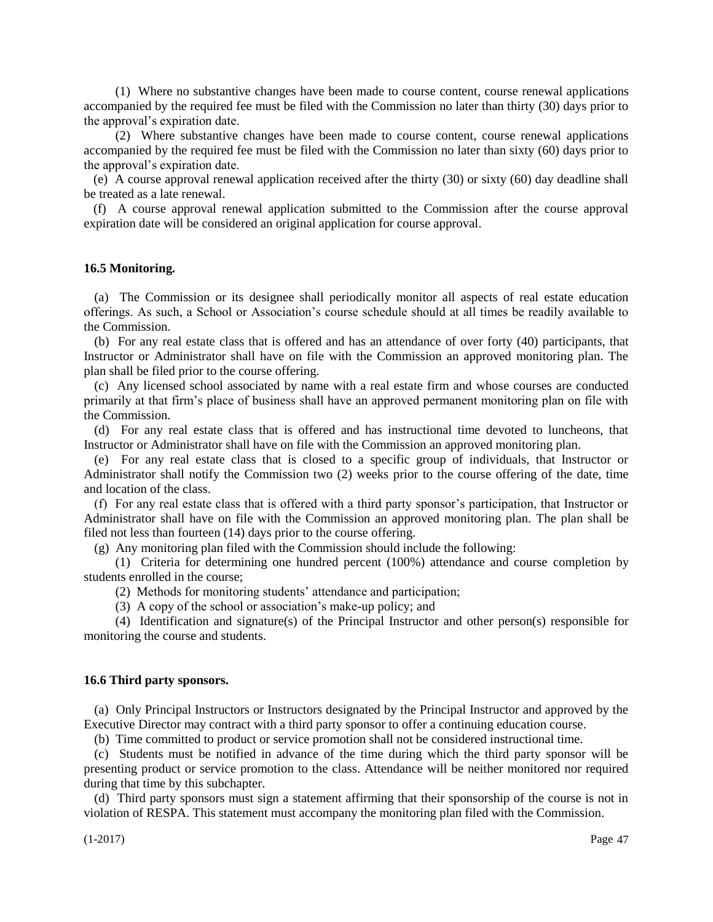(1) Where no substantive changes have been made to course content, course renewal applications accompanied by the required fee must be filed with the Commission no later than thirty (30) days prior to the approval's expiration date.

(2) Where substantive changes have been made to course content, course renewal applications accompanied by the required fee must be filed with the Commission no later than sixty (60) days prior to the approval's expiration date.

(e) A course approval renewal application received after the thirty (30) or sixty (60) day deadline shall be treated as a late renewal.

(f) A course approval renewal application submitted to the Commission after the course approval expiration date will be considered an original application for course approval.

**16.5 Monitoring.**

(a) The Commission or its designee shall periodically monitor all aspects of real estate education offerings. As such, a School or Association's course schedule should at all times be readily available to the Commission.

(b) For any real estate class that is offered and has an attendance of over forty (40) participants, that Instructor or Administrator shall have on file with the Commission an approved monitoring plan. The plan shall be filed prior to the course offering.

(c) Any licensed school associated by name with a real estate firm and whose courses are conducted primarily at that firm's place of business shall have an approved permanent monitoring plan on file with the Commission.

(d) For any real estate class that is offered and has instructional time devoted to luncheons, that Instructor or Administrator shall have on file with the Commission an approved monitoring plan.

(e) For any real estate class that is closed to a specific group of individuals, that Instructor or Administrator shall notify the Commission two (2) weeks prior to the course offering of the date, time and location of the class.

(f) For any real estate class that is offered with a third party sponsor's participation, that Instructor or Administrator shall have on file with the Commission an approved monitoring plan. The plan shall be filed not less than fourteen (14) days prior to the course offering.

(g) Any monitoring plan filed with the Commission should include the following:

(1) Criteria for determining one hundred percent (100%) attendance and course completion by students enrolled in the course;

(2) Methods for monitoring students' attendance and participation;

(3) A copy of the school or association's make-up policy; and

(4) Identification and signature(s) of the Principal Instructor and other person(s) responsible for monitoring the course and students.

**16.6 Third party sponsors.**

(a) Only Principal Instructors or Instructors designated by the Principal Instructor and approved by the Executive Director may contract with a third party sponsor to offer a continuing education course.

(b) Time committed to product or service promotion shall not be considered instructional time.

(c) Students must be notified in advance of the time during which the third party sponsor will be presenting product or service promotion to the class. Attendance will be neither monitored nor required during that time by this subchapter.

(d) Third party sponsors must sign a statement affirming that their sponsorship of the course is not in violation of RESPA. This statement must accompany the monitoring plan filed with the Commission.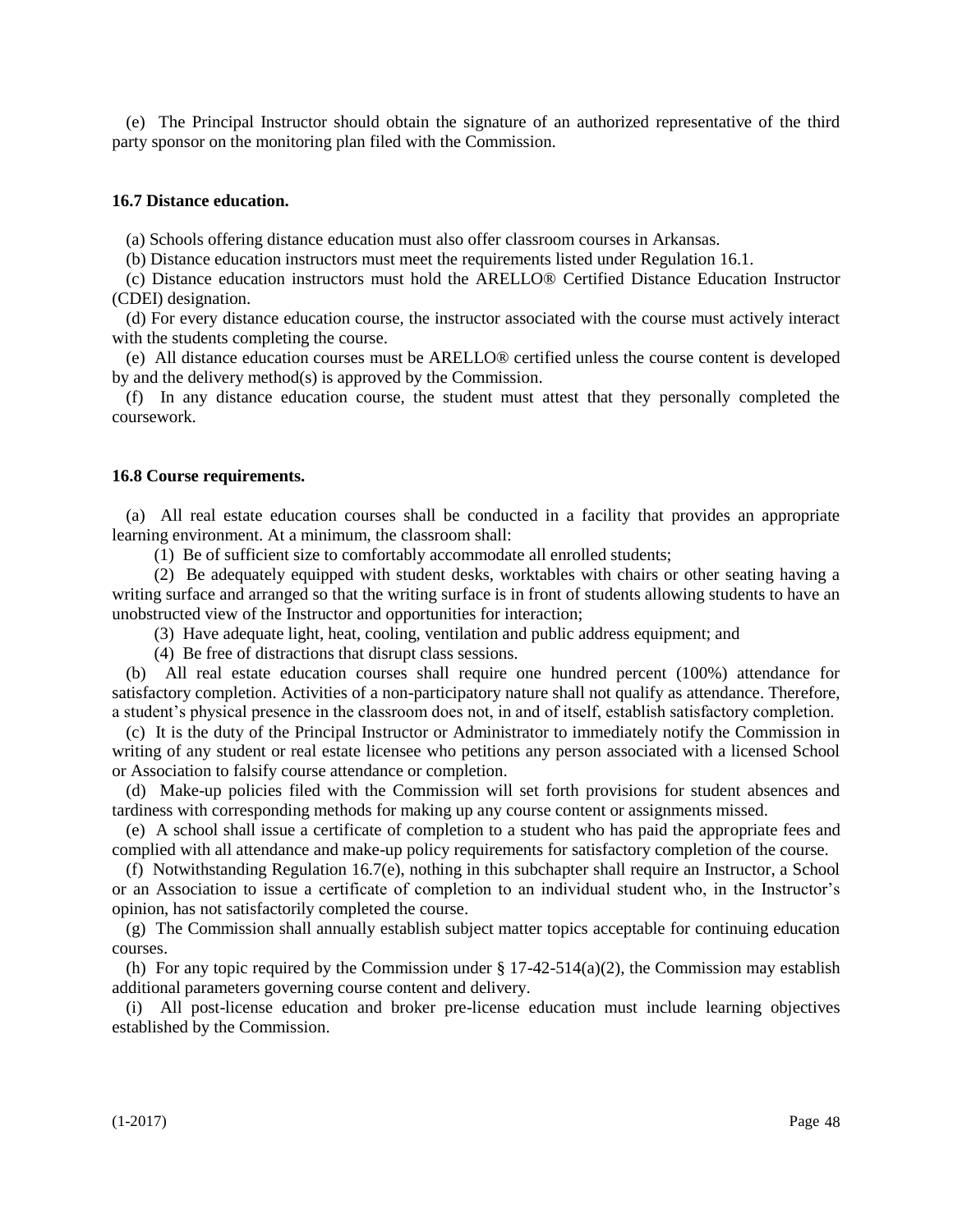(e) The Principal Instructor should obtain the signature of an authorized representative of the third party sponsor on the monitoring plan filed with the Commission.

**16.7 Distance education.**

(a) Schools offering distance education must also offer classroom courses in Arkansas.

(b) Distance education instructors must meet the requirements listed under Regulation 16.1.

(c) Distance education instructors must hold the ARELLO® Certified Distance Education Instructor (CDEI) designation.

(d) For every distance education course, the instructor associated with the course must actively interact with the students completing the course.

(e) All distance education courses must be ARELLO® certified unless the course content is developed by and the delivery method(s) is approved by the Commission.

(f) In any distance education course, the student must attest that they personally completed the coursework.

**16.8 Course requirements.**

(a) All real estate education courses shall be conducted in a facility that provides an appropriate learning environment. At a minimum, the classroom shall:

(1) Be of sufficient size to comfortably accommodate all enrolled students;

(2) Be adequately equipped with student desks, worktables with chairs or other seating having a writing surface and arranged so that the writing surface is in front of students allowing students to have an unobstructed view of the Instructor and opportunities for interaction;

(3) Have adequate light, heat, cooling, ventilation and public address equipment; and

(4) Be free of distractions that disrupt class sessions.

(b) All real estate education courses shall require one hundred percent (100%) attendance for satisfactory completion. Activities of a non-participatory nature shall not qualify as attendance. Therefore, a student's physical presence in the classroom does not, in and of itself, establish satisfactory completion.

(c) It is the duty of the Principal Instructor or Administrator to immediately notify the Commission in writing of any student or real estate licensee who petitions any person associated with a licensed School or Association to falsify course attendance or completion.

(d) Make-up policies filed with the Commission will set forth provisions for student absences and tardiness with corresponding methods for making up any course content or assignments missed.

(e) A school shall issue a certificate of completion to a student who has paid the appropriate fees and complied with all attendance and make-up policy requirements for satisfactory completion of the course.

(f) Notwithstanding Regulation 16.7(e), nothing in this subchapter shall require an Instructor, a School or an Association to issue a certificate of completion to an individual student who, in the Instructor's opinion, has not satisfactorily completed the course.

(g) The Commission shall annually establish subject matter topics acceptable for continuing education courses.

(h) For any topic required by the Commission under § 17-42-514(a)(2), the Commission may establish additional parameters governing course content and delivery.

(i) All post-license education and broker pre-license education must include learning objectives established by the Commission.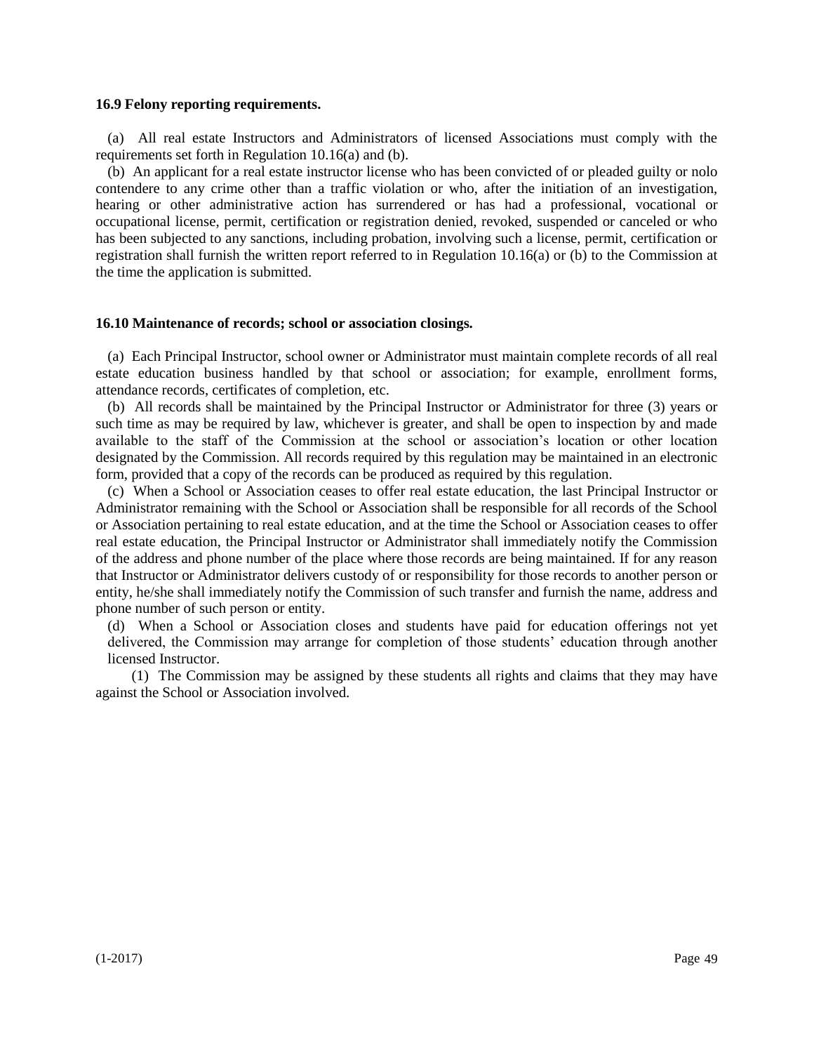**16.9 Felony reporting requirements.**

(a) All real estate Instructors and Administrators of licensed Associations must comply with the requirements set forth in Regulation 10.16(a) and (b).

(b) An applicant for a real estate instructor license who has been convicted of or pleaded guilty or nolo contendere to any crime other than a traffic violation or who, after the initiation of an investigation, hearing or other administrative action has surrendered or has had a professional, vocational or occupational license, permit, certification or registration denied, revoked, suspended or canceled or who has been subjected to any sanctions, including probation, involving such a license, permit, certification or registration shall furnish the written report referred to in Regulation 10.16(a) or (b) to the Commission at the time the application is submitted.

**16.10 Maintenance of records; school or association closings.**

(a) Each Principal Instructor, school owner or Administrator must maintain complete records of all real estate education business handled by that school or association; for example, enrollment forms, attendance records, certificates of completion, etc.

(b) All records shall be maintained by the Principal Instructor or Administrator for three (3) years or such time as may be required by law, whichever is greater, and shall be open to inspection by and made available to the staff of the Commission at the school or association's location or other location designated by the Commission. All records required by this regulation may be maintained in an electronic form, provided that a copy of the records can be produced as required by this regulation.

(c) When a School or Association ceases to offer real estate education, the last Principal Instructor or Administrator remaining with the School or Association shall be responsible for all records of the School or Association pertaining to real estate education, and at the time the School or Association ceases to offer real estate education, the Principal Instructor or Administrator shall immediately notify the Commission of the address and phone number of the place where those records are being maintained. If for any reason that Instructor or Administrator delivers custody of or responsibility for those records to another person or entity, he/she shall immediately notify the Commission of such transfer and furnish the name, address and phone number of such person or entity.

(d) When a School or Association closes and students have paid for education offerings not yet delivered, the Commission may arrange for completion of those students' education through another licensed Instructor.

(1) The Commission may be assigned by these students all rights and claims that they may have against the School or Association involved.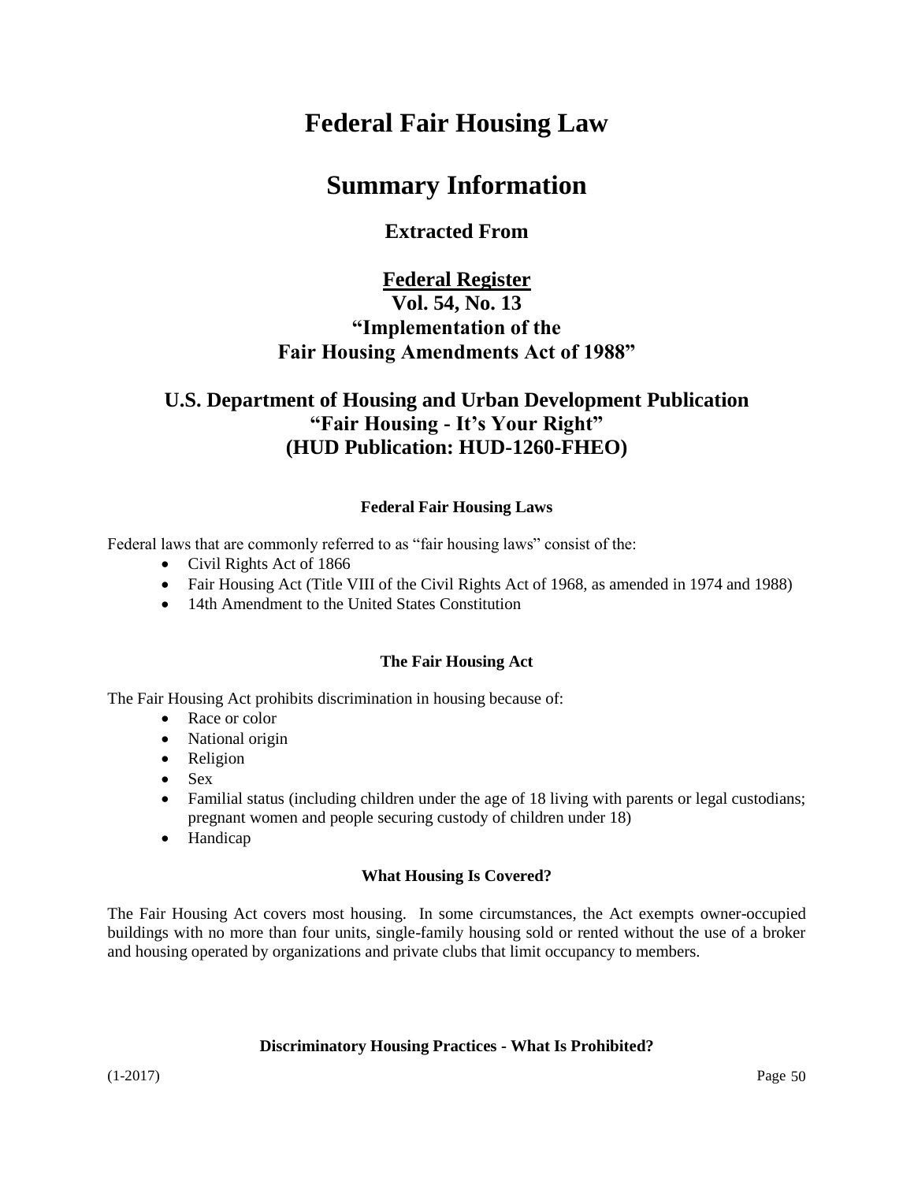# Federal Fair Housing Law

# Summary Information

### Extracted From

### Federal Register
### Vol. 54, No. 13
### "Implementation of the Fair Housing Amendments Act of 1988"

## U.S. Department of Housing and Urban Development Publication
## "Fair Housing - It's Your Right"
## (HUD Publication: HUD-1260-FHEO)

#### Federal Fair Housing Laws

Federal laws that are commonly referred to as "fair housing laws" consist of the:

- Civil Rights Act of 1866
- Fair Housing Act (Title VIII of the Civil Rights Act of 1968, as amended in 1974 and 1988)
- 14th Amendment to the United States Constitution

#### The Fair Housing Act

The Fair Housing Act prohibits discrimination in housing because of:

- Race or color
- National origin
- Religion
- Sex
- Familial status (including children under the age of 18 living with parents or legal custodians; pregnant women and people securing custody of children under 18)
- Handicap

#### What Housing Is Covered?

The Fair Housing Act covers most housing. In some circumstances, the Act exempts owner-occupied buildings with no more than four units, single-family housing sold or rented without the use of a broker and housing operated by organizations and private clubs that limit occupancy to members.

#### Discriminatory Housing Practices - What Is Prohibited?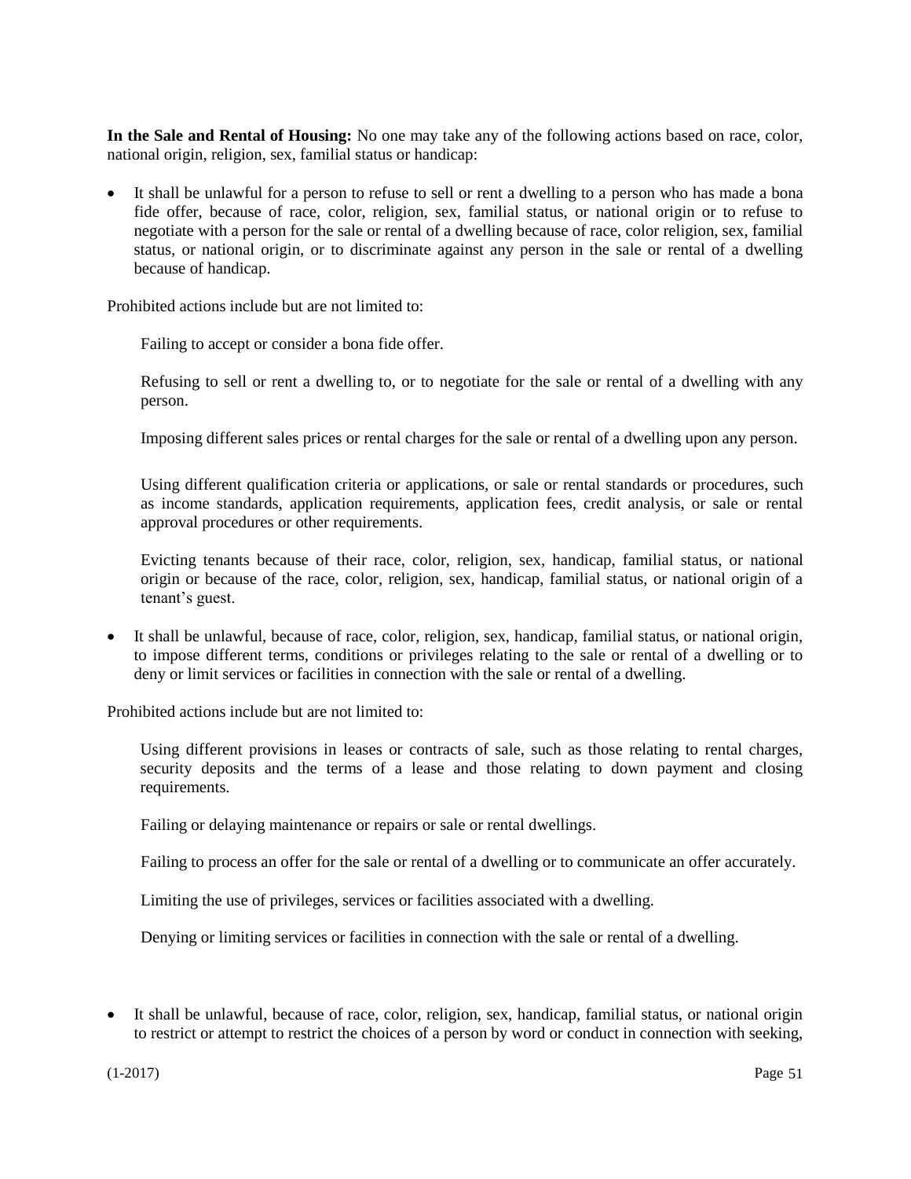**In the Sale and Rental of Housing:** No one may take any of the following actions based on race, color, national origin, religion, sex, familial status or handicap:

- It shall be unlawful for a person to refuse to sell or rent a dwelling to a person who has made a bona fide offer, because of race, color, religion, sex, familial status, or national origin or to refuse to negotiate with a person for the sale or rental of a dwelling because of race, color religion, sex, familial status, or national origin, or to discriminate against any person in the sale or rental of a dwelling because of handicap.

Prohibited actions include but are not limited to:

Failing to accept or consider a bona fide offer.

Refusing to sell or rent a dwelling to, or to negotiate for the sale or rental of a dwelling with any person.

Imposing different sales prices or rental charges for the sale or rental of a dwelling upon any person.

Using different qualification criteria or applications, or sale or rental standards or procedures, such as income standards, application requirements, application fees, credit analysis, or sale or rental approval procedures or other requirements.

Evicting tenants because of their race, color, religion, sex, handicap, familial status, or national origin or because of the race, color, religion, sex, handicap, familial status, or national origin of a tenant's guest.

- It shall be unlawful, because of race, color, religion, sex, handicap, familial status, or national origin, to impose different terms, conditions or privileges relating to the sale or rental of a dwelling or to deny or limit services or facilities in connection with the sale or rental of a dwelling.

Prohibited actions include but are not limited to:

Using different provisions in leases or contracts of sale, such as those relating to rental charges, security deposits and the terms of a lease and those relating to down payment and closing requirements.

Failing or delaying maintenance or repairs or sale or rental dwellings.

Failing to process an offer for the sale or rental of a dwelling or to communicate an offer accurately.

Limiting the use of privileges, services or facilities associated with a dwelling.

Denying or limiting services or facilities in connection with the sale or rental of a dwelling.

- It shall be unlawful, because of race, color, religion, sex, handicap, familial status, or national origin to restrict or attempt to restrict the choices of a person by word or conduct in connection with seeking,

(1-2017)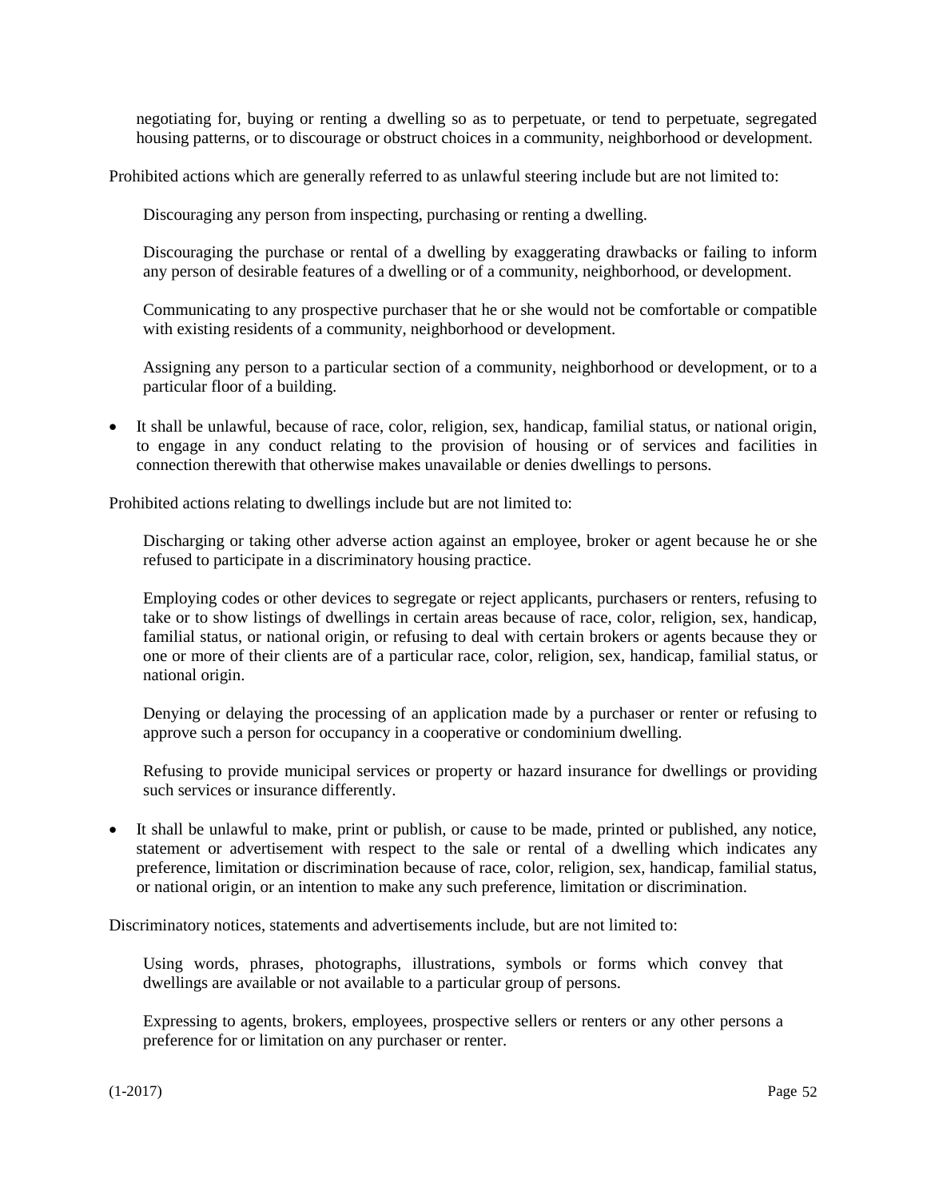negotiating for, buying or renting a dwelling so as to perpetuate, or tend to perpetuate, segregated housing patterns, or to discourage or obstruct choices in a community, neighborhood or development.

Prohibited actions which are generally referred to as unlawful steering include but are not limited to:

Discouraging any person from inspecting, purchasing or renting a dwelling.

Discouraging the purchase or rental of a dwelling by exaggerating drawbacks or failing to inform any person of desirable features of a dwelling or of a community, neighborhood, or development.

Communicating to any prospective purchaser that he or she would not be comfortable or compatible with existing residents of a community, neighborhood or development.

Assigning any person to a particular section of a community, neighborhood or development, or to a particular floor of a building.

- It shall be unlawful, because of race, color, religion, sex, handicap, familial status, or national origin, to engage in any conduct relating to the provision of housing or of services and facilities in connection therewith that otherwise makes unavailable or denies dwellings to persons.

Prohibited actions relating to dwellings include but are not limited to:

Discharging or taking other adverse action against an employee, broker or agent because he or she refused to participate in a discriminatory housing practice.

Employing codes or other devices to segregate or reject applicants, purchasers or renters, refusing to take or to show listings of dwellings in certain areas because of race, color, religion, sex, handicap, familial status, or national origin, or refusing to deal with certain brokers or agents because they or one or more of their clients are of a particular race, color, religion, sex, handicap, familial status, or national origin.

Denying or delaying the processing of an application made by a purchaser or renter or refusing to approve such a person for occupancy in a cooperative or condominium dwelling.

Refusing to provide municipal services or property or hazard insurance for dwellings or providing such services or insurance differently.

- It shall be unlawful to make, print or publish, or cause to be made, printed or published, any notice, statement or advertisement with respect to the sale or rental of a dwelling which indicates any preference, limitation or discrimination because of race, color, religion, sex, handicap, familial status, or national origin, or an intention to make any such preference, limitation or discrimination.

Discriminatory notices, statements and advertisements include, but are not limited to:

Using words, phrases, photographs, illustrations, symbols or forms which convey that dwellings are available or not available to a particular group of persons.

Expressing to agents, brokers, employees, prospective sellers or renters or any other persons a preference for or limitation on any purchaser or renter.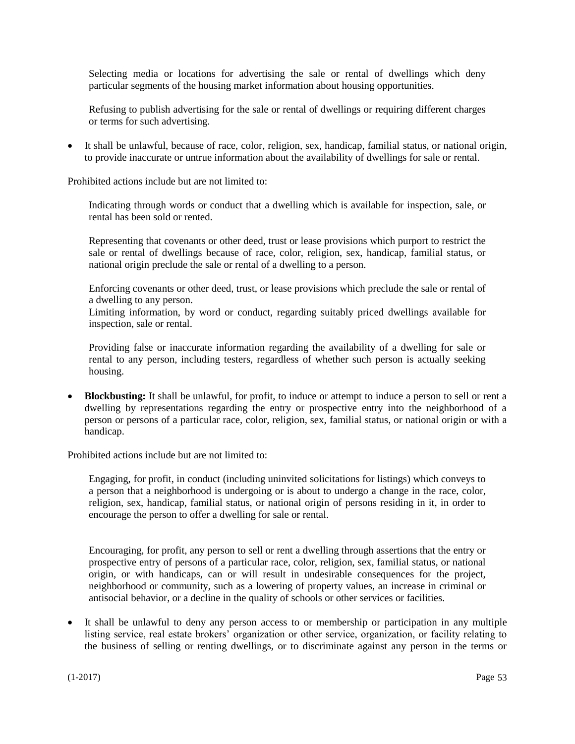Selecting media or locations for advertising the sale or rental of dwellings which deny particular segments of the housing market information about housing opportunities.

Refusing to publish advertising for the sale or rental of dwellings or requiring different charges or terms for such advertising.

- It shall be unlawful, because of race, color, religion, sex, handicap, familial status, or national origin, to provide inaccurate or untrue information about the availability of dwellings for sale or rental.

Prohibited actions include but are not limited to:

Indicating through words or conduct that a dwelling which is available for inspection, sale, or rental has been sold or rented.

Representing that covenants or other deed, trust or lease provisions which purport to restrict the sale or rental of dwellings because of race, color, religion, sex, handicap, familial status, or national origin preclude the sale or rental of a dwelling to a person.

Enforcing covenants or other deed, trust, or lease provisions which preclude the sale or rental of a dwelling to any person.

Limiting information, by word or conduct, regarding suitably priced dwellings available for inspection, sale or rental.

Providing false or inaccurate information regarding the availability of a dwelling for sale or rental to any person, including testers, regardless of whether such person is actually seeking housing.

- **Blockbusting:** It shall be unlawful, for profit, to induce or attempt to induce a person to sell or rent a dwelling by representations regarding the entry or prospective entry into the neighborhood of a person or persons of a particular race, color, religion, sex, familial status, or national origin or with a handicap.

Prohibited actions include but are not limited to:

Engaging, for profit, in conduct (including uninvited solicitations for listings) which conveys to a person that a neighborhood is undergoing or is about to undergo a change in the race, color, religion, sex, handicap, familial status, or national origin of persons residing in it, in order to encourage the person to offer a dwelling for sale or rental.

Encouraging, for profit, any person to sell or rent a dwelling through assertions that the entry or prospective entry of persons of a particular race, color, religion, sex, familial status, or national origin, or with handicaps, can or will result in undesirable consequences for the project, neighborhood or community, such as a lowering of property values, an increase in criminal or antisocial behavior, or a decline in the quality of schools or other services or facilities.

- It shall be unlawful to deny any person access to or membership or participation in any multiple listing service, real estate brokers' organization or other service, organization, or facility relating to the business of selling or renting dwellings, or to discriminate against any person in the terms or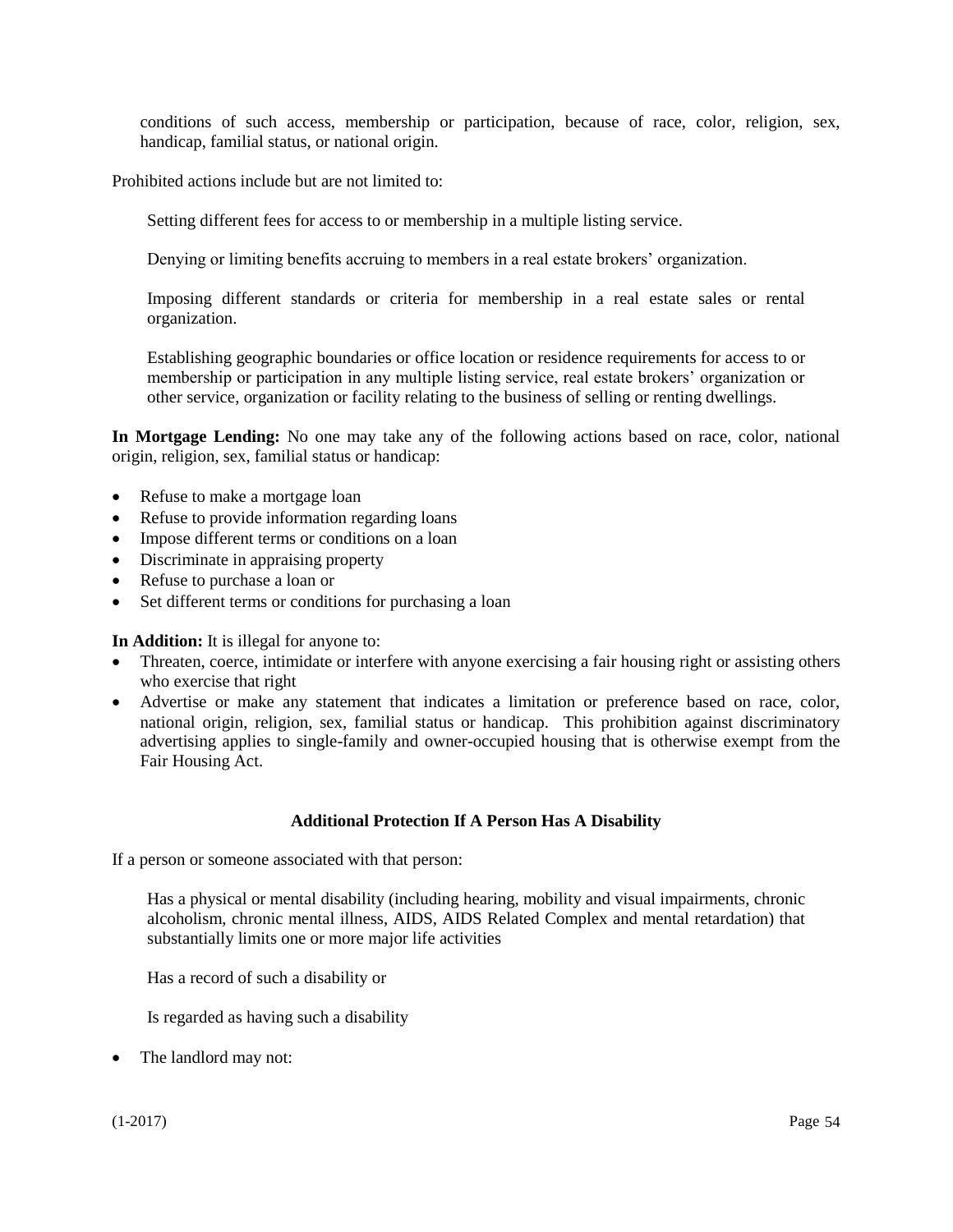conditions of such access, membership or participation, because of race, color, religion, sex, handicap, familial status, or national origin.

Prohibited actions include but are not limited to:

Setting different fees for access to or membership in a multiple listing service.

Denying or limiting benefits accruing to members in a real estate brokers' organization.

Imposing different standards or criteria for membership in a real estate sales or rental organization.

Establishing geographic boundaries or office location or residence requirements for access to or membership or participation in any multiple listing service, real estate brokers' organization or other service, organization or facility relating to the business of selling or renting dwellings.

**In Mortgage Lending:** No one may take any of the following actions based on race, color, national origin, religion, sex, familial status or handicap:

- Refuse to make a mortgage loan
- Refuse to provide information regarding loans
- Impose different terms or conditions on a loan
- Discriminate in appraising property
- Refuse to purchase a loan or
- Set different terms or conditions for purchasing a loan

**In Addition:** It is illegal for anyone to:

- Threaten, coerce, intimidate or interfere with anyone exercising a fair housing right or assisting others who exercise that right
- Advertise or make any statement that indicates a limitation or preference based on race, color, national origin, religion, sex, familial status or handicap. This prohibition against discriminatory advertising applies to single-family and owner-occupied housing that is otherwise exempt from the Fair Housing Act.

### Additional Protection If A Person Has A Disability

If a person or someone associated with that person:

Has a physical or mental disability (including hearing, mobility and visual impairments, chronic alcoholism, chronic mental illness, AIDS, AIDS Related Complex and mental retardation) that substantially limits one or more major life activities

Has a record of such a disability or

Is regarded as having such a disability

- The landlord may not: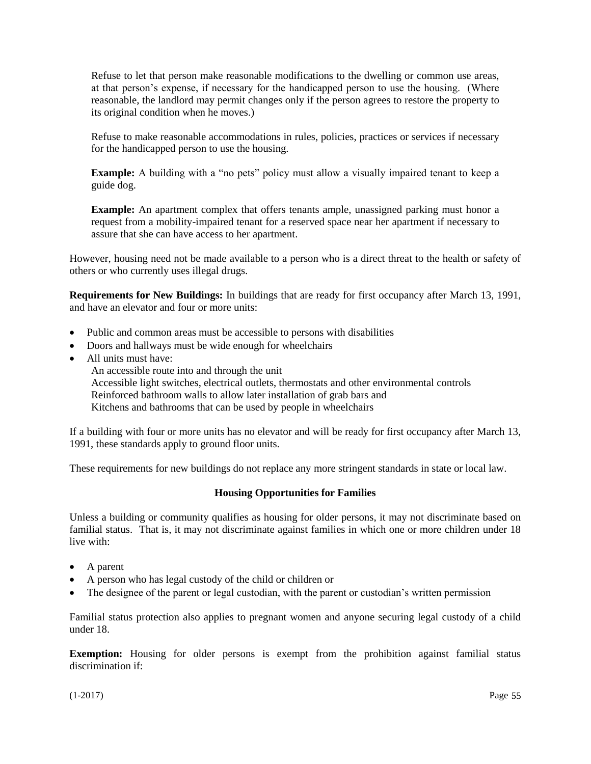Refuse to let that person make reasonable modifications to the dwelling or common use areas, at that person's expense, if necessary for the handicapped person to use the housing. (Where reasonable, the landlord may permit changes only if the person agrees to restore the property to its original condition when he moves.)

Refuse to make reasonable accommodations in rules, policies, practices or services if necessary for the handicapped person to use the housing.

**Example:** A building with a "no pets" policy must allow a visually impaired tenant to keep a guide dog.

**Example:** An apartment complex that offers tenants ample, unassigned parking must honor a request from a mobility-impaired tenant for a reserved space near her apartment if necessary to assure that she can have access to her apartment.

However, housing need not be made available to a person who is a direct threat to the health or safety of others or who currently uses illegal drugs.

**Requirements for New Buildings:** In buildings that are ready for first occupancy after March 13, 1991, and have an elevator and four or more units:

- Public and common areas must be accessible to persons with disabilities
- Doors and hallways must be wide enough for wheelchairs
- All units must have:
  - An accessible route into and through the unit
  - Accessible light switches, electrical outlets, thermostats and other environmental controls
  - Reinforced bathroom walls to allow later installation of grab bars and
  - Kitchens and bathrooms that can be used by people in wheelchairs

If a building with four or more units has no elevator and will be ready for first occupancy after March 13, 1991, these standards apply to ground floor units.

These requirements for new buildings do not replace any more stringent standards in state or local law.

### Housing Opportunities for Families

Unless a building or community qualifies as housing for older persons, it may not discriminate based on familial status. That is, it may not discriminate against families in which one or more children under 18 live with:

- A parent
- A person who has legal custody of the child or children or
- The designee of the parent or legal custodian, with the parent or custodian's written permission

Familial status protection also applies to pregnant women and anyone securing legal custody of a child under 18.

**Exemption:** Housing for older persons is exempt from the prohibition against familial status discrimination if: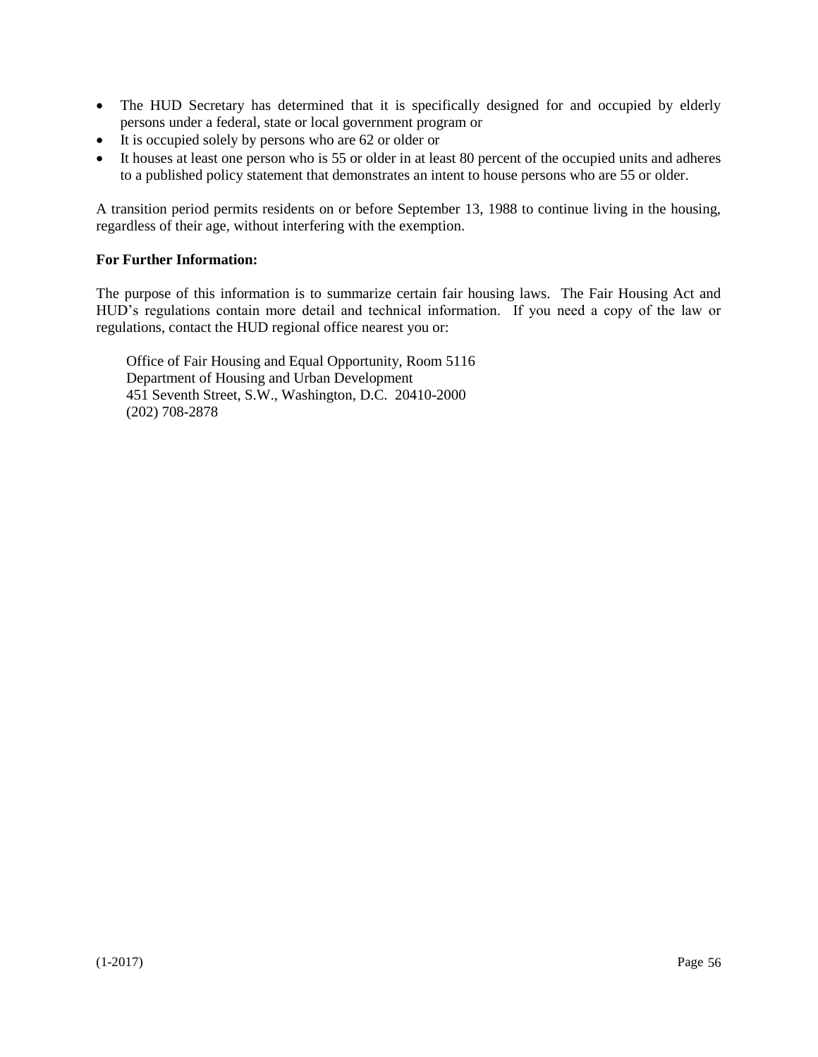- The HUD Secretary has determined that it is specifically designed for and occupied by elderly persons under a federal, state or local government program or
- It is occupied solely by persons who are 62 or older or
- It houses at least one person who is 55 or older in at least 80 percent of the occupied units and adheres to a published policy statement that demonstrates an intent to house persons who are 55 or older.

A transition period permits residents on or before September 13, 1988 to continue living in the housing, regardless of their age, without interfering with the exemption.

**For Further Information:**

The purpose of this information is to summarize certain fair housing laws. The Fair Housing Act and HUD's regulations contain more detail and technical information. If you need a copy of the law or regulations, contact the HUD regional office nearest you or:

Office of Fair Housing and Equal Opportunity, Room 5116
Department of Housing and Urban Development
451 Seventh Street, S.W., Washington, D.C. 20410-2000
(202) 708-2878